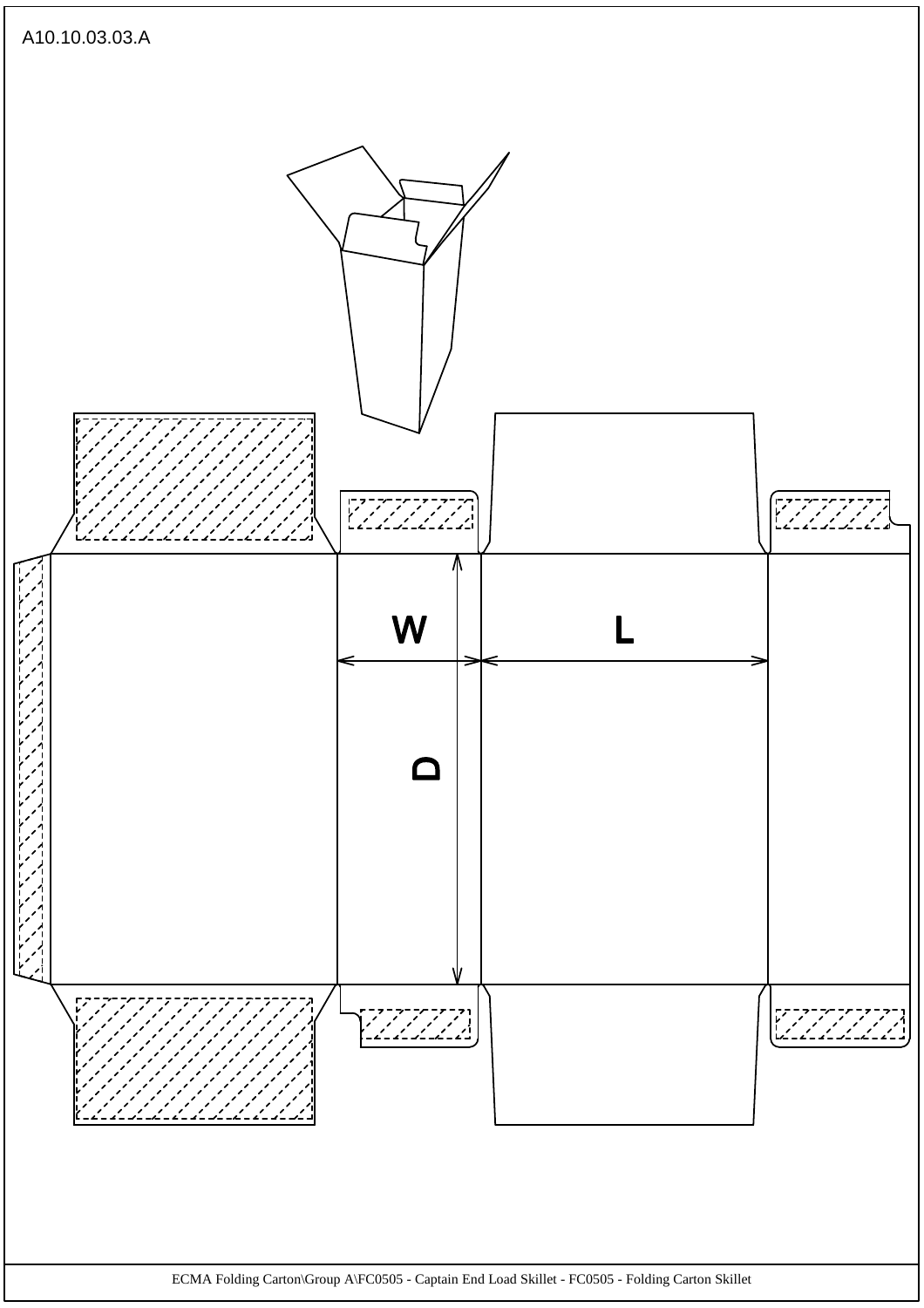A10.10.03.03.A

W

L

D

ECMA Folding Carton\Group A\FC0505 - Captain End Load Skillet - FC0505 - Folding Carton Skillet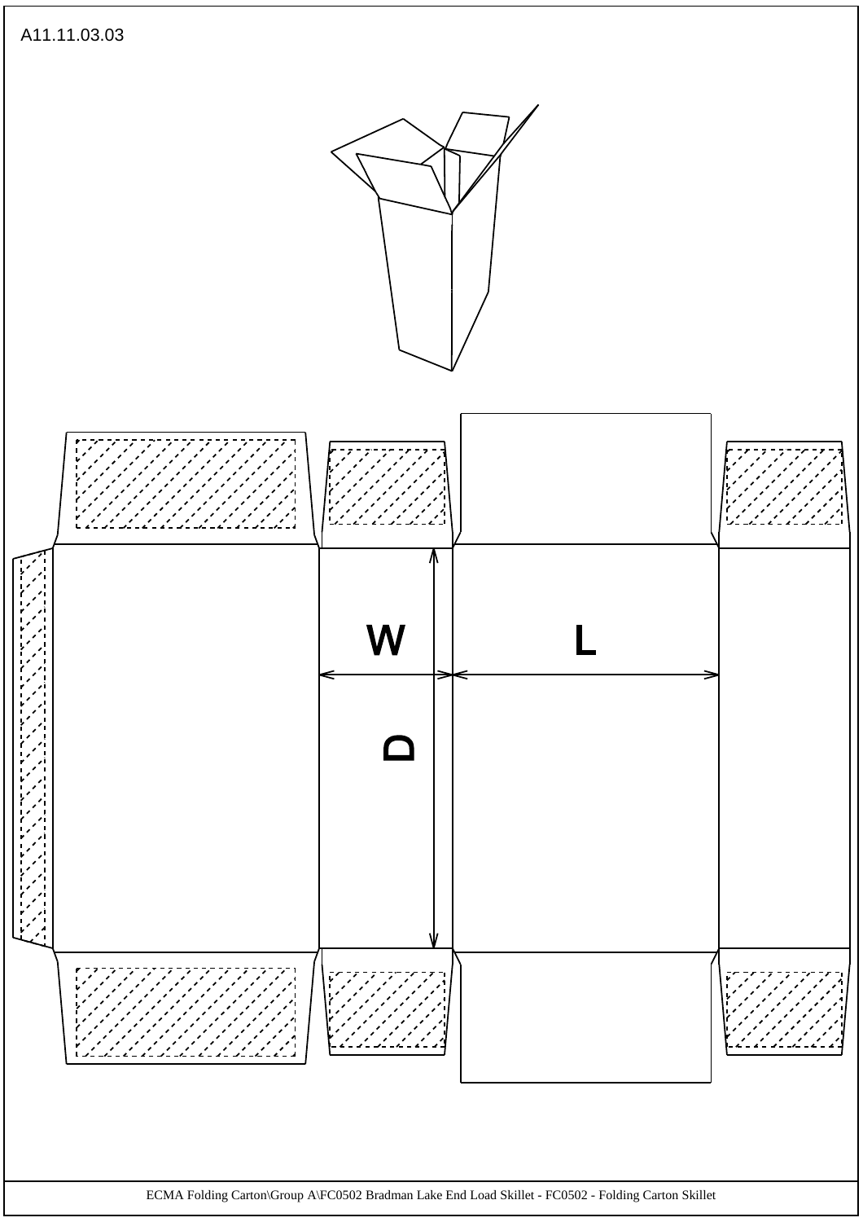A11.11.03.03

W

L

D

ECMA Folding Carton\Group A\FC0502 Bradman Lake End Load Skillet - FC0502 - Folding Carton Skillet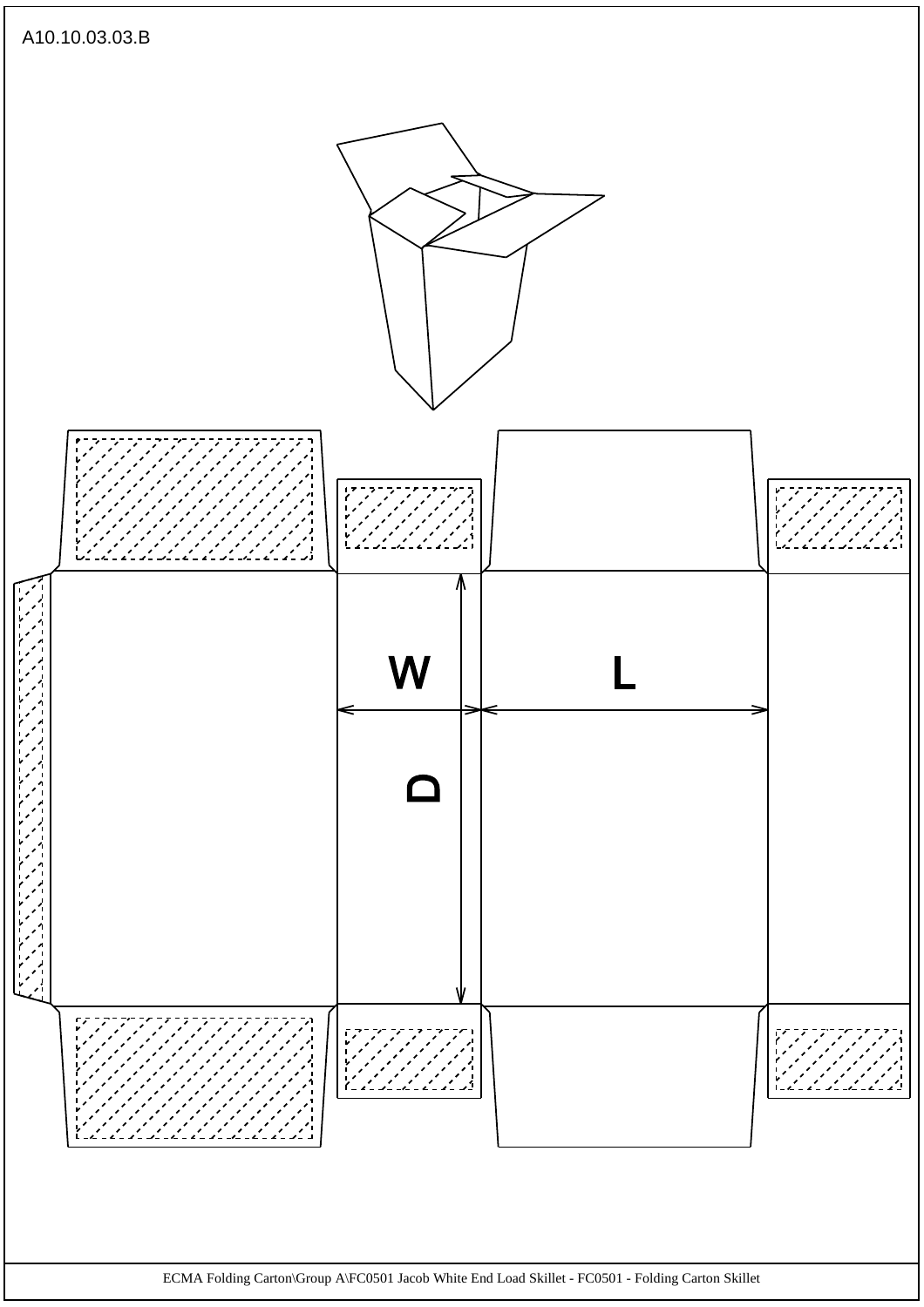A10.10.03.03.B

W

L

D

ECMA Folding Carton\Group A\FC0501 Jacob White End Load Skillet - FC0501 - Folding Carton Skillet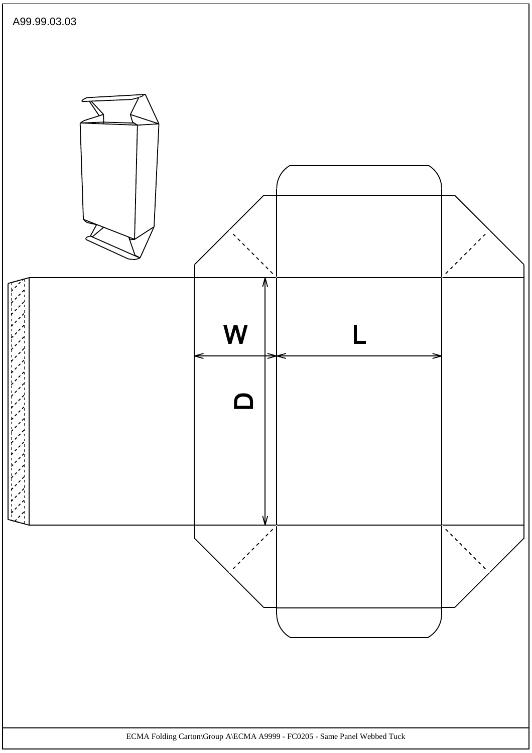A99.99.03.03

W

L

D

ECMA Folding Carton\Group A\ECMA A9999 - FC0205 - Same Panel Webbed Tuck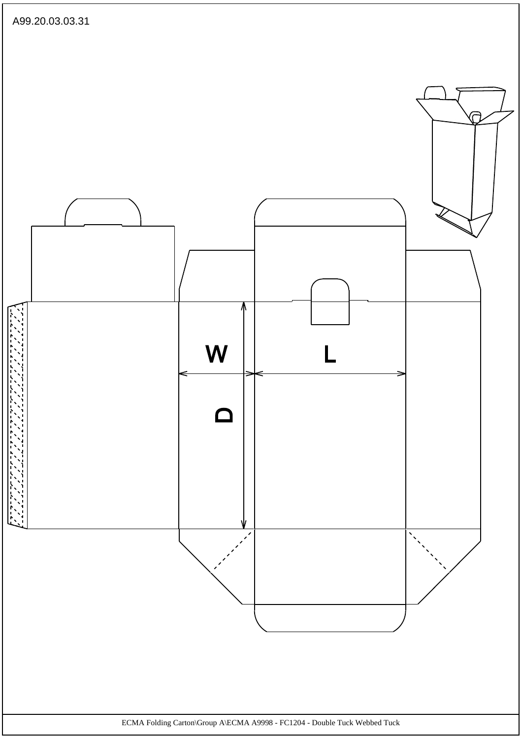A99.20.03.03.31

W

L

D

ECMA Folding Carton\Group A\ECMA A9998 - FC1204 - Double Tuck Webbed Tuck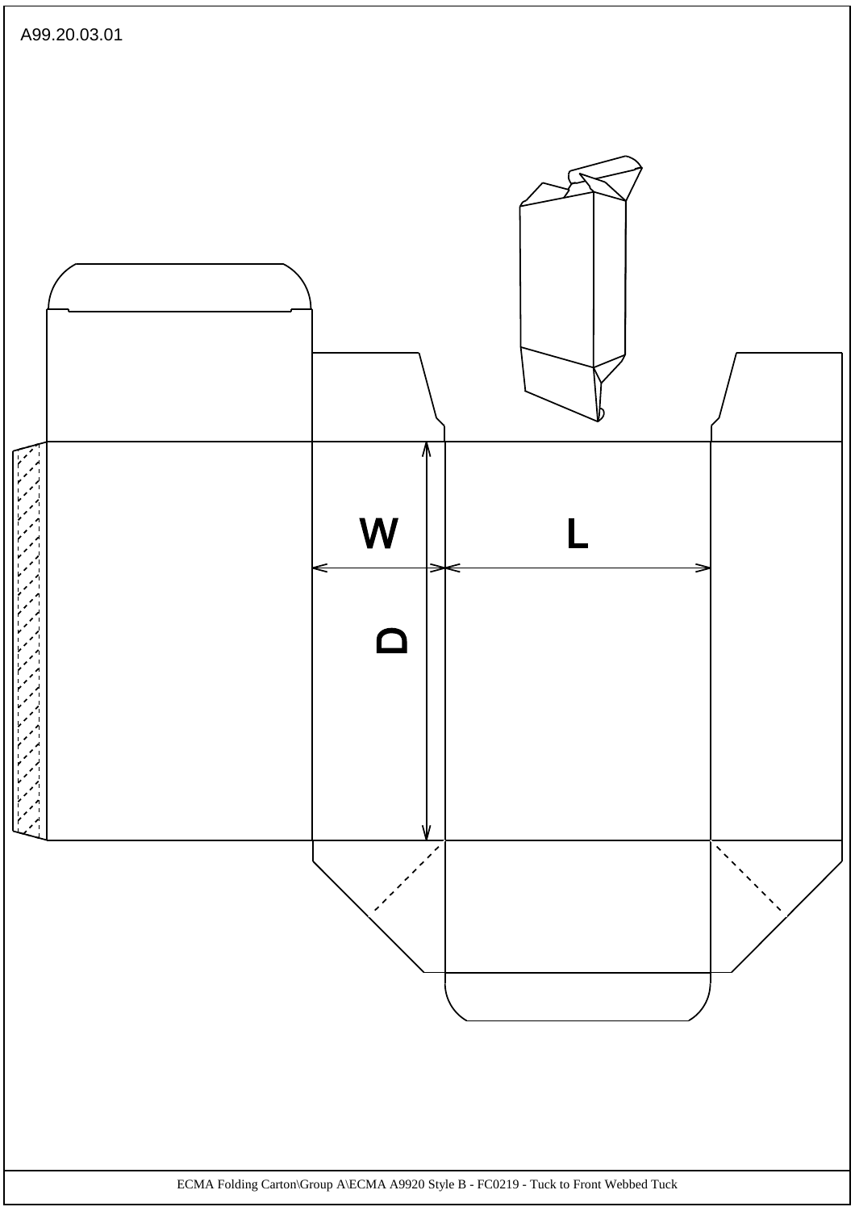A99.20.03.01

W

L

D

ECMA Folding Carton\Group A\ECMA A9920 Style B - FC0219 - Tuck to Front Webbed Tuck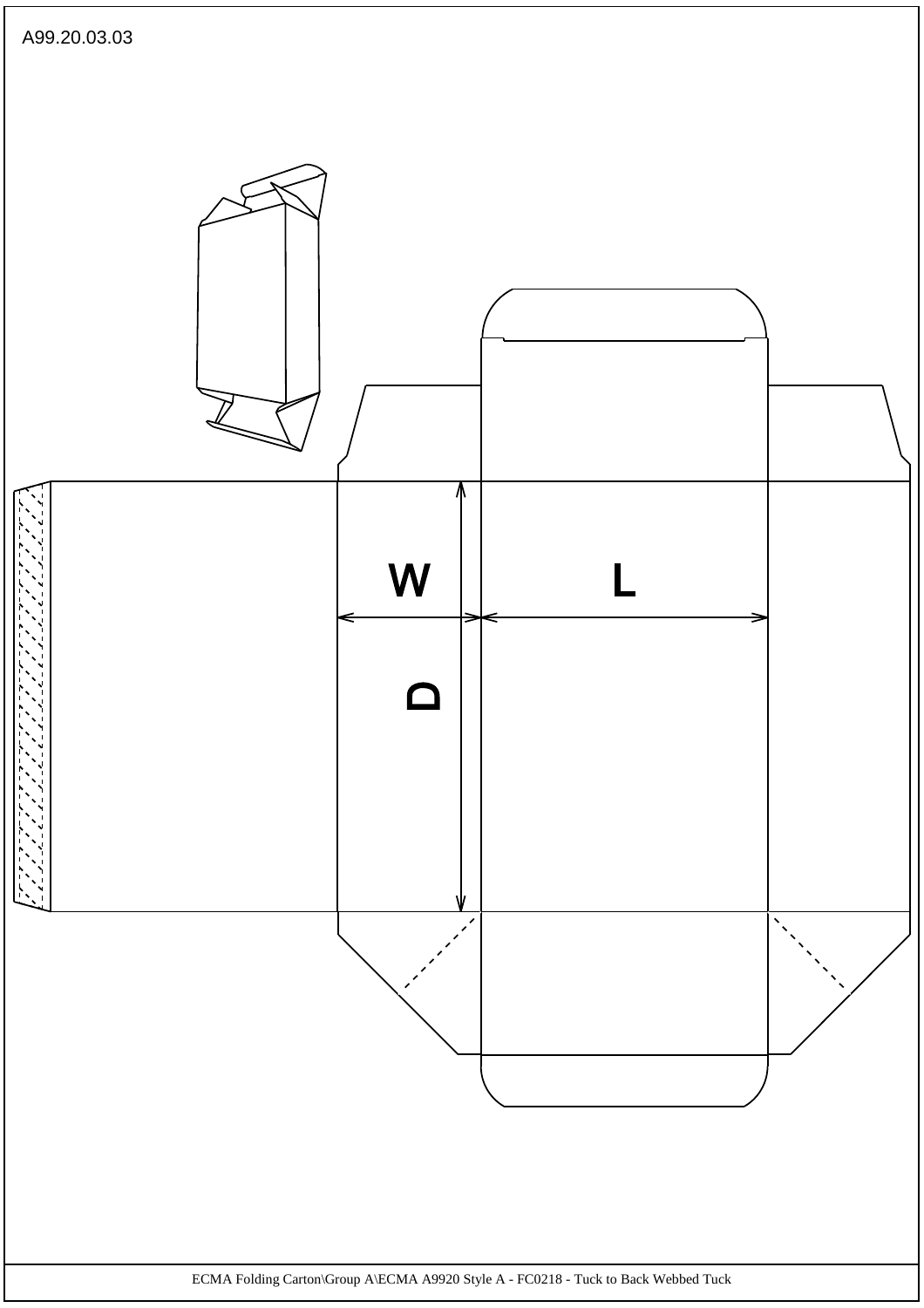A99.20.03.03

W

L

D

ECMA Folding Carton\Group A\ECMA A9920 Style A - FC0218 - Tuck to Back Webbed Tuck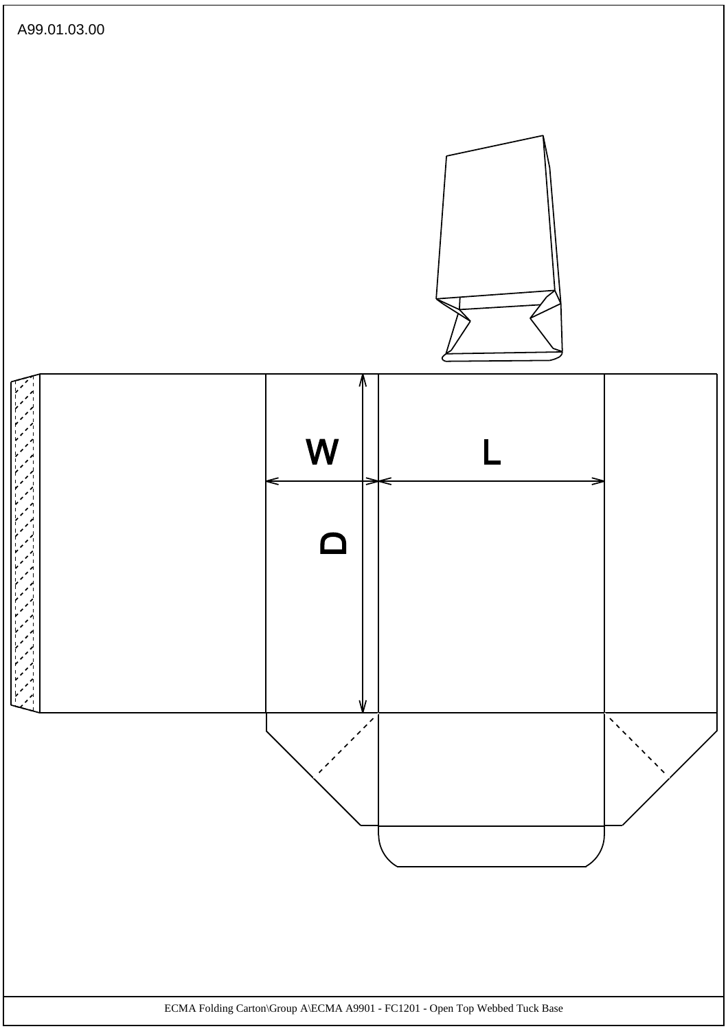A99.01.03.00

W

L

D

ECMA Folding Carton\Group A\ECMA A9901 - FC1201 - Open Top Webbed Tuck Base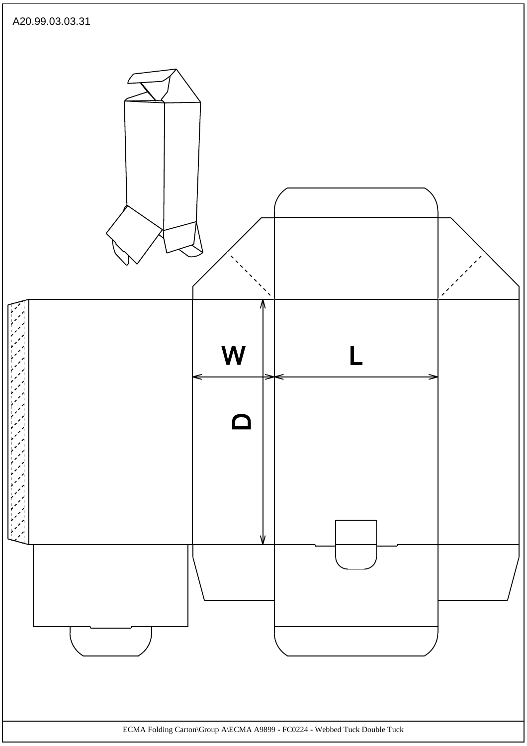A20.99.03.03.31

W

L

D

ECMA Folding Carton\Group A\ECMA A9899 - FC0224 - Webbed Tuck Double Tuck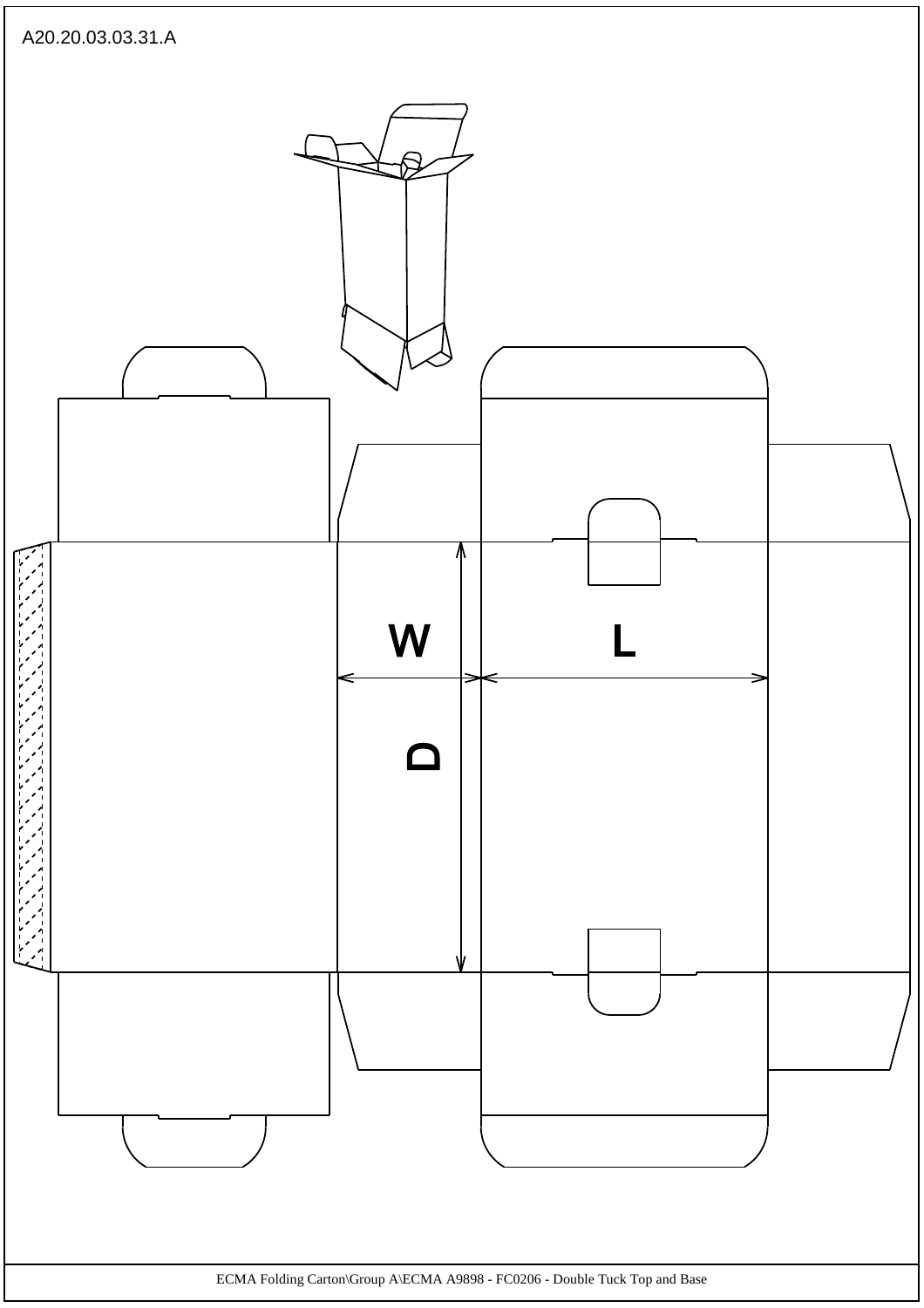A20.20.03.03.31.A

W

L

D

ECMA Folding Carton\Group A\ECMA A9898 - FC0206 - Double Tuck Top and Base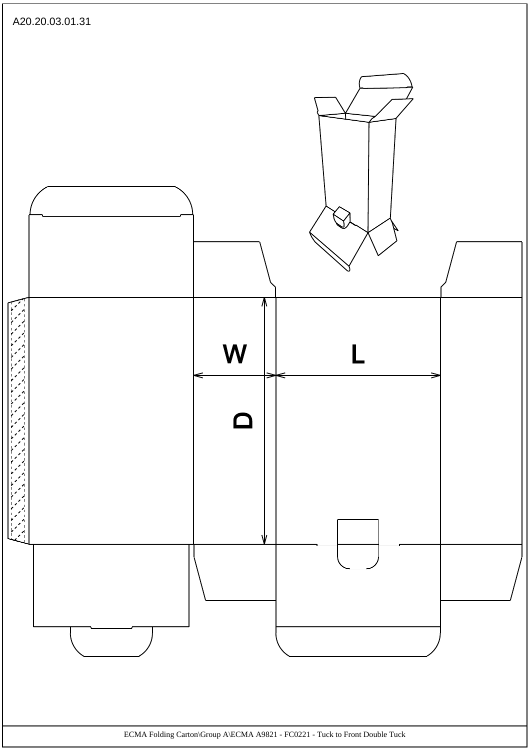A20.20.03.01.31

W

L

D

ECMA Folding Carton\Group A\ECMA A9821 - FC0221 - Tuck to Front Double Tuck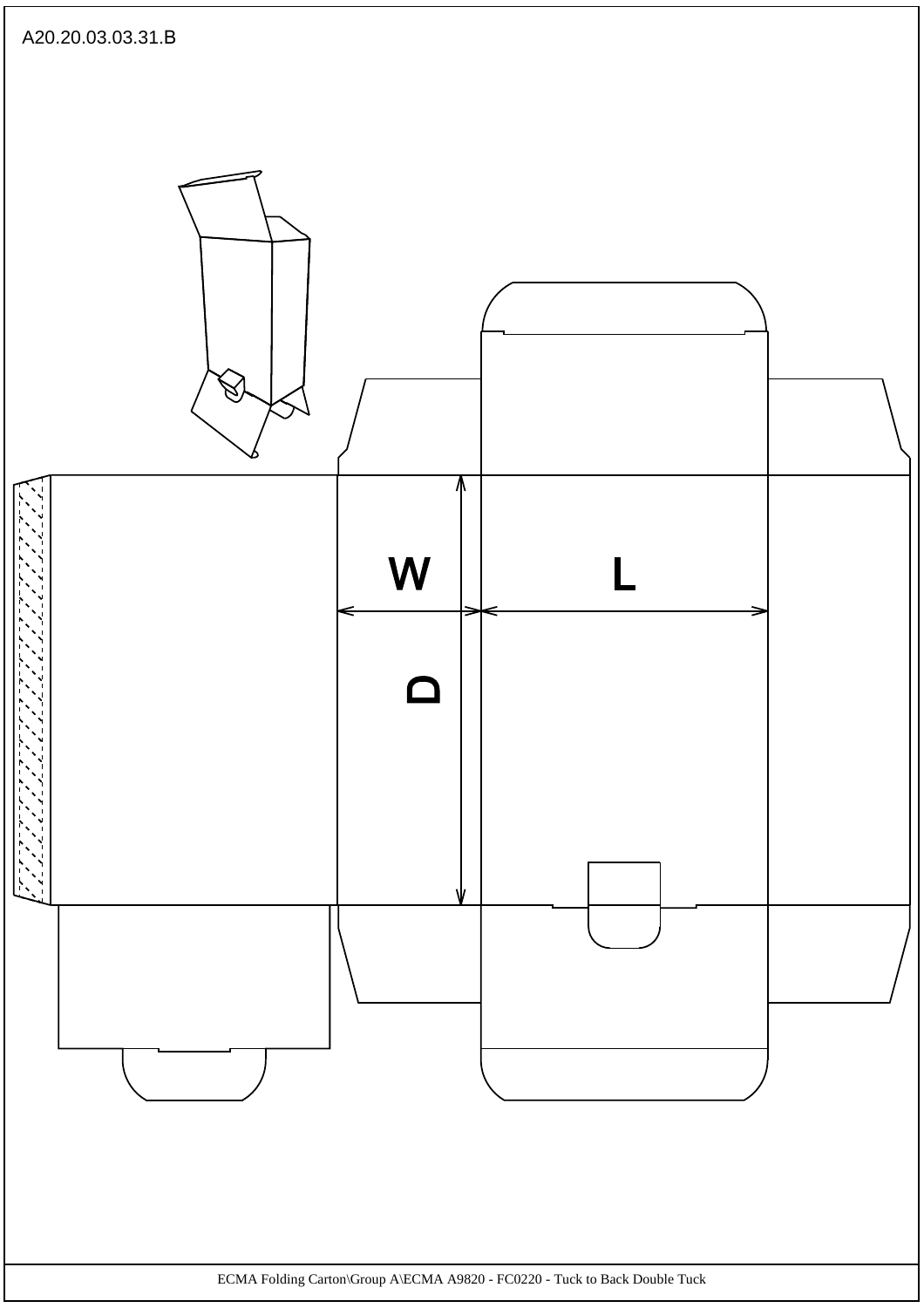A20.20.03.03.31.B

W

L

D

ECMA Folding Carton\Group A\ECMA A9820 - FC0220 - Tuck to Back Double Tuck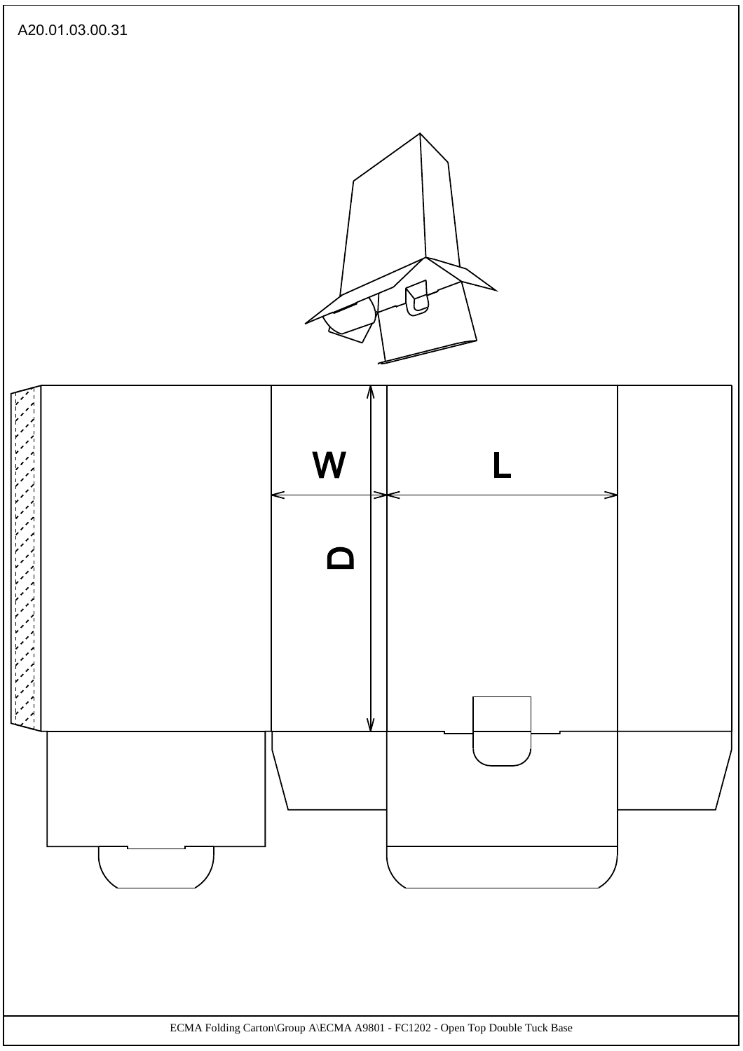A20.01.03.00.31

W

L

D

ECMA Folding Carton\Group A\ECMA A9801 - FC1202 - Open Top Double Tuck Base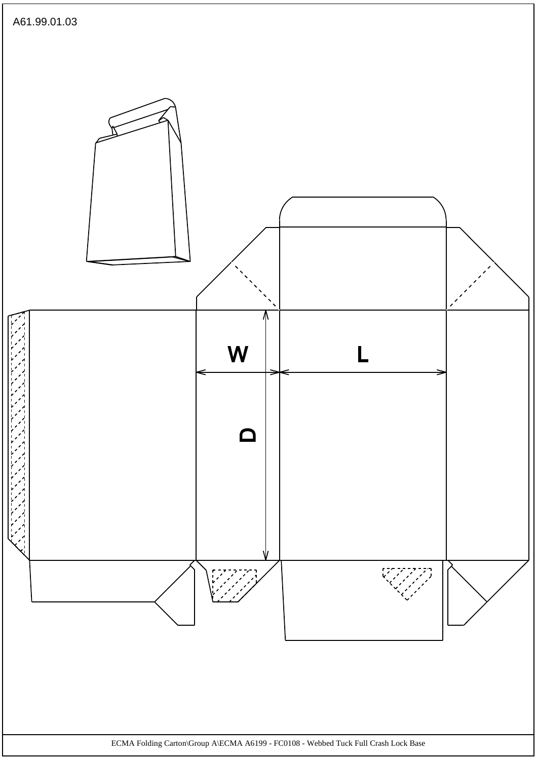A61.99.01.03

W

L

D

ECMA Folding Carton\Group A\ECMA A6199 - FC0108 - Webbed Tuck Full Crash Lock Base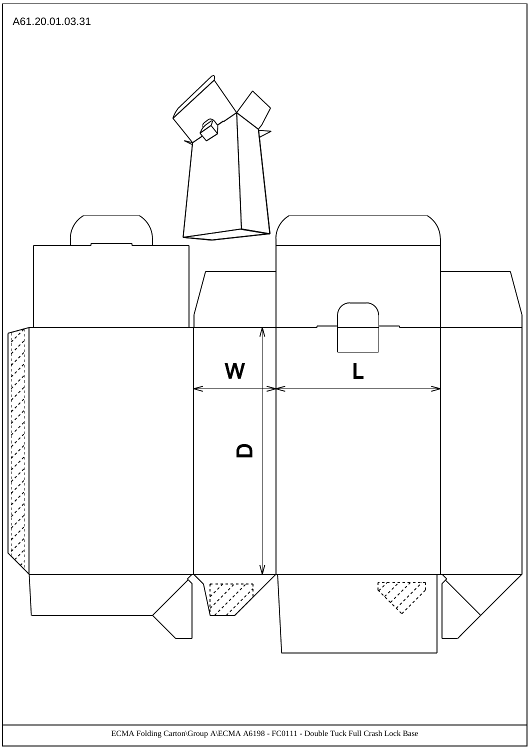A61.20.01.03.31

W

L

D

ECMA Folding Carton\Group A\ECMA A6198 - FC0111 - Double Tuck Full Crash Lock Base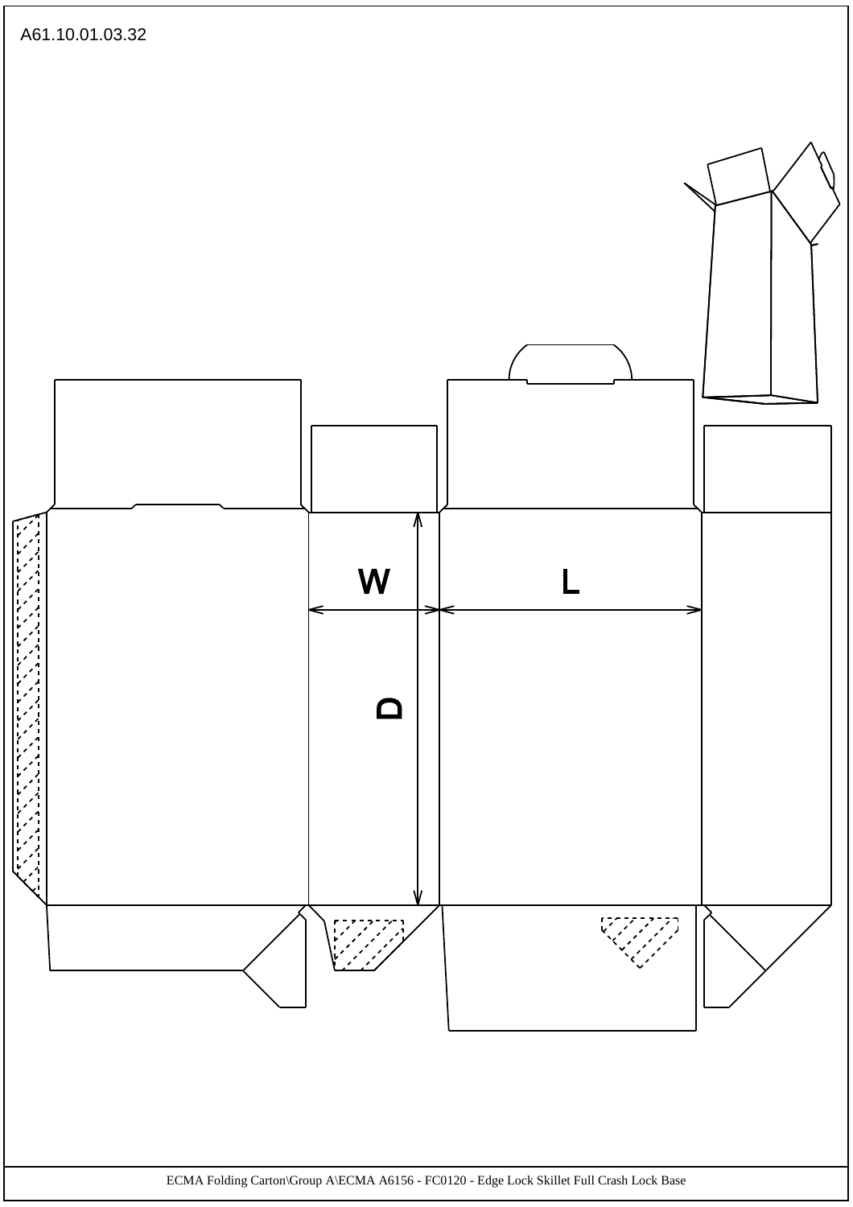A61.10.01.03.32

W

L

D

ECMA Folding Carton\Group A\ECMA A6156 - FC0120 - Edge Lock Skillet Full Crash Lock Base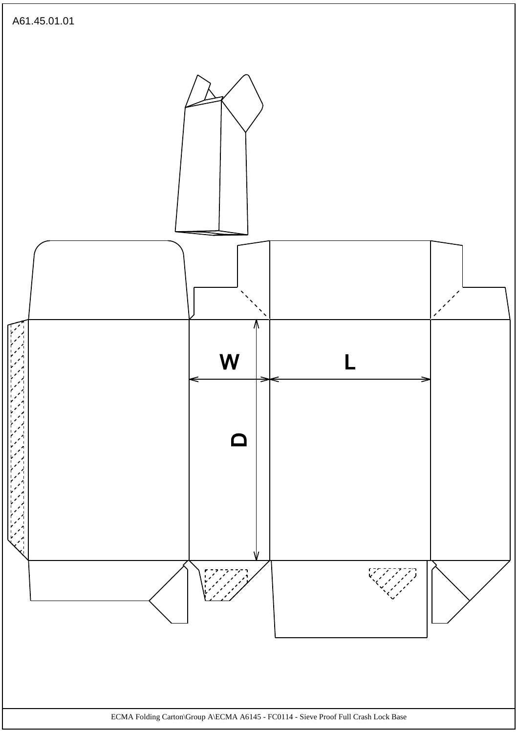A61.45.01.01

W

L

D

ECMA Folding Carton\Group A\ECMA A6145 - FC0114 - Sieve Proof Full Crash Lock Base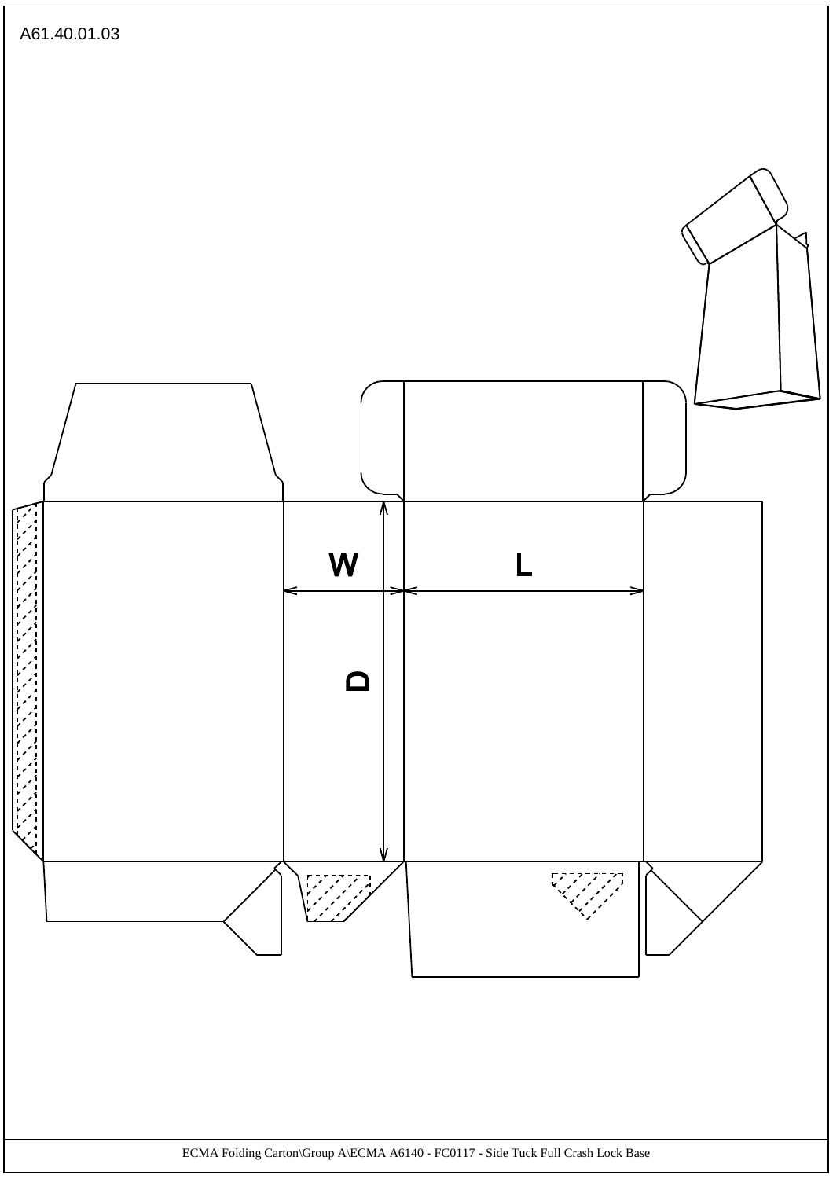A61.40.01.03

W

L

D

ECMA Folding Carton\Group A\ECMA A6140 - FC0117 - Side Tuck Full Crash Lock Base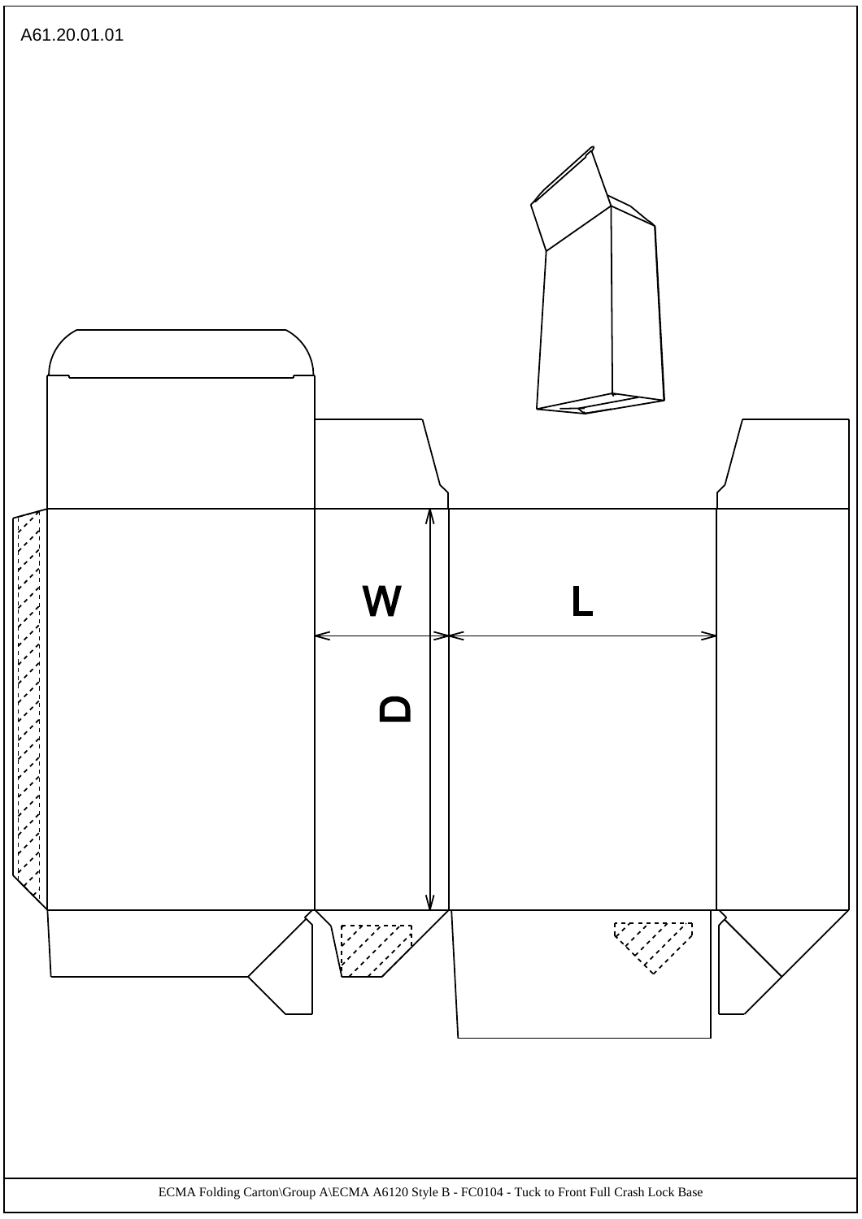A61.20.01.01

W

L

D

ECMA Folding Carton\Group A\ECMA A6120 Style B - FC0104 - Tuck to Front Full Crash Lock Base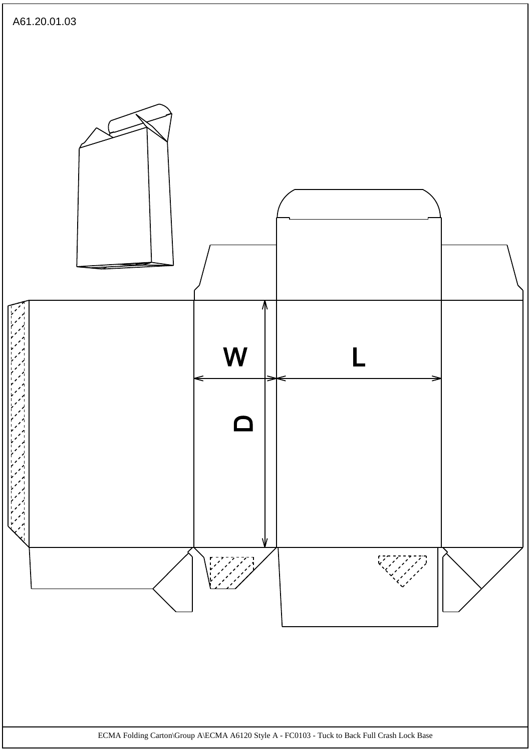A61.20.01.03

W

L

D

ECMA Folding Carton\Group A\ECMA A6120 Style A - FC0103 - Tuck to Back Full Crash Lock Base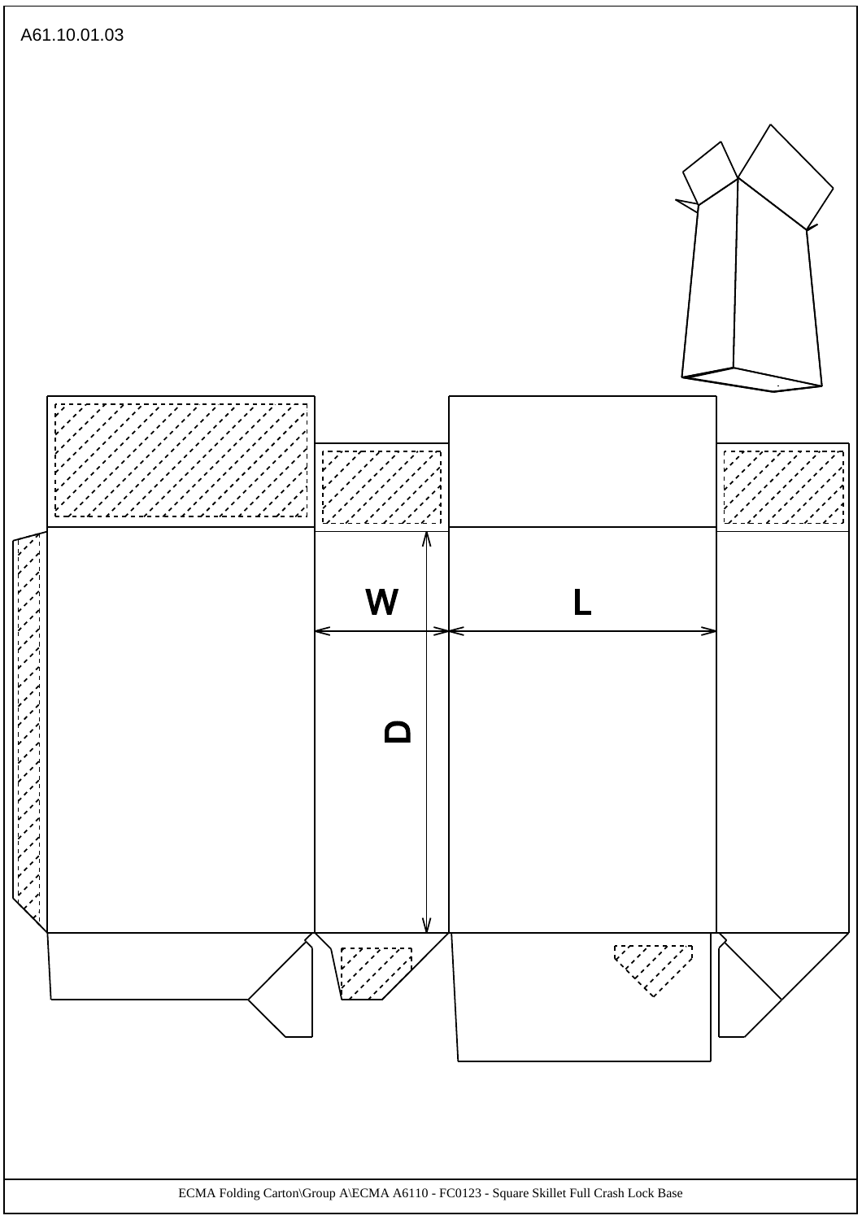A61.10.01.03

W

L

D

ECMA Folding Carton\Group A\ECMA A6110 - FC0123 - Square Skillet Full Crash Lock Base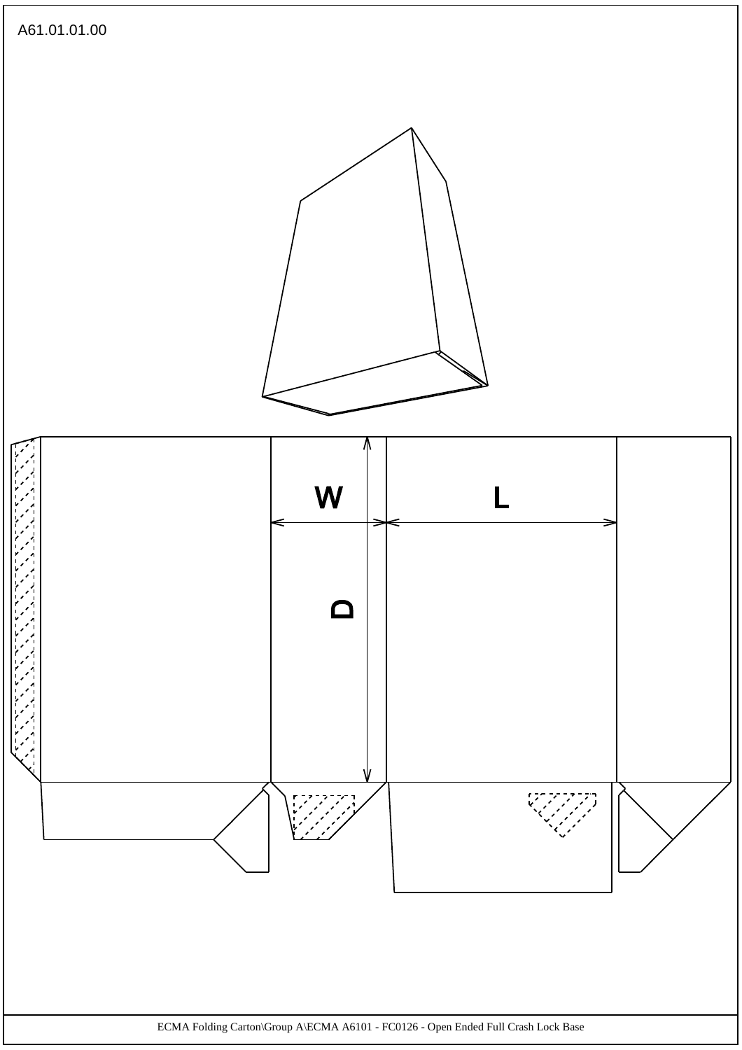A61.01.01.00

W

L

D

ECMA Folding Carton\Group A\ECMA A6101 - FC0126 - Open Ended Full Crash Lock Base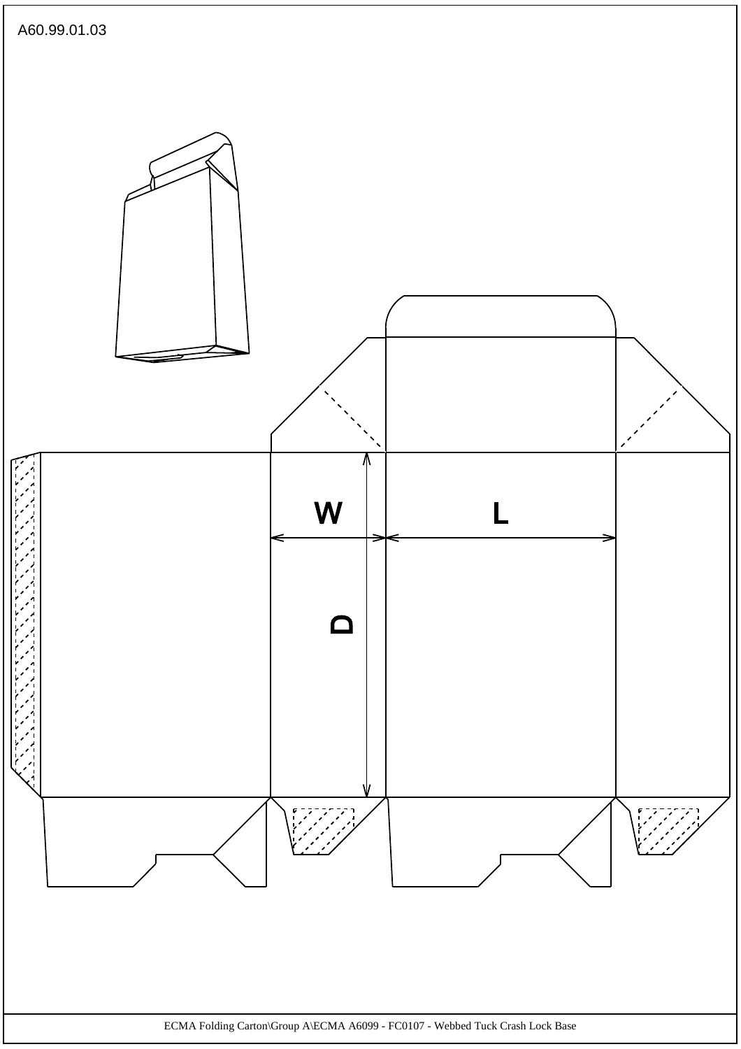A60.99.01.03

W

L

D

ECMA Folding Carton\Group A\ECMA A6099 - FC0107 - Webbed Tuck Crash Lock Base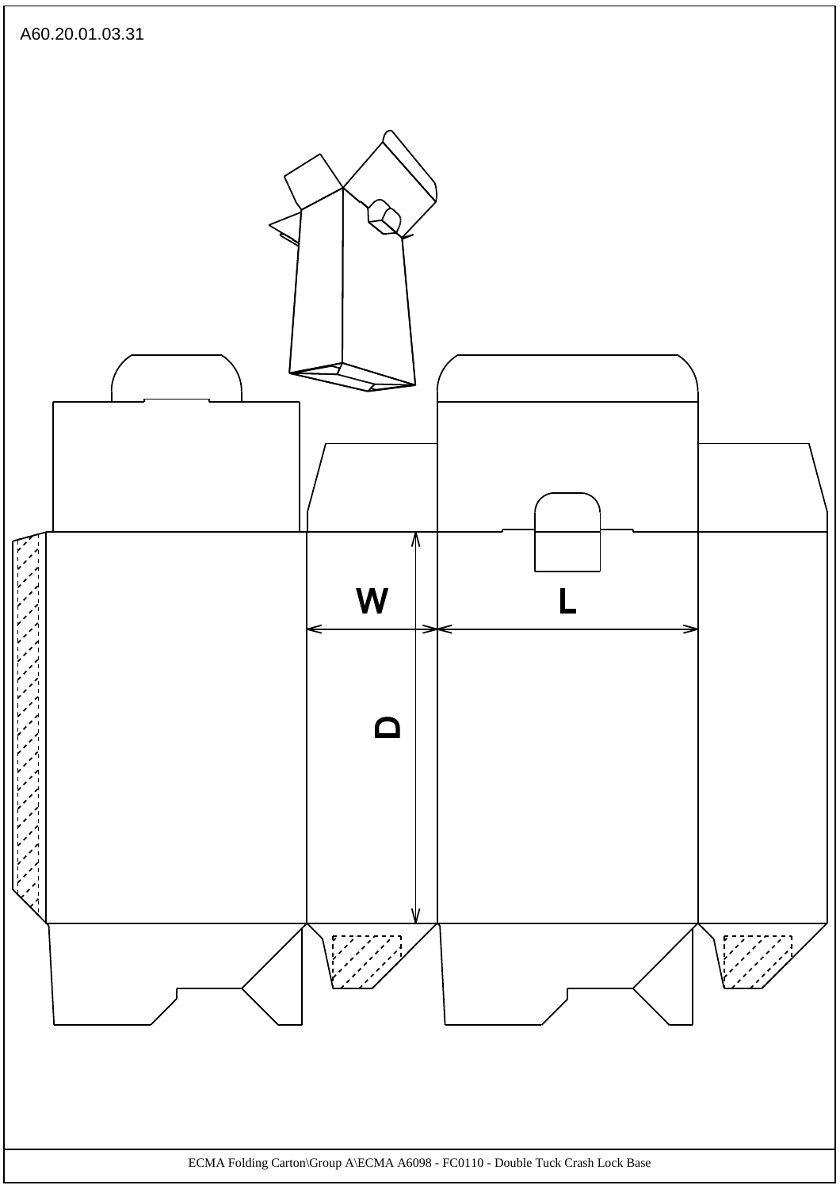A60.20.01.03.31

W

L

D

ECMA Folding Carton\Group A\ECMA A6098 - FC0110 - Double Tuck Crash Lock Base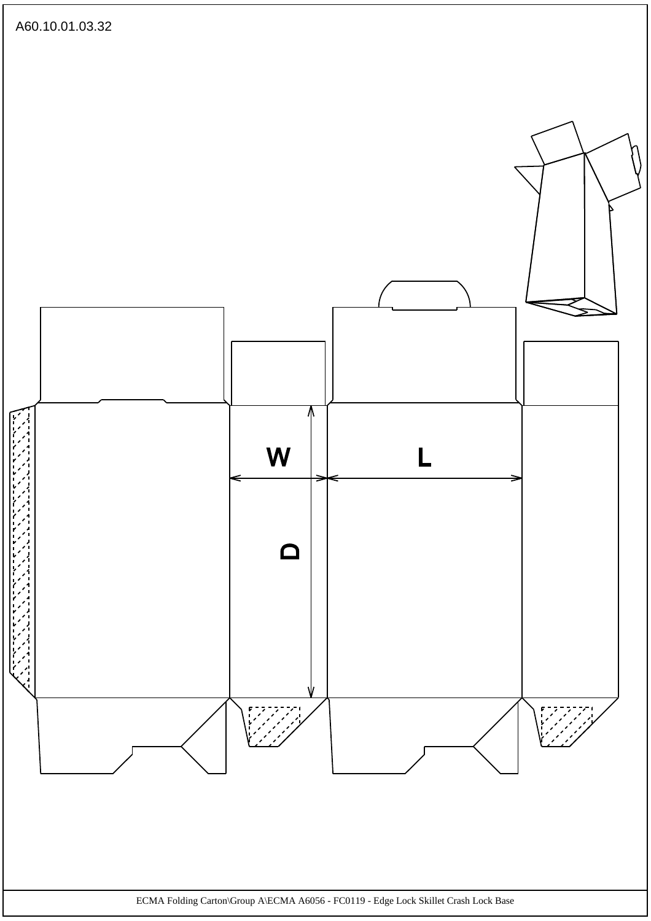A60.10.01.03.32

W

L

D

ECMA Folding Carton\Group A\ECMA A6056 - FC0119 - Edge Lock Skillet Crash Lock Base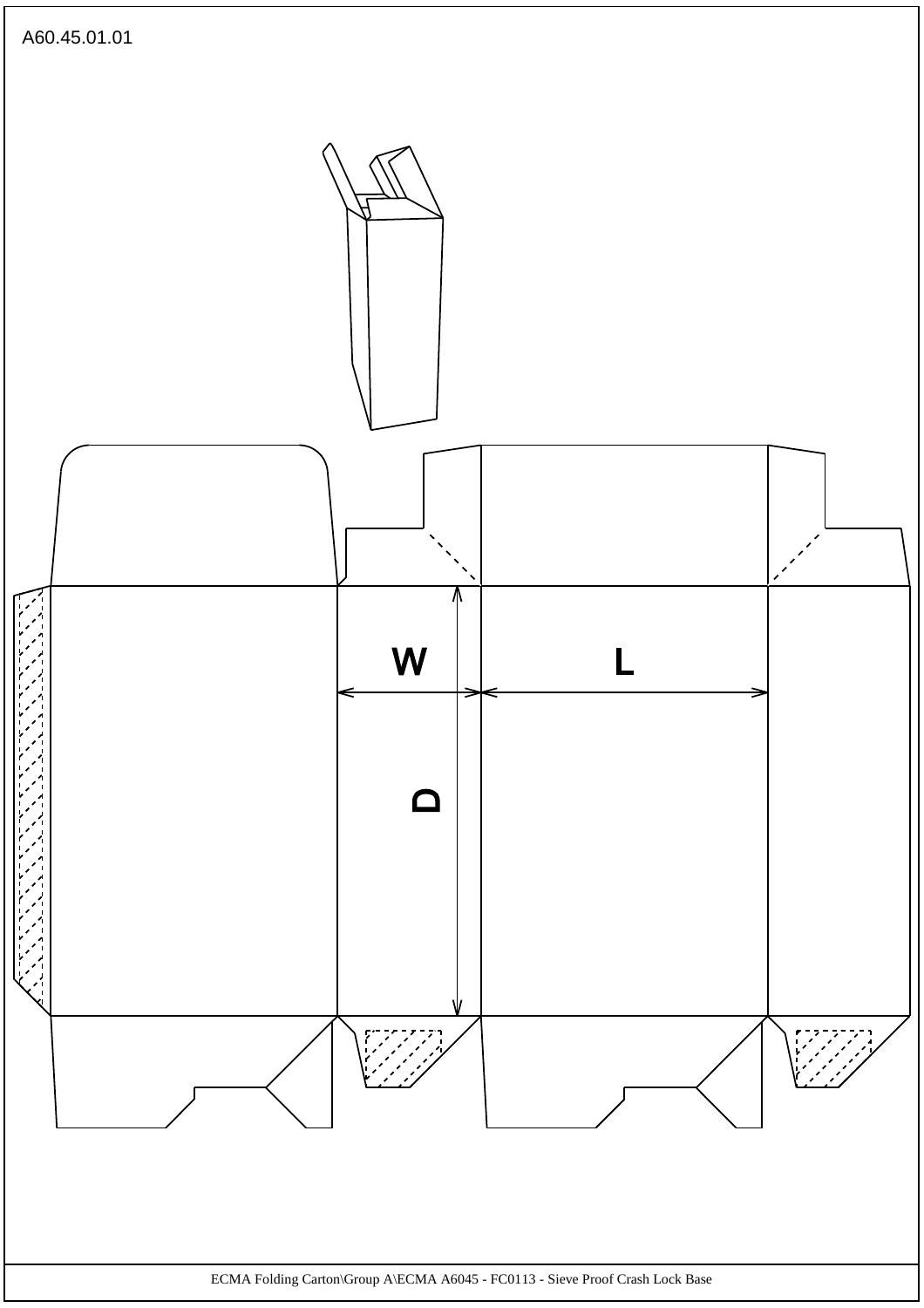A60.45.01.01

W

L

D

ECMA Folding Carton\Group A\ECMA A6045 - FC0113 - Sieve Proof Crash Lock Base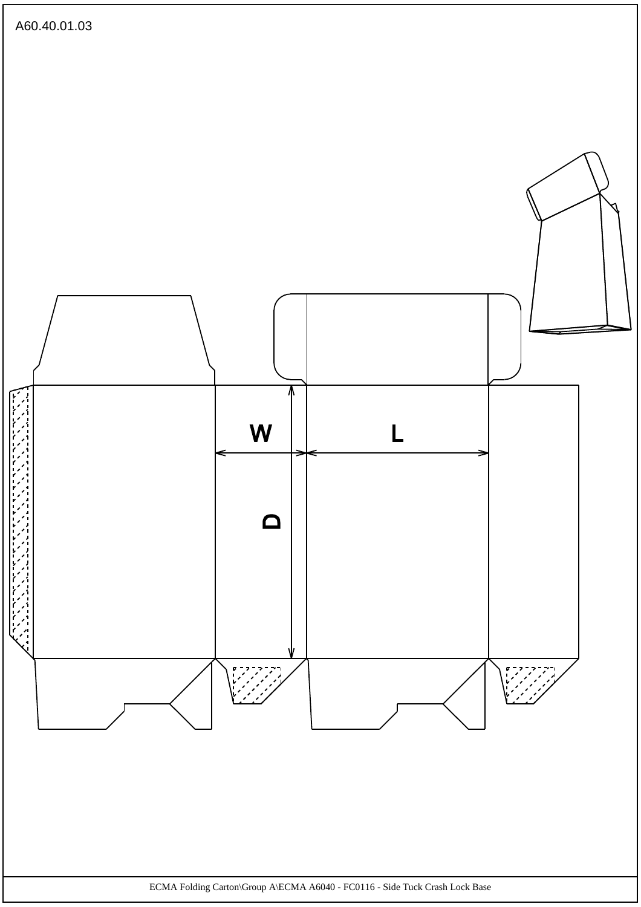A60.40.01.03

W

L

D

ECMA Folding Carton\Group A\ECMA A6040 - FC0116 - Side Tuck Crash Lock Base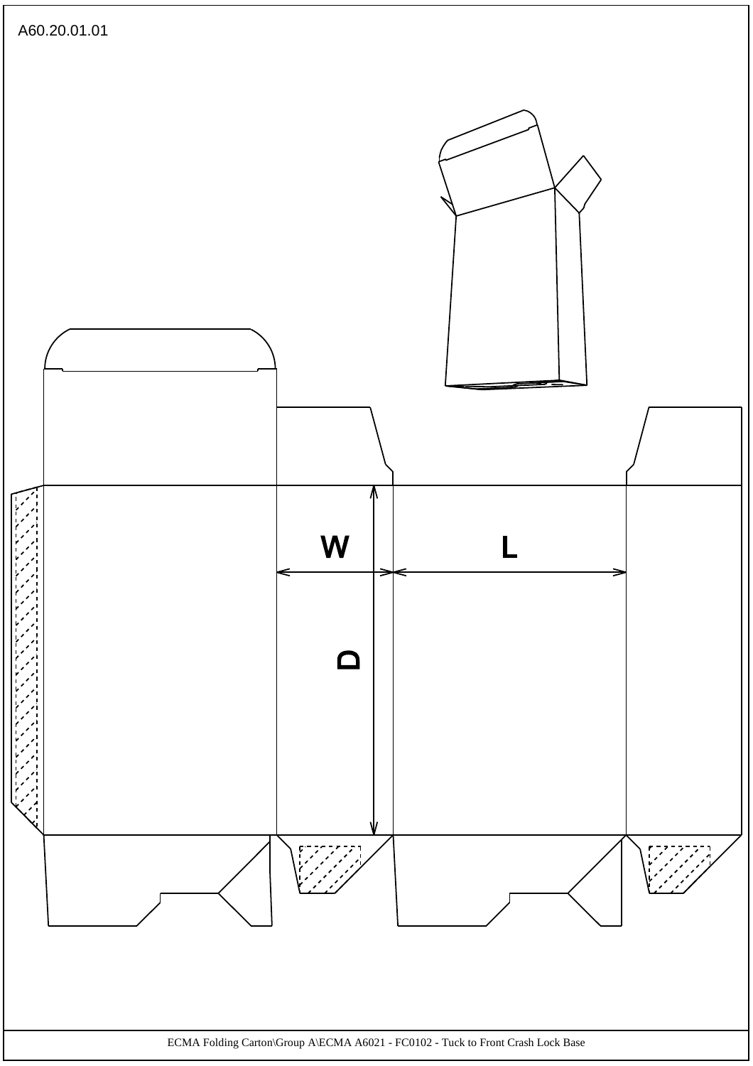A60.20.01.01

W

L

D

ECMA Folding Carton\Group A\ECMA A6021 - FC0102 - Tuck to Front Crash Lock Base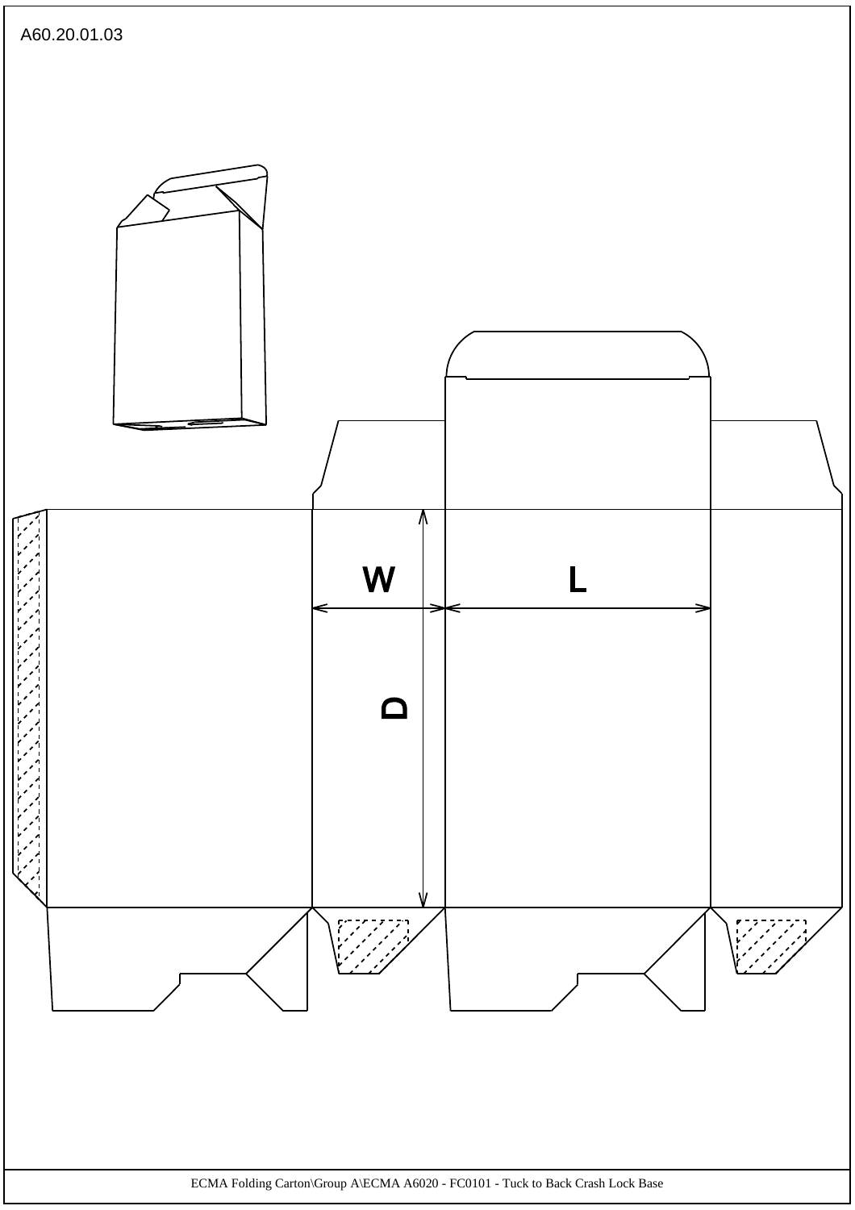A60.20.01.03

W

L

D

ECMA Folding Carton\Group A\ECMA A6020 - FC0101 - Tuck to Back Crash Lock Base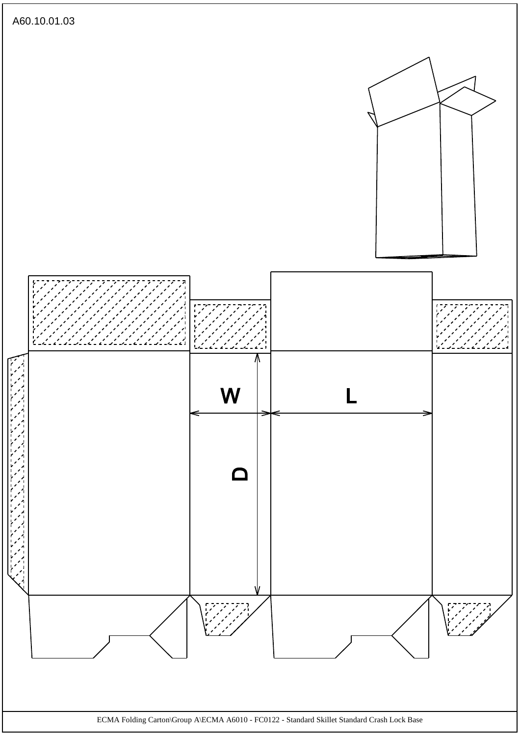A60.10.01.03

W

L

D

ECMA Folding Carton\Group A\ECMA A6010 - FC0122 - Standard Skillet Standard Crash Lock Base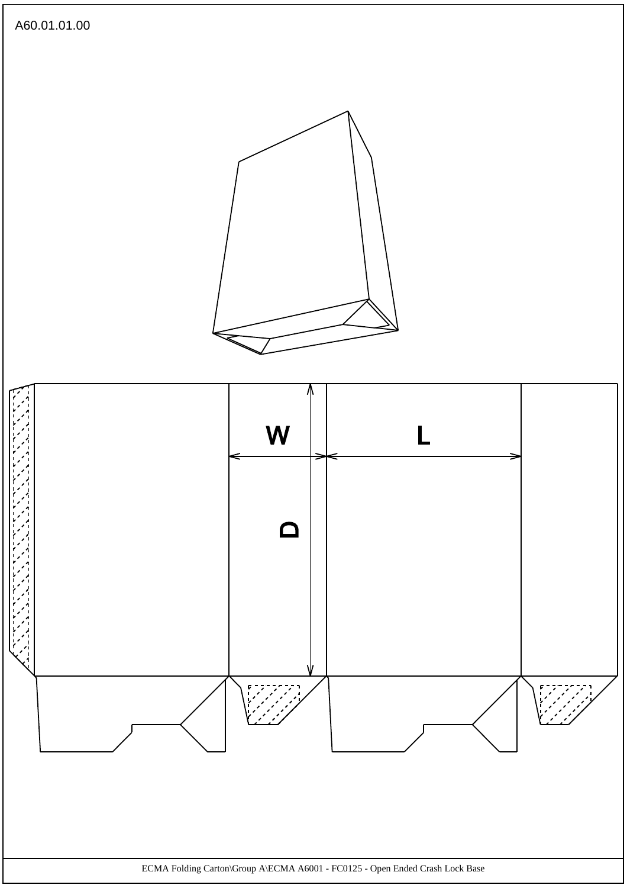A60.01.01.00

W

L

D

ECMA Folding Carton\Group A\ECMA A6001 - FC0125 - Open Ended Crash Lock Base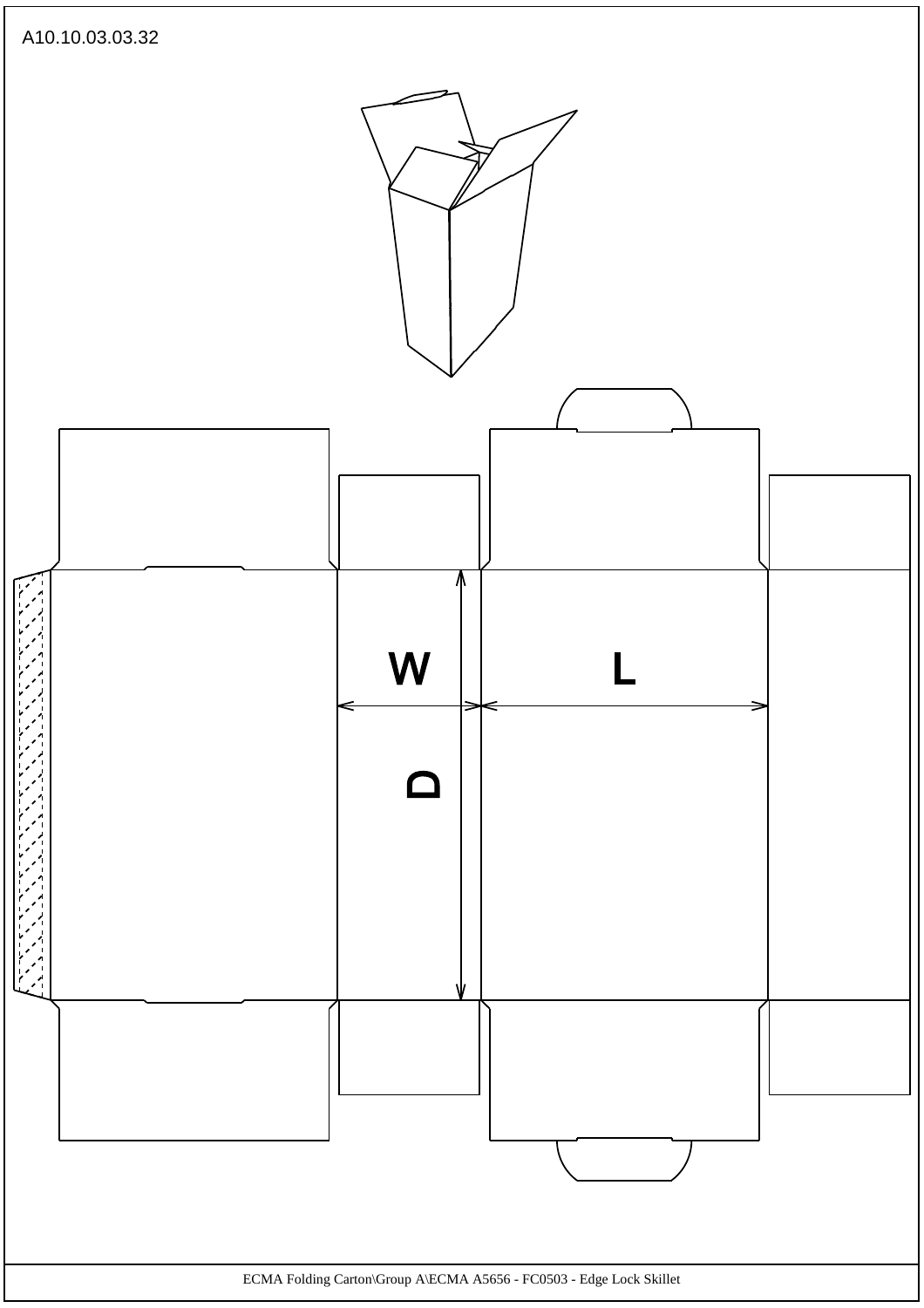A10.10.03.03.32

W

L

D

ECMA Folding Carton\Group A\ECMA A5656 - FC0503 - Edge Lock Skillet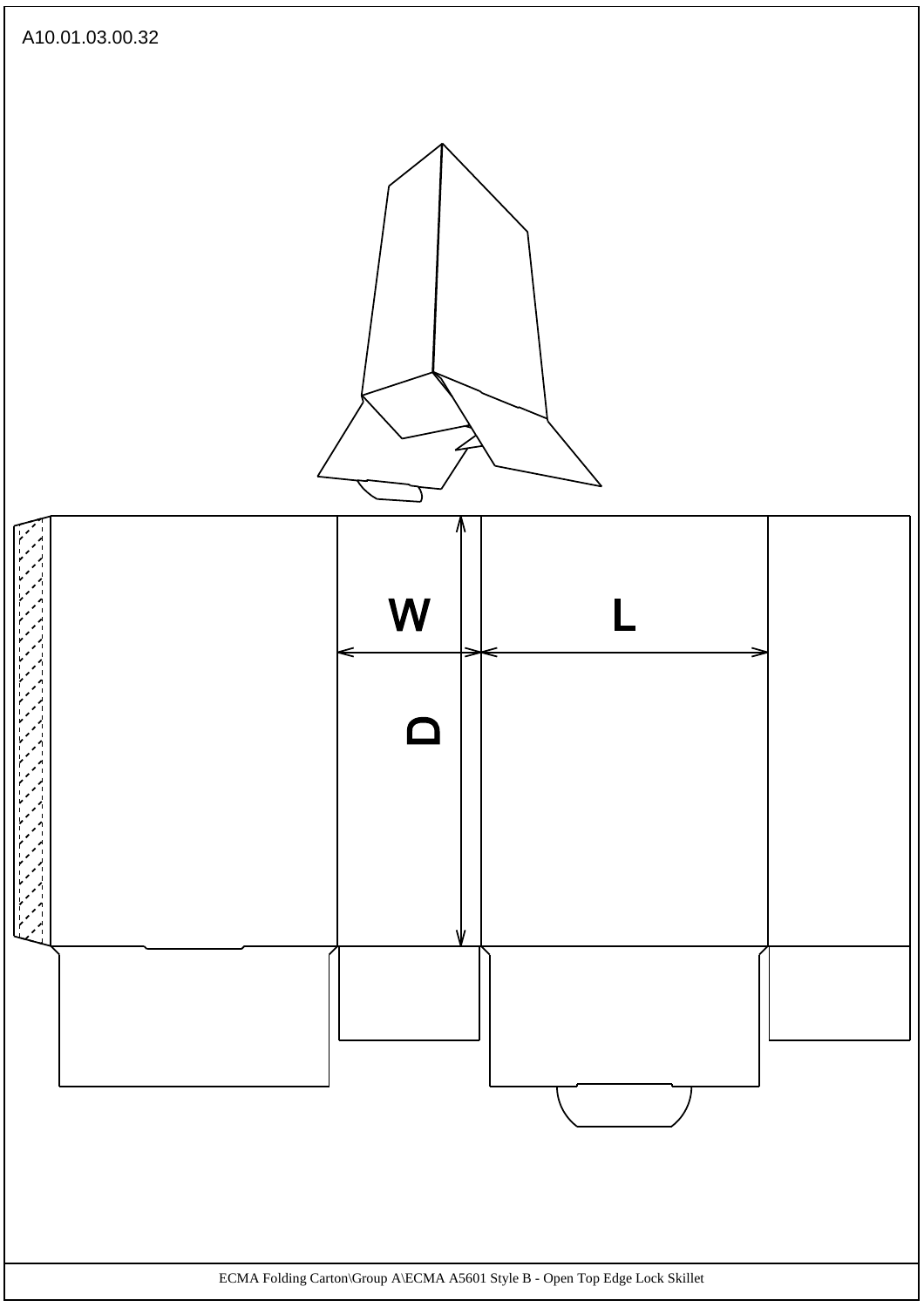A10.01.03.00.32

W

L

D

ECMA Folding Carton\Group A\ECMA A5601 Style B - Open Top Edge Lock Skillet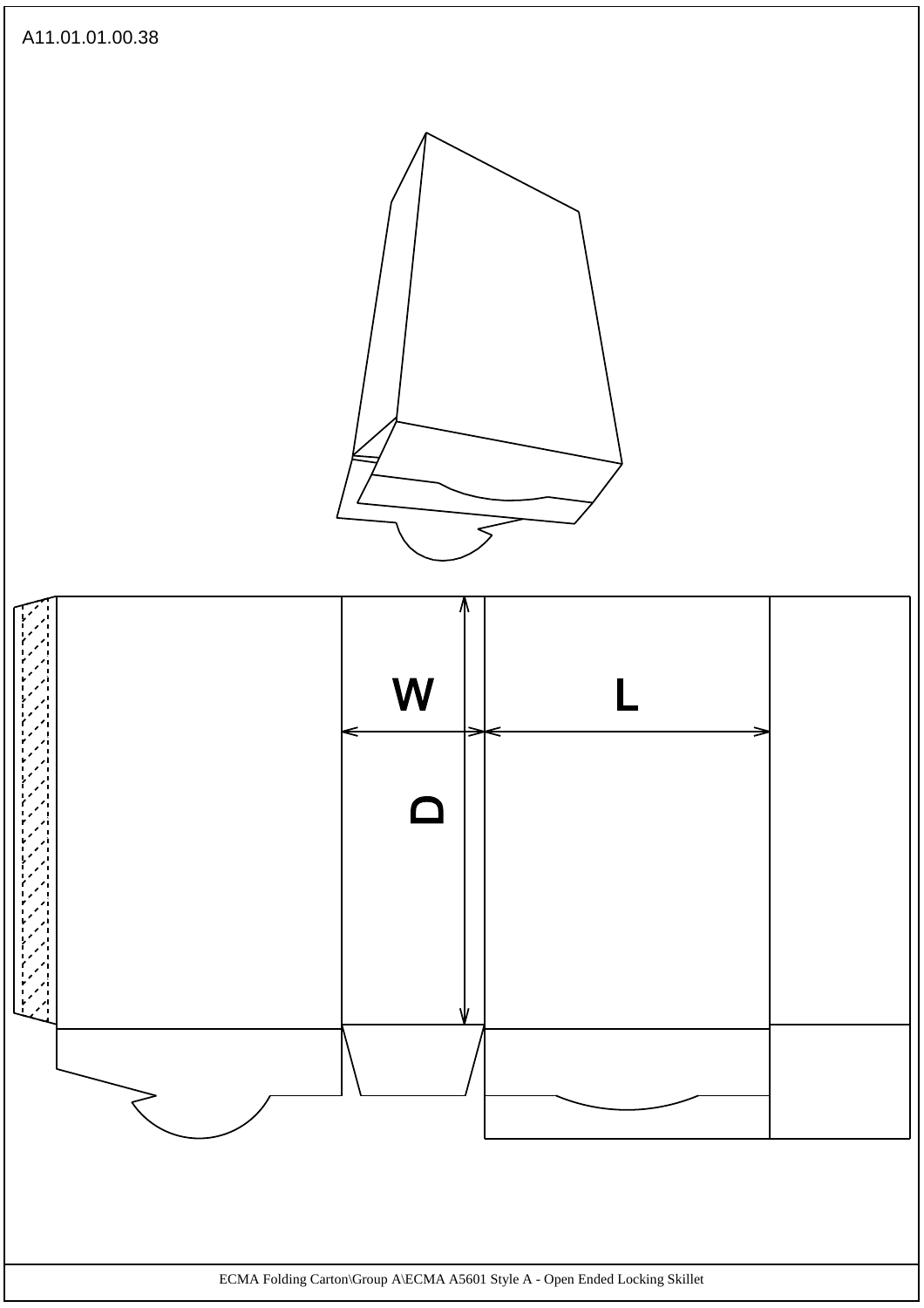A11.01.01.00.38

W

L

D

ECMA Folding Carton\Group A\ECMA A5601 Style A - Open Ended Locking Skillet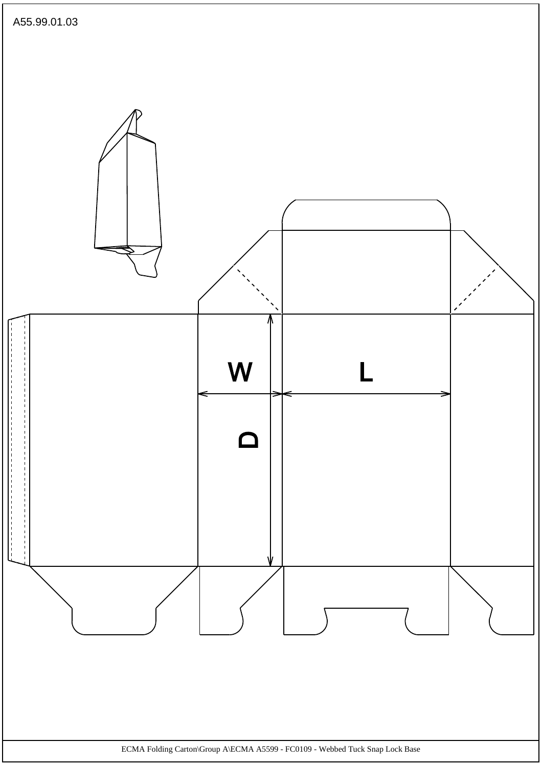A55.99.01.03

W

L

D

ECMA Folding Carton\Group A\ECMA A5599 - FC0109 - Webbed Tuck Snap Lock Base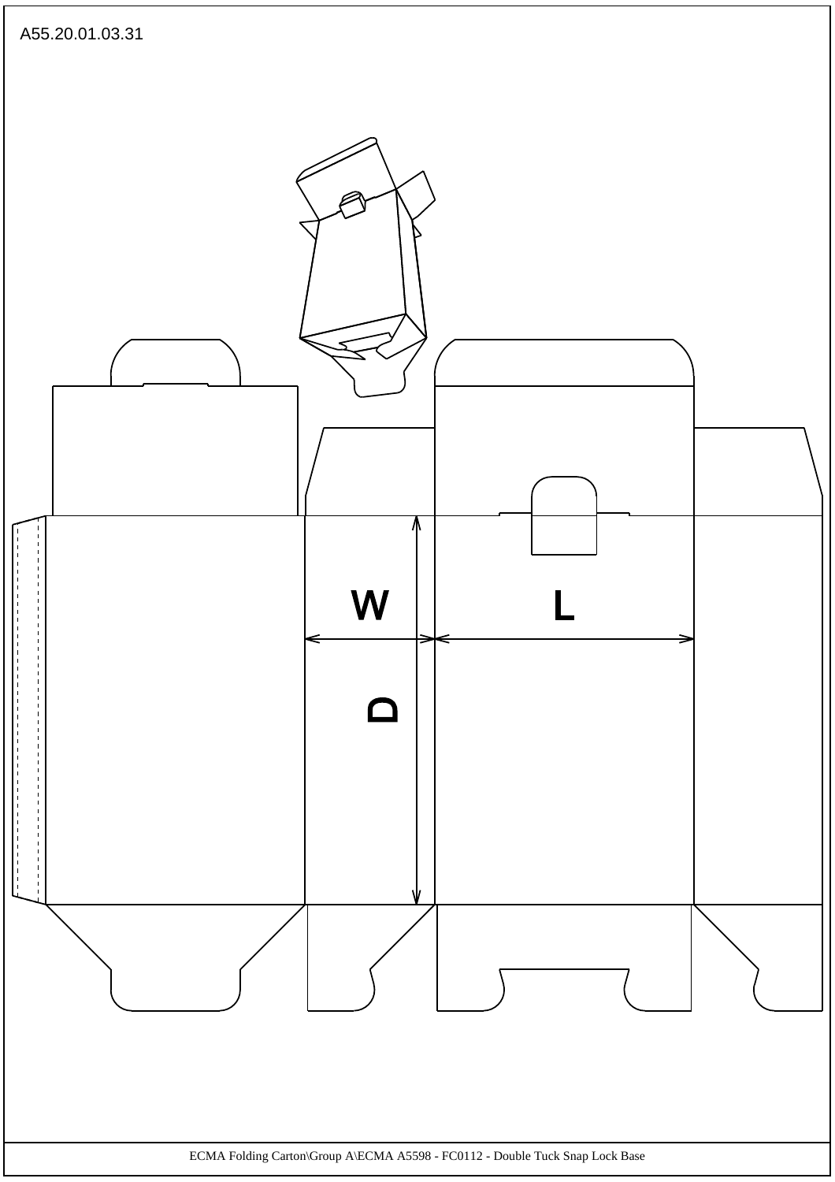A55.20.01.03.31

W

L

D

ECMA Folding Carton\Group A\ECMA A5598 - FC0112 - Double Tuck Snap Lock Base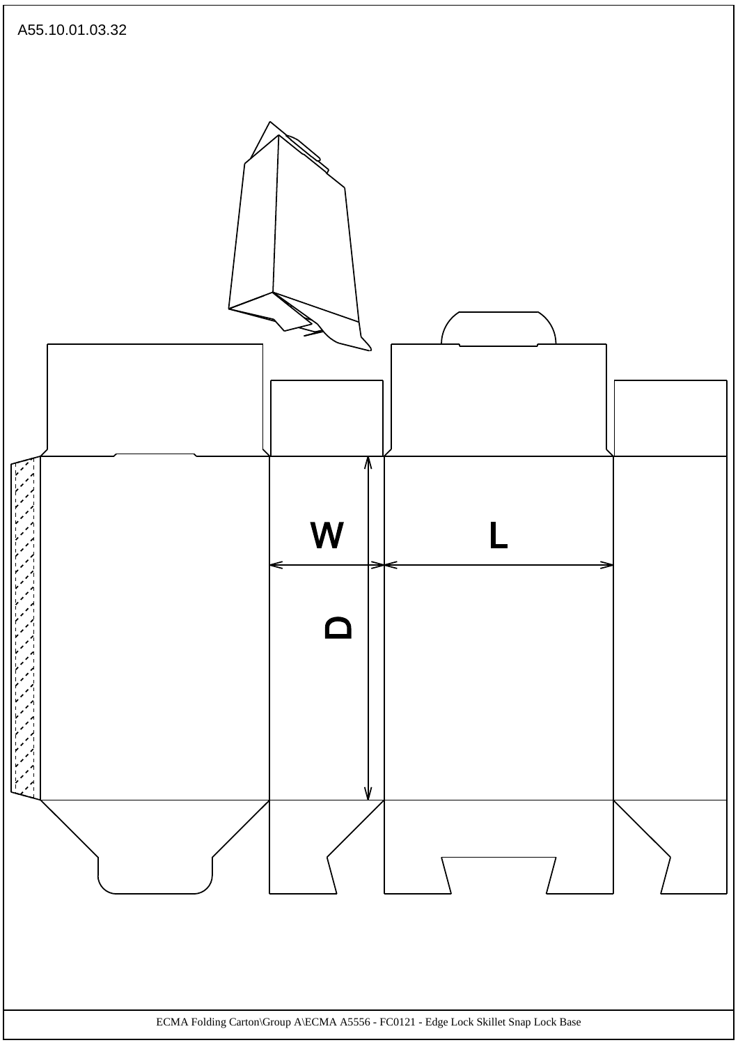A55.10.01.03.32

W

L

D

ECMA Folding Carton\Group A\ECMA A5556 - FC0121 - Edge Lock Skillet Snap Lock Base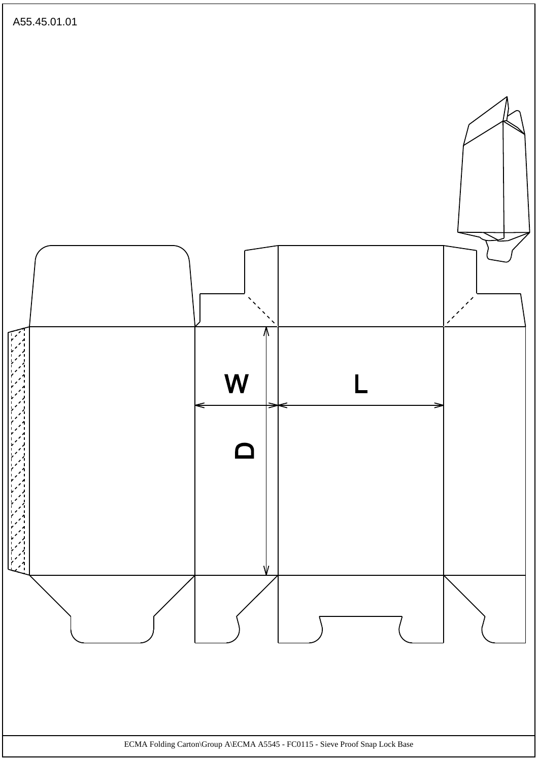A55.45.01.01

W

L

D

ECMA Folding Carton\Group A\ECMA A5545 - FC0115 - Sieve Proof Snap Lock Base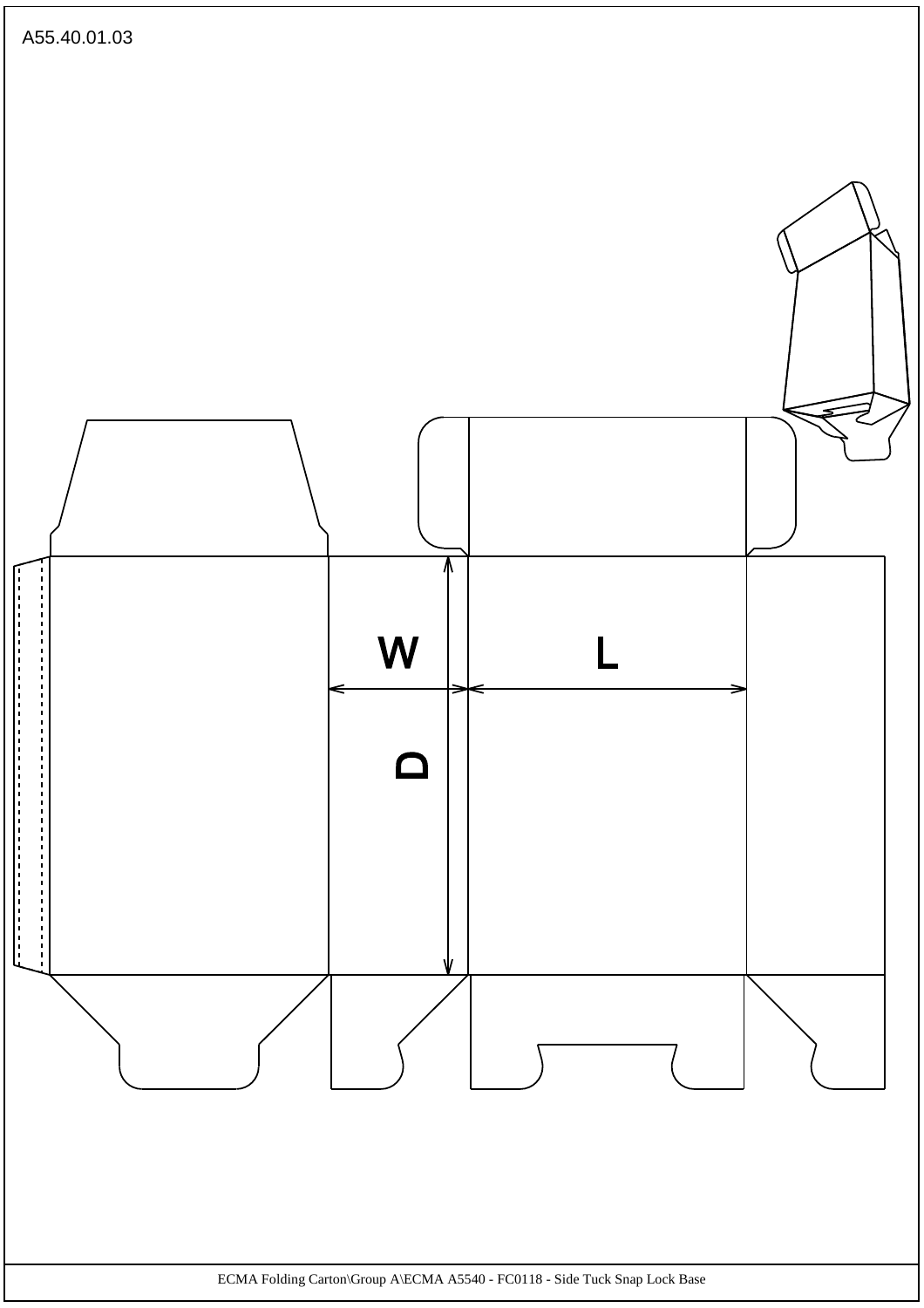A55.40.01.03

W

L

D

ECMA Folding Carton\Group A\ECMA A5540 - FC0118 - Side Tuck Snap Lock Base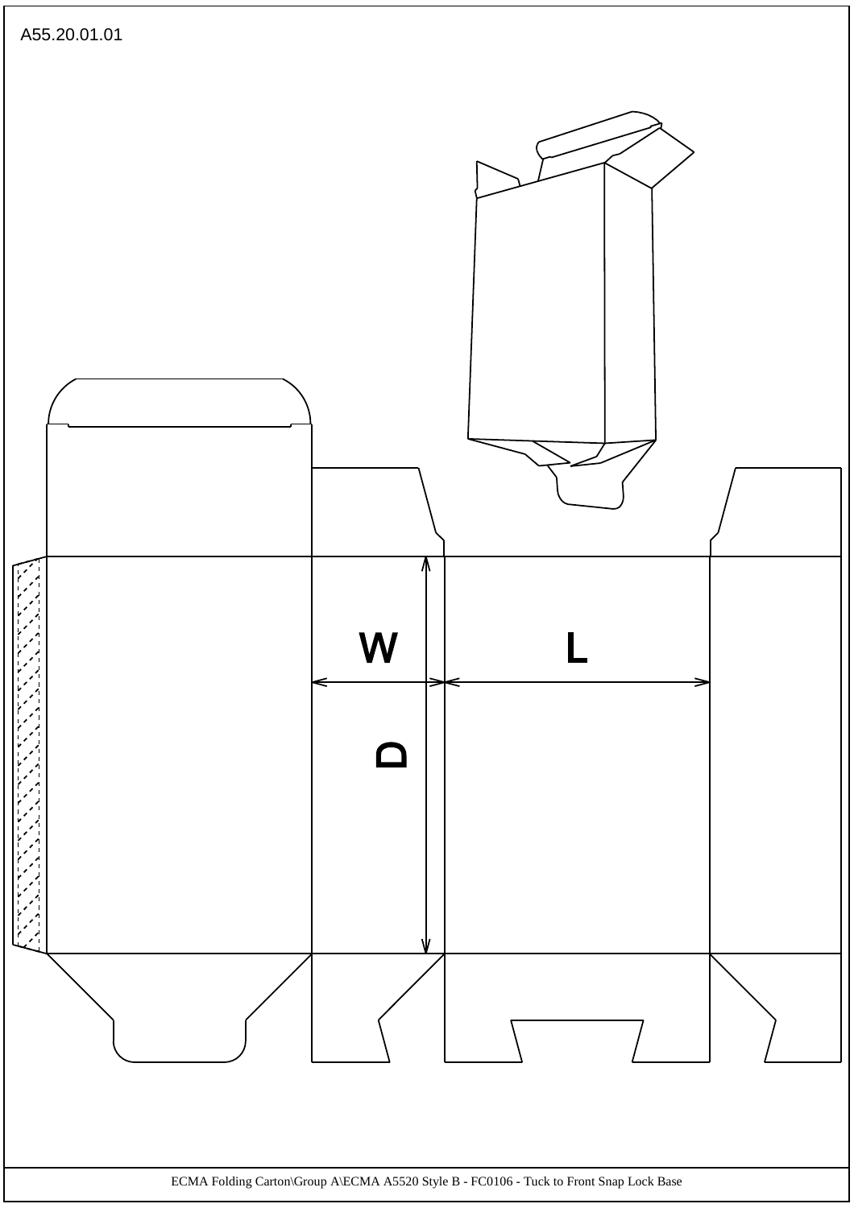A55.20.01.01

W

L

D

ECMA Folding Carton\Group A\ECMA A5520 Style B - FC0106 - Tuck to Front Snap Lock Base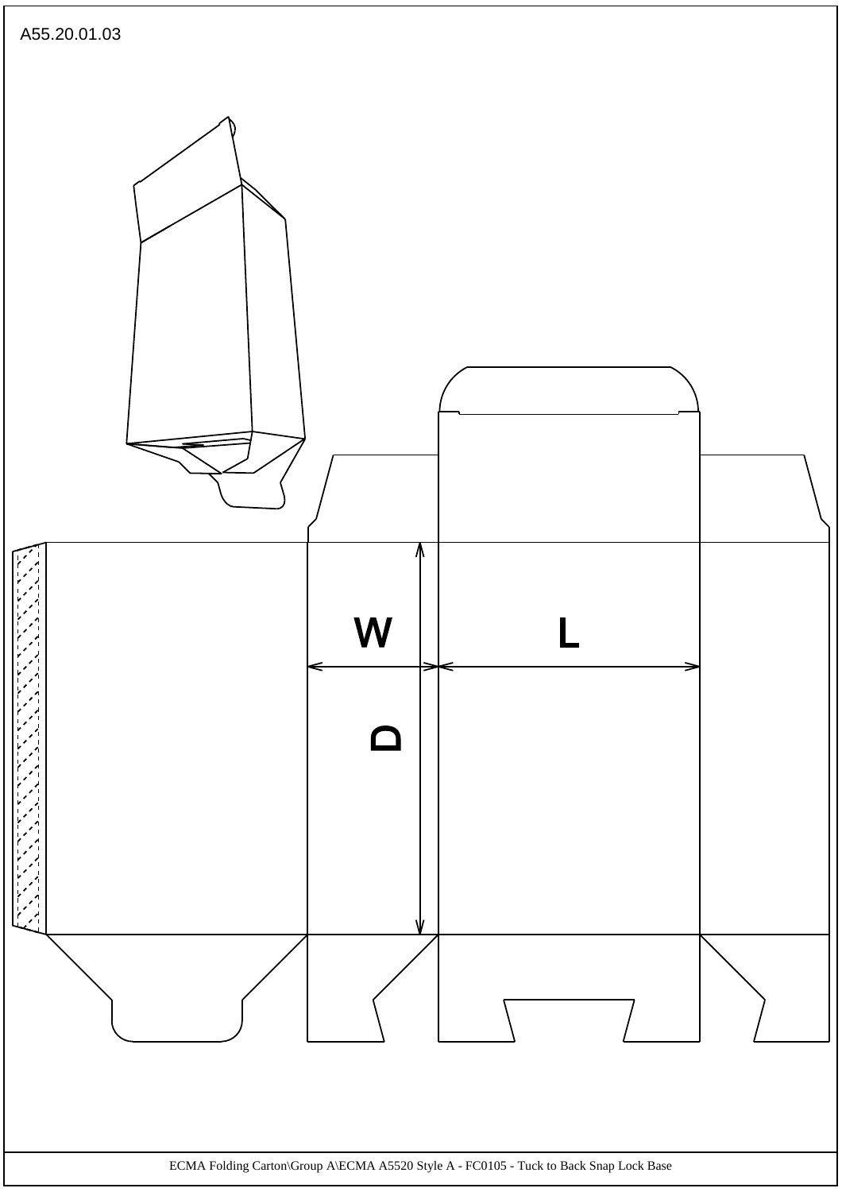A55.20.01.03

W

L

D

ECMA Folding Carton\Group A\ECMA A5520 Style A - FC0105 - Tuck to Back Snap Lock Base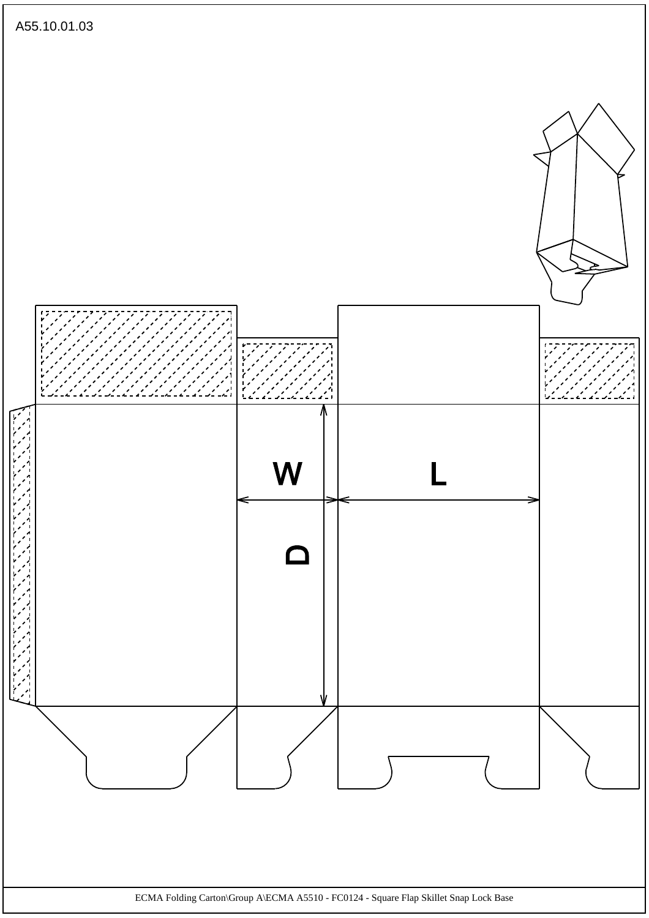A55.10.01.03

W

L

D

ECMA Folding Carton\Group A\ECMA A5510 - FC0124 - Square Flap Skillet Snap Lock Base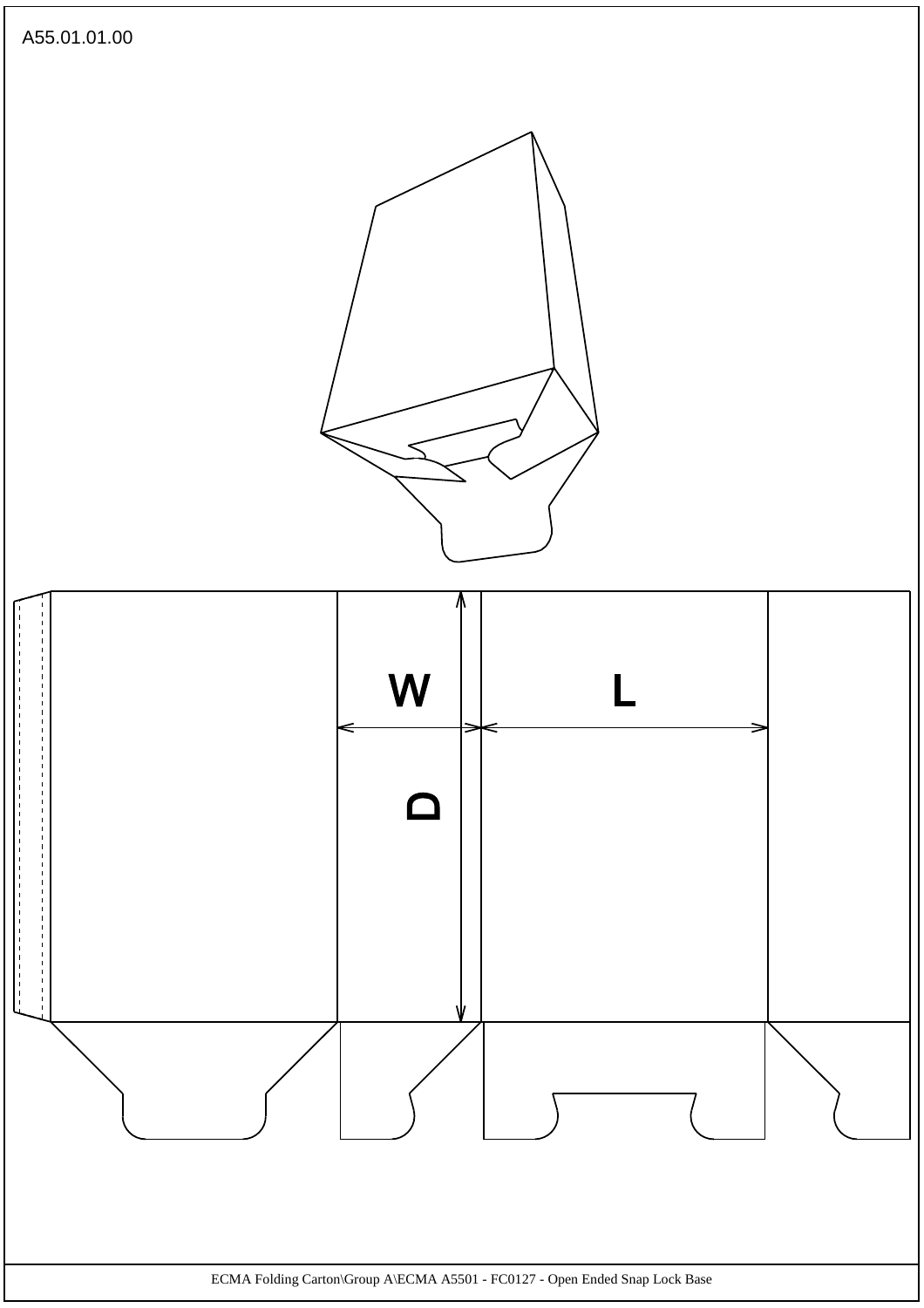A55.01.01.00

W

L

D

ECMA Folding Carton\Group A\ECMA A5501 - FC0127 - Open Ended Snap Lock Base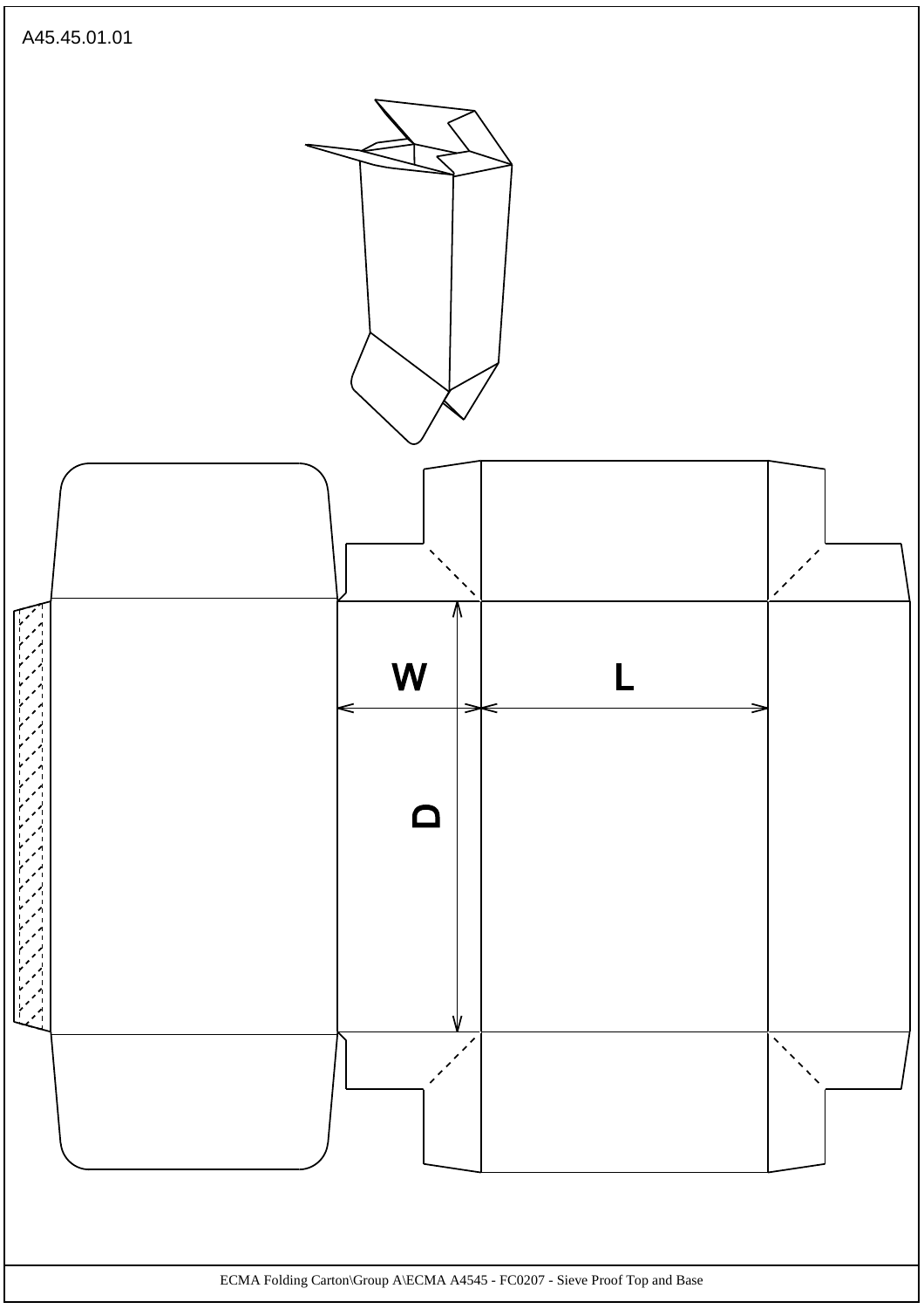A45.45.01.01

W

L

D

ECMA Folding Carton\Group A\ECMA A4545 - FC0207 - Sieve Proof Top and Base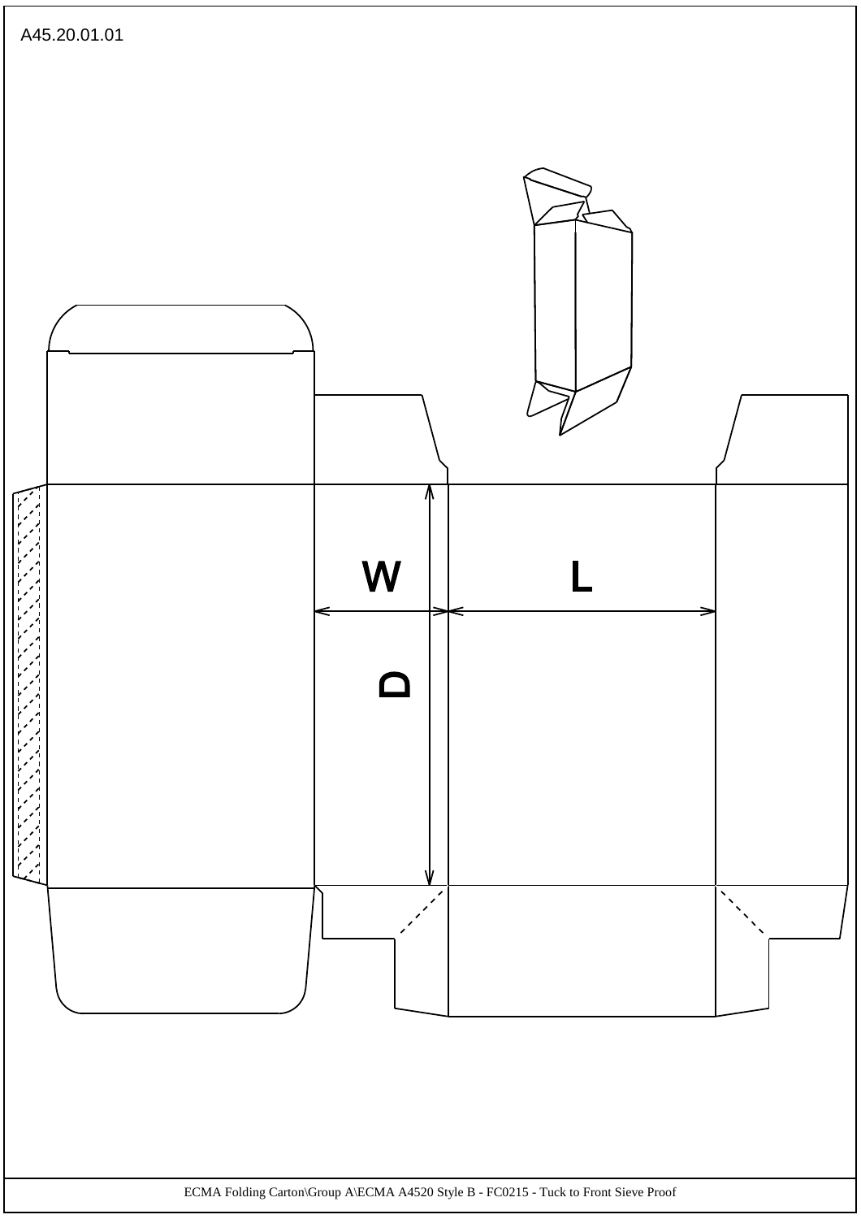A45.20.01.01

W

L

D

ECMA Folding Carton\Group A\ECMA A4520 Style B - FC0215 - Tuck to Front Sieve Proof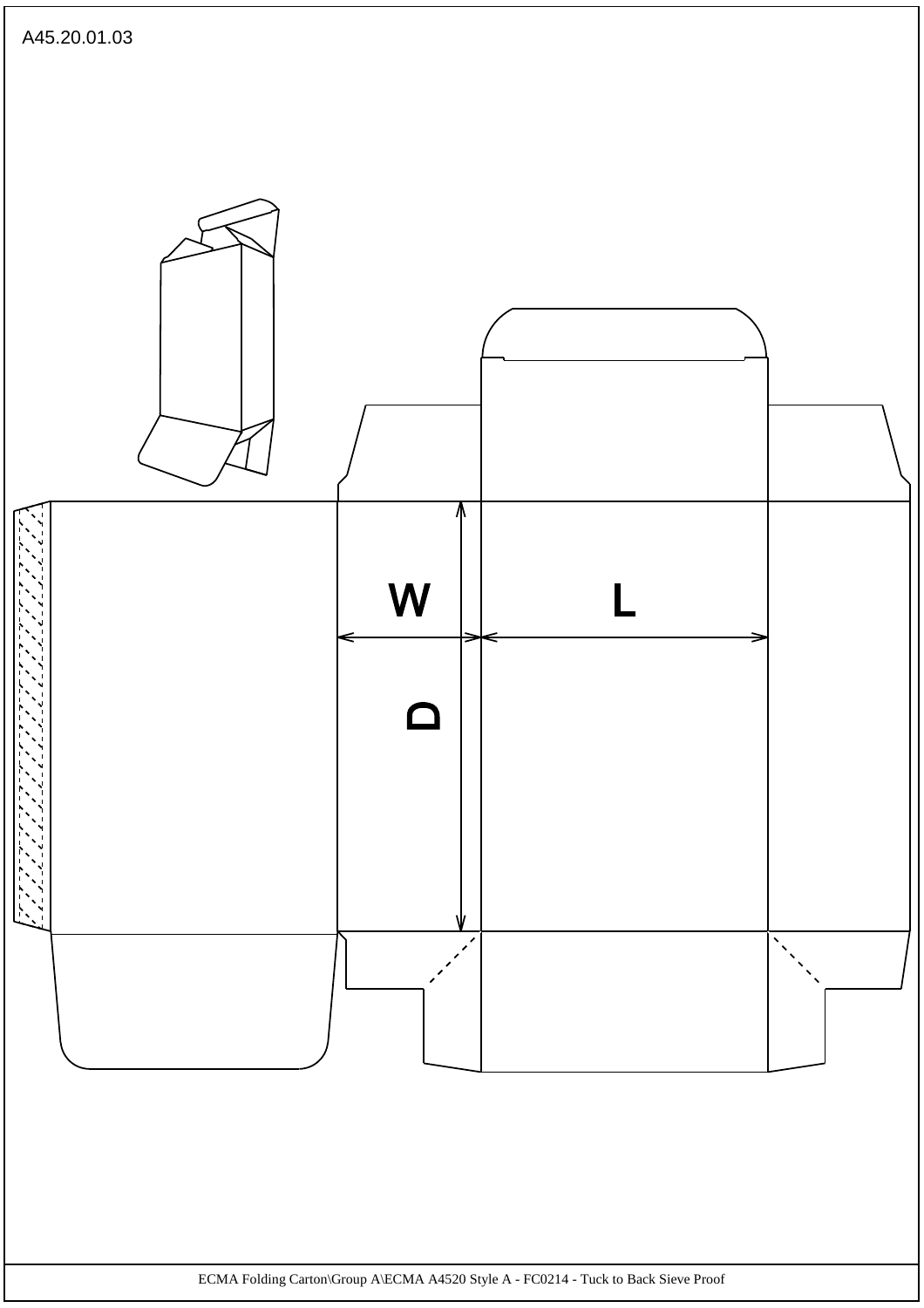A45.20.01.03

W

L

D

ECMA Folding Carton\Group A\ECMA A4520 Style A - FC0214 - Tuck to Back Sieve Proof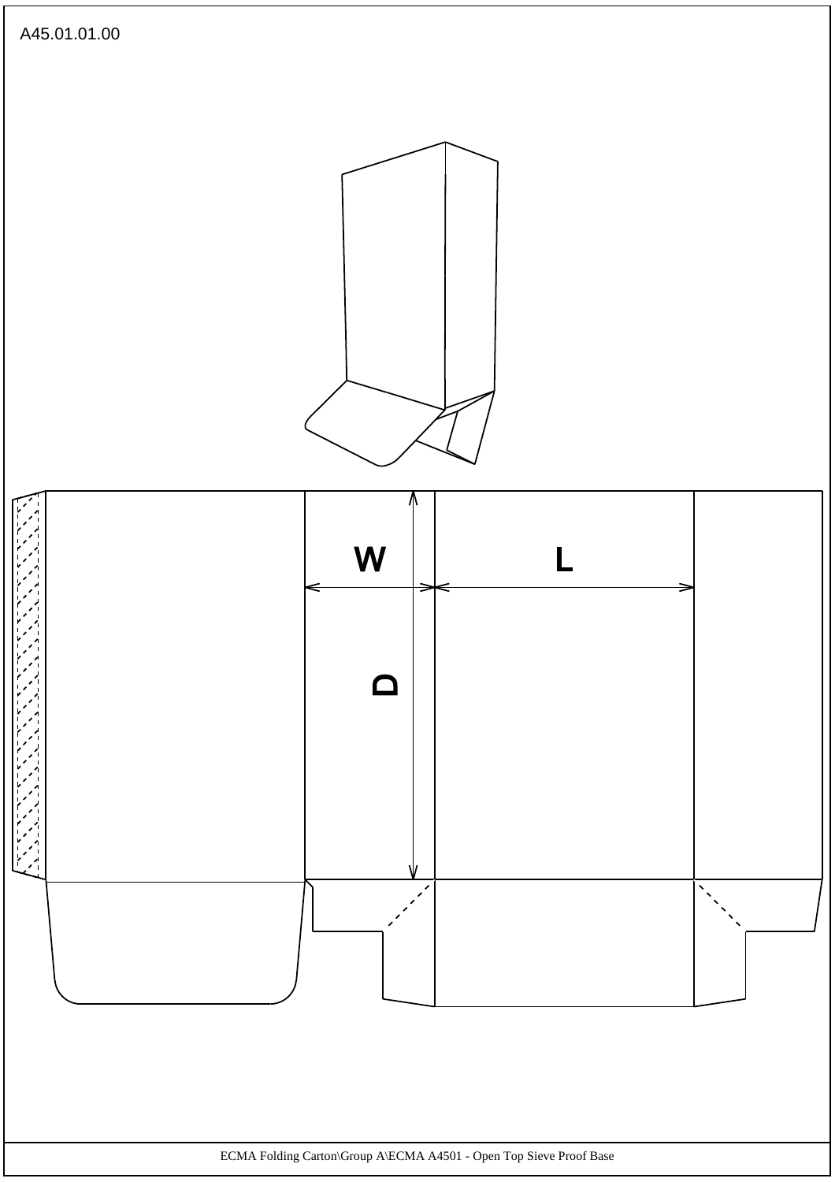A45.01.01.00

W

L

D

ECMA Folding Carton\Group A\ECMA A4501 - Open Top Sieve Proof Base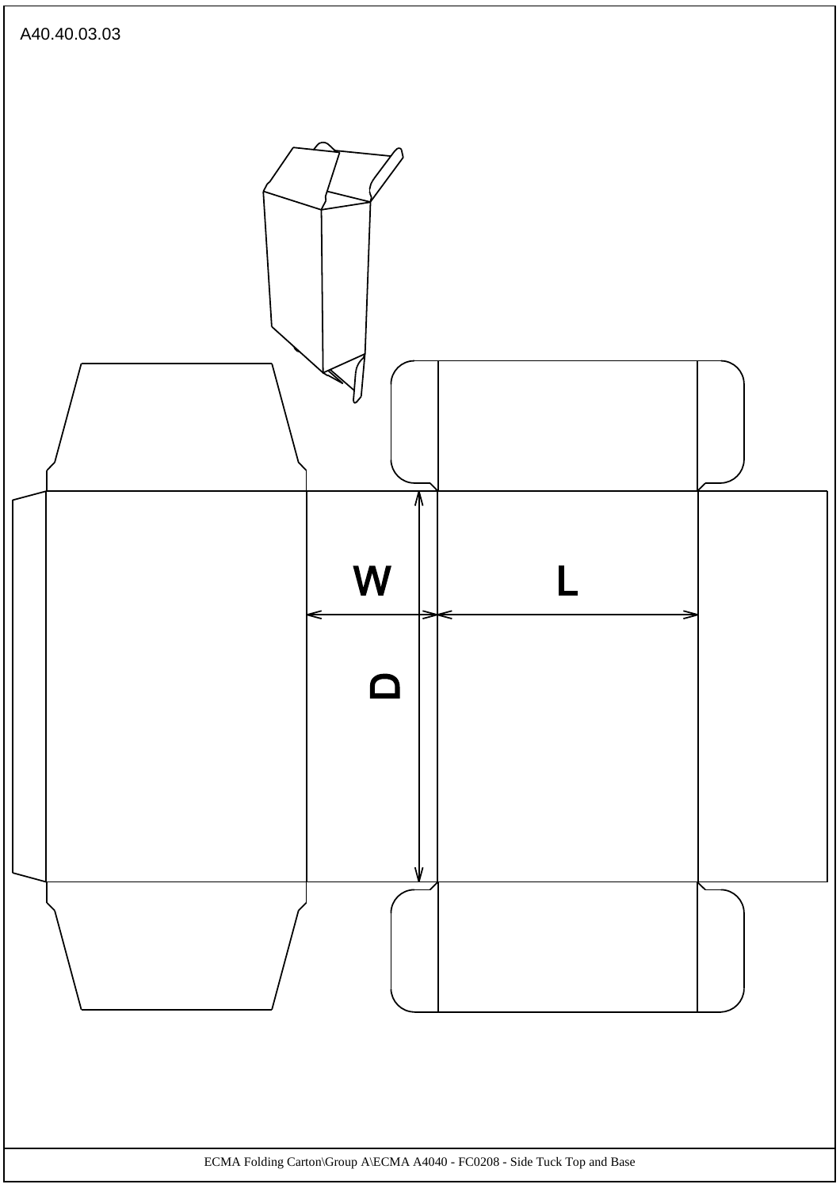A40.40.03.03

W

L

D

ECMA Folding Carton\Group A\ECMA A4040 - FC0208 - Side Tuck Top and Base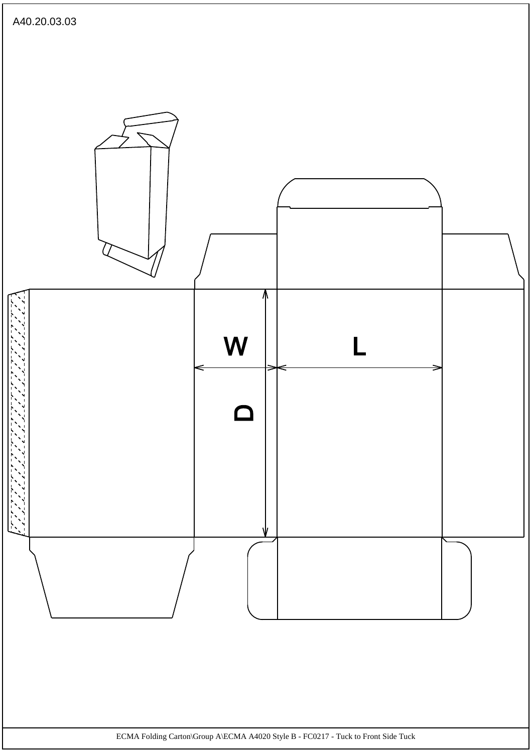A40.20.03.03

W

L

D

ECMA Folding Carton\Group A\ECMA A4020 Style B - FC0217 - Tuck to Front Side Tuck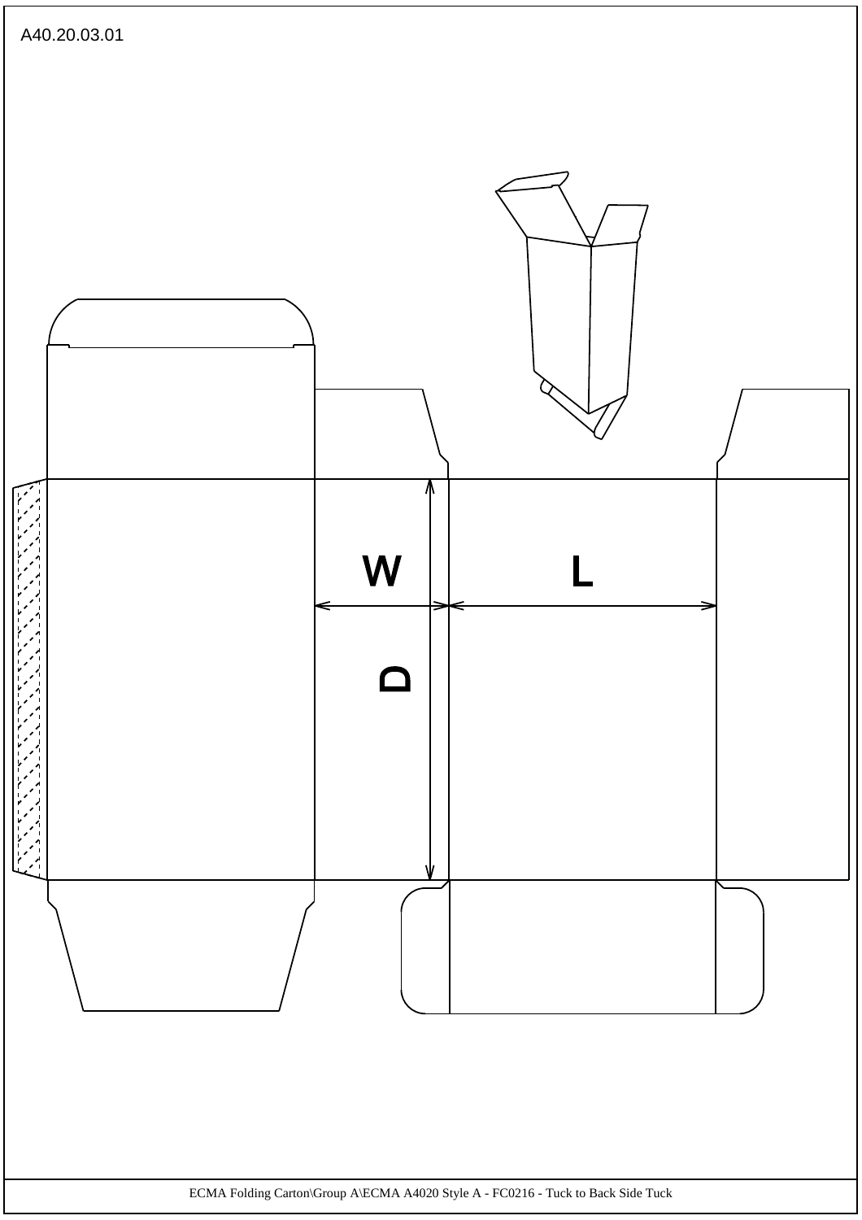A40.20.03.01

W

L

D

ECMA Folding Carton\Group A\ECMA A4020 Style A - FC0216 - Tuck to Back Side Tuck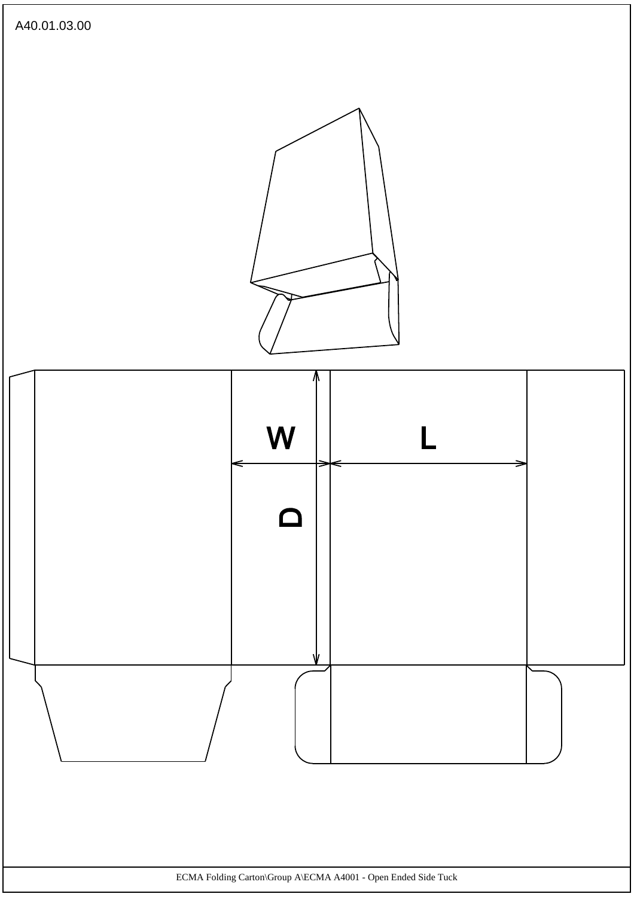A40.01.03.00

W

L

D

ECMA Folding Carton\Group A\ECMA A4001 - Open Ended Side Tuck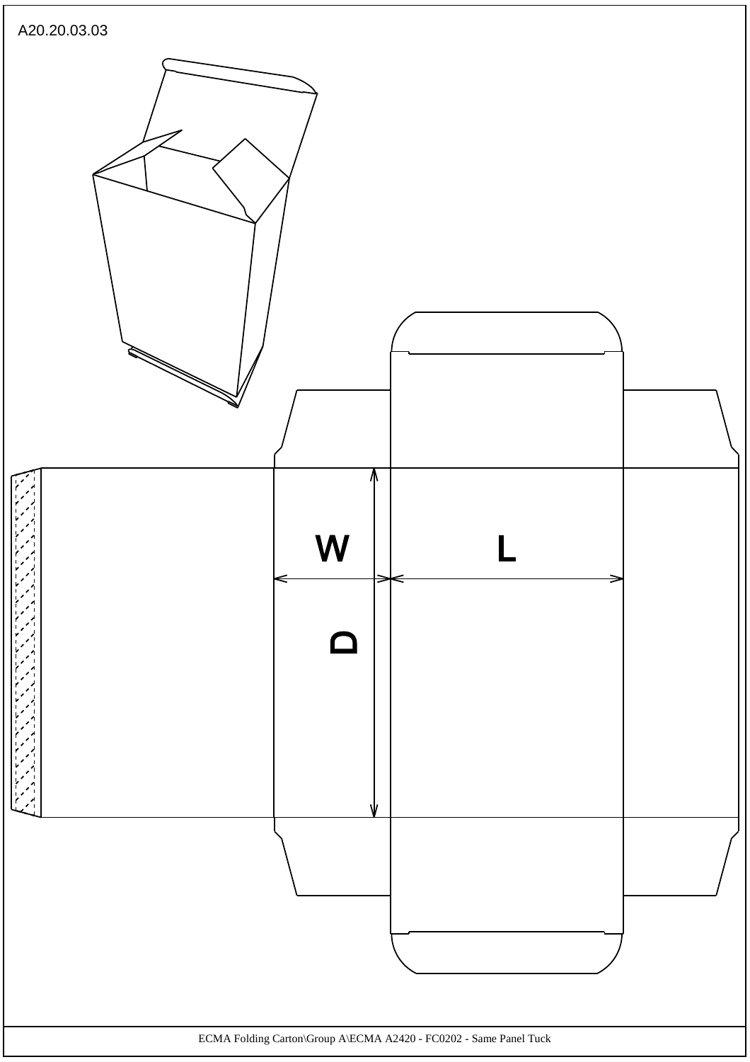A20.20.03.03

W

L

D

ECMA Folding Carton\Group A\ECMA A2420 - FC0202 - Same Panel Tuck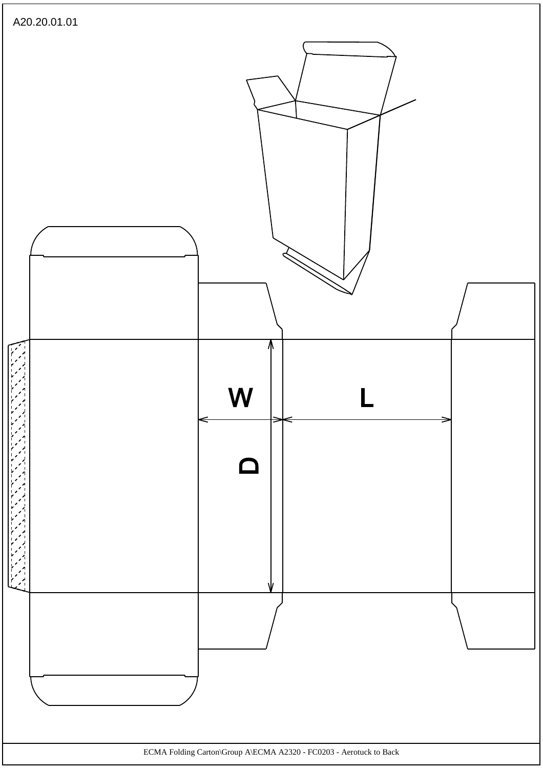A20.20.01.01

W

L

D

ECMA Folding Carton\Group A\ECMA A2320 - FC0203 - Aerotuck to Back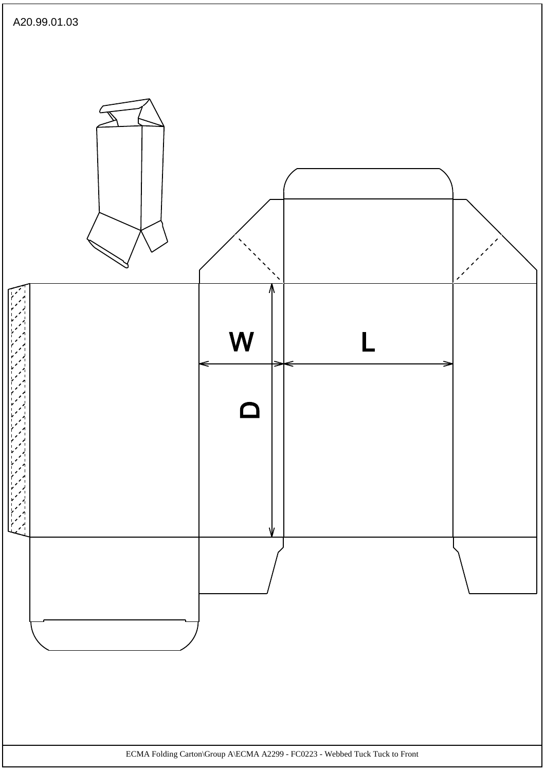A20.99.01.03

W

L

D

ECMA Folding Carton\Group A\ECMA A2299 - FC0223 - Webbed Tuck Tuck to Front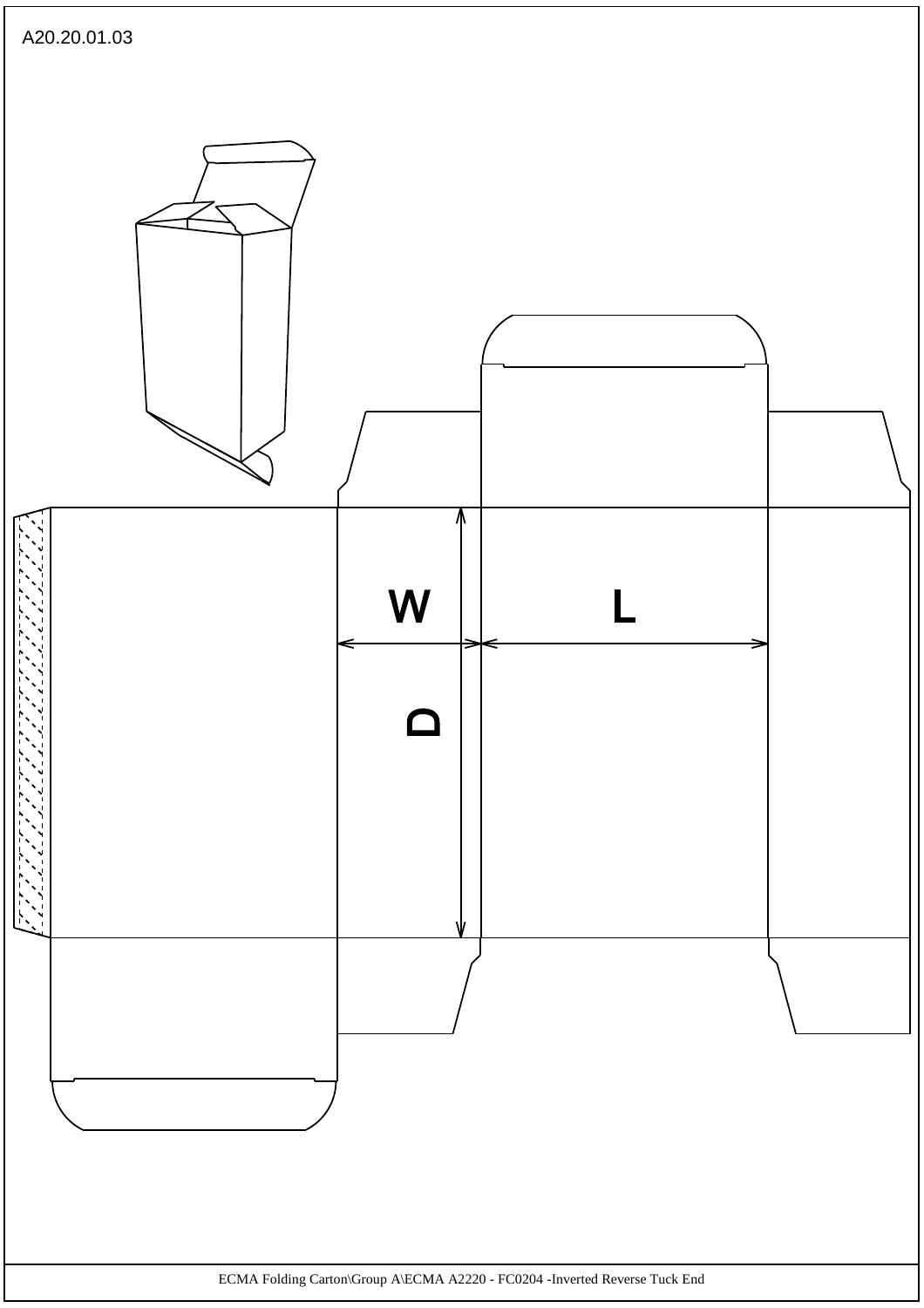A20.20.01.03

W

L

D

ECMA Folding Carton\Group A\ECMA A2220 - FC0204 -Inverted Reverse Tuck End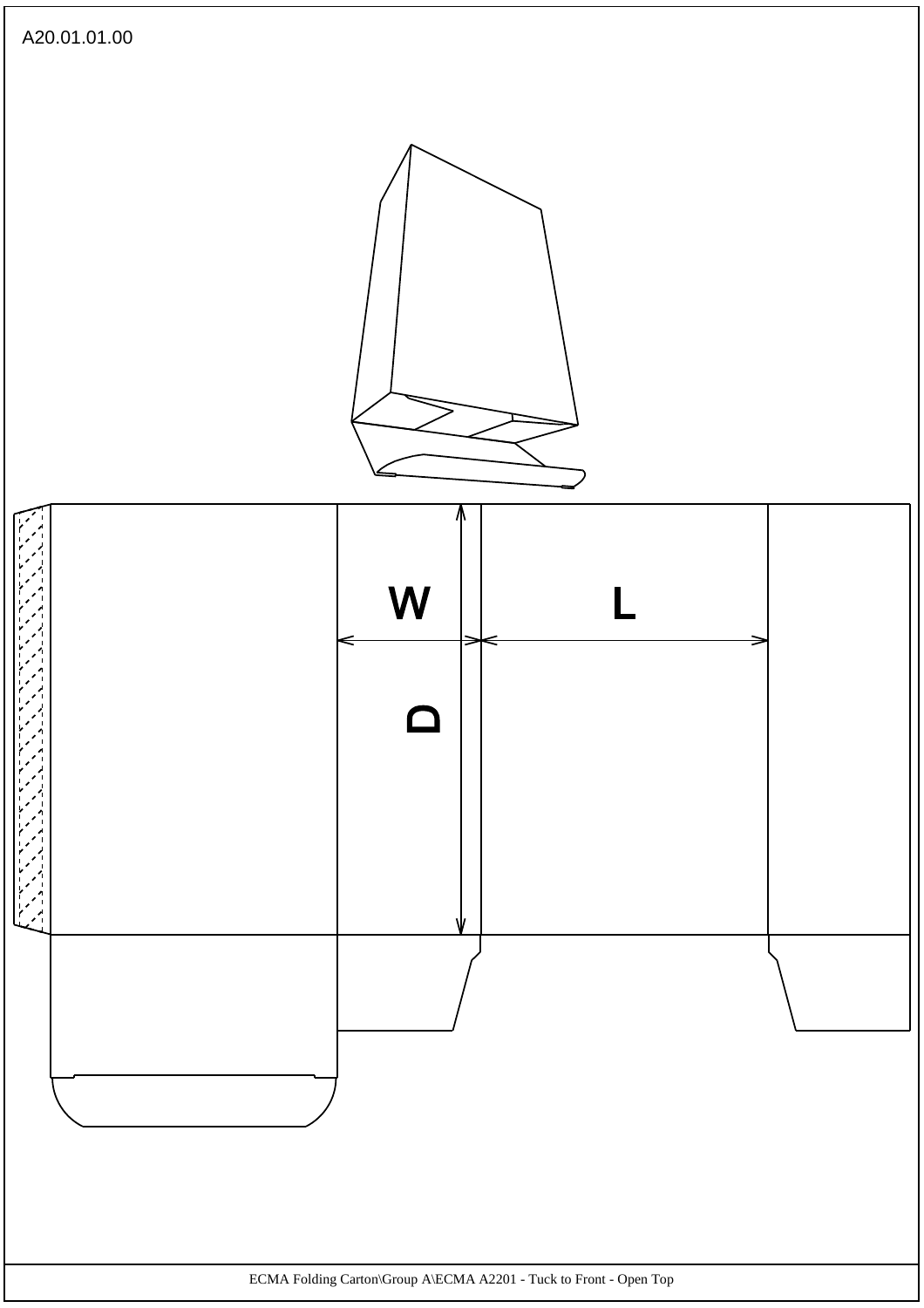A20.01.01.00

W

L

D

ECMA Folding Carton\Group A\ECMA A2201 - Tuck to Front - Open Top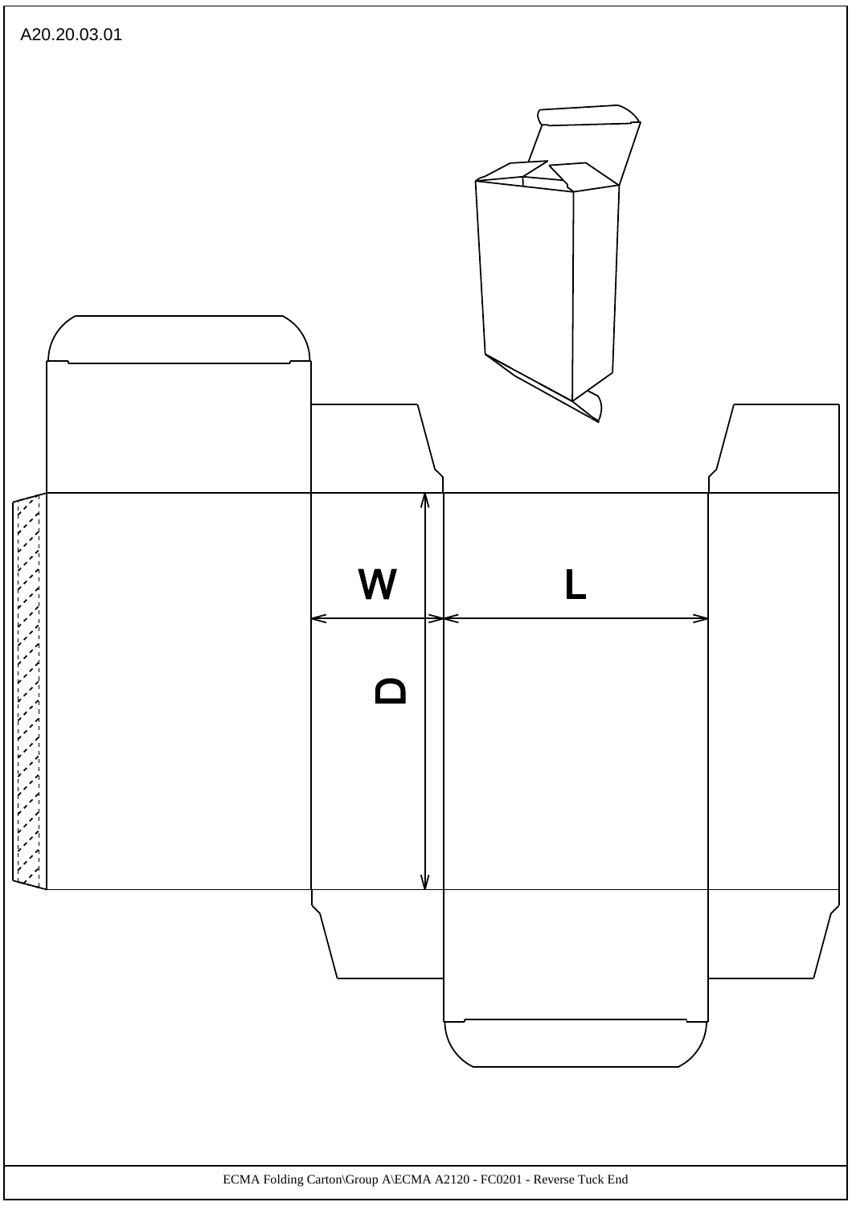A20.20.03.01

W

L

D

ECMA Folding Carton\Group A\ECMA A2120 - FC0201 - Reverse Tuck End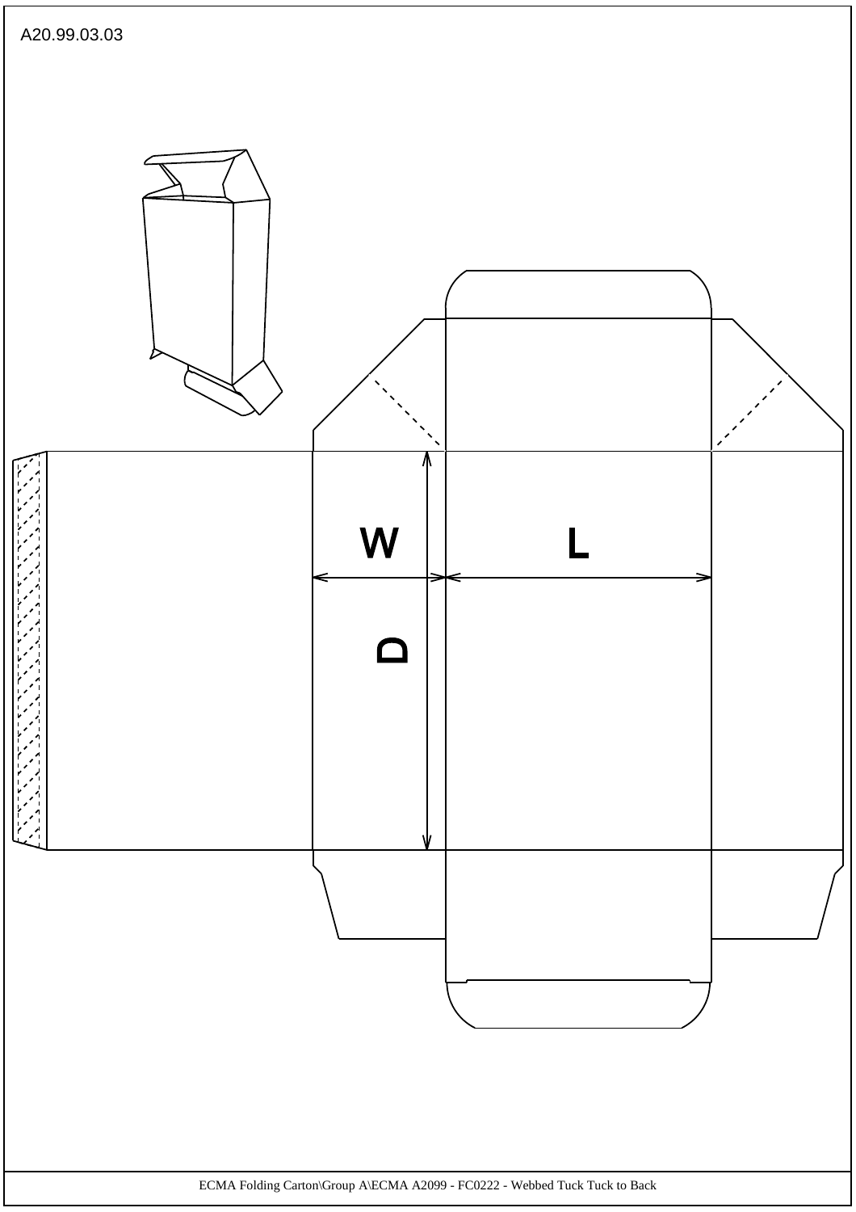A20.99.03.03

W

L

D

ECMA Folding Carton\Group A\ECMA A2099 - FC0222 - Webbed Tuck Tuck to Back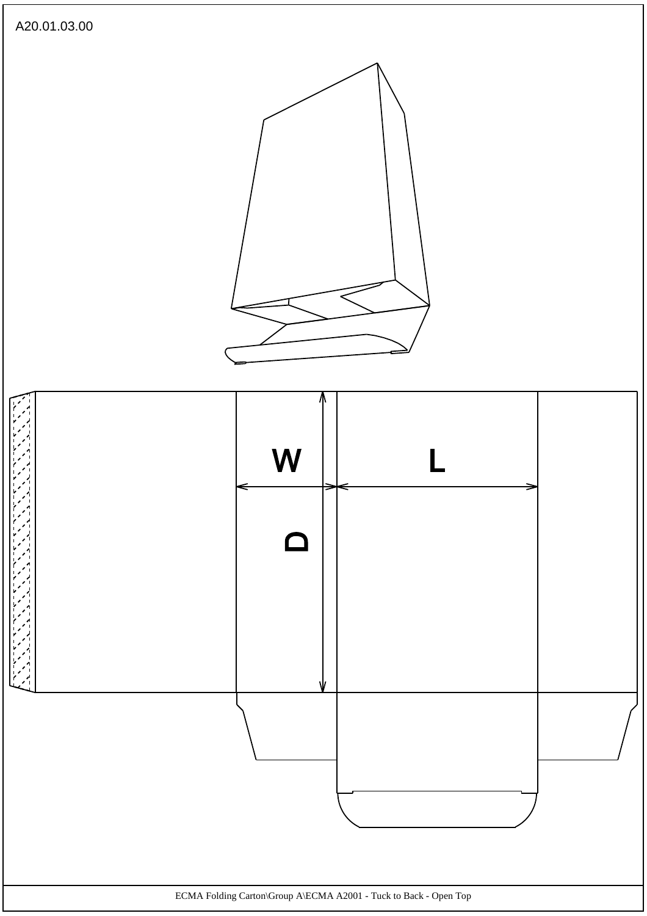A20.01.03.00

W

L

D

ECMA Folding Carton\Group A\ECMA A2001 - Tuck to Back - Open Top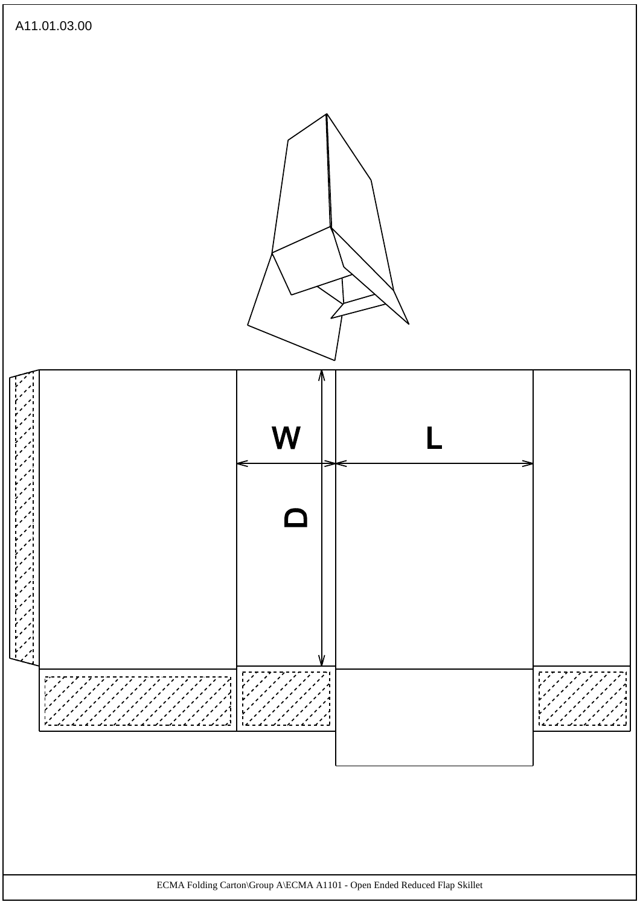A11.01.03.00

W

L

D

ECMA Folding Carton\Group A\ECMA A1101 - Open Ended Reduced Flap Skillet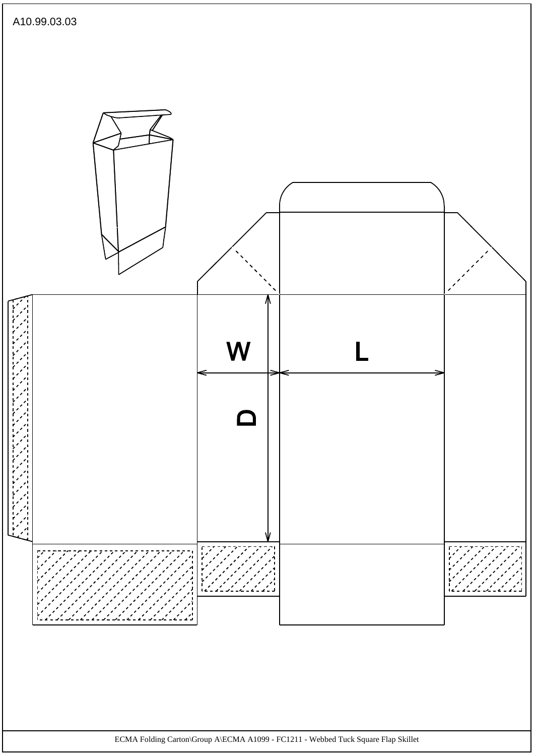A10.99.03.03

W

L

D

ECMA Folding Carton\Group A\ECMA A1099 - FC1211 - Webbed Tuck Square Flap Skillet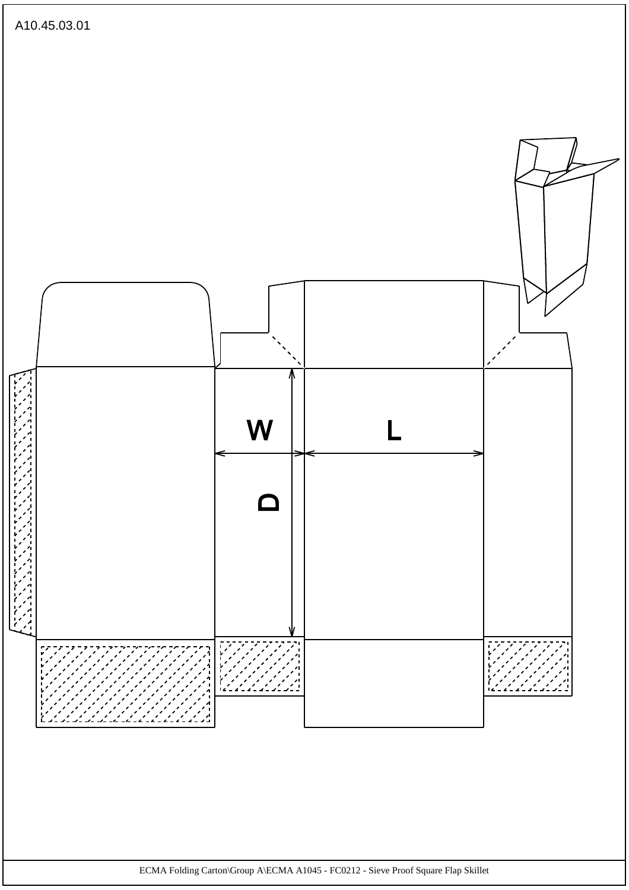A10.45.03.01

W

L

D

ECMA Folding Carton\Group A\ECMA A1045 - FC0212 - Sieve Proof Square Flap Skillet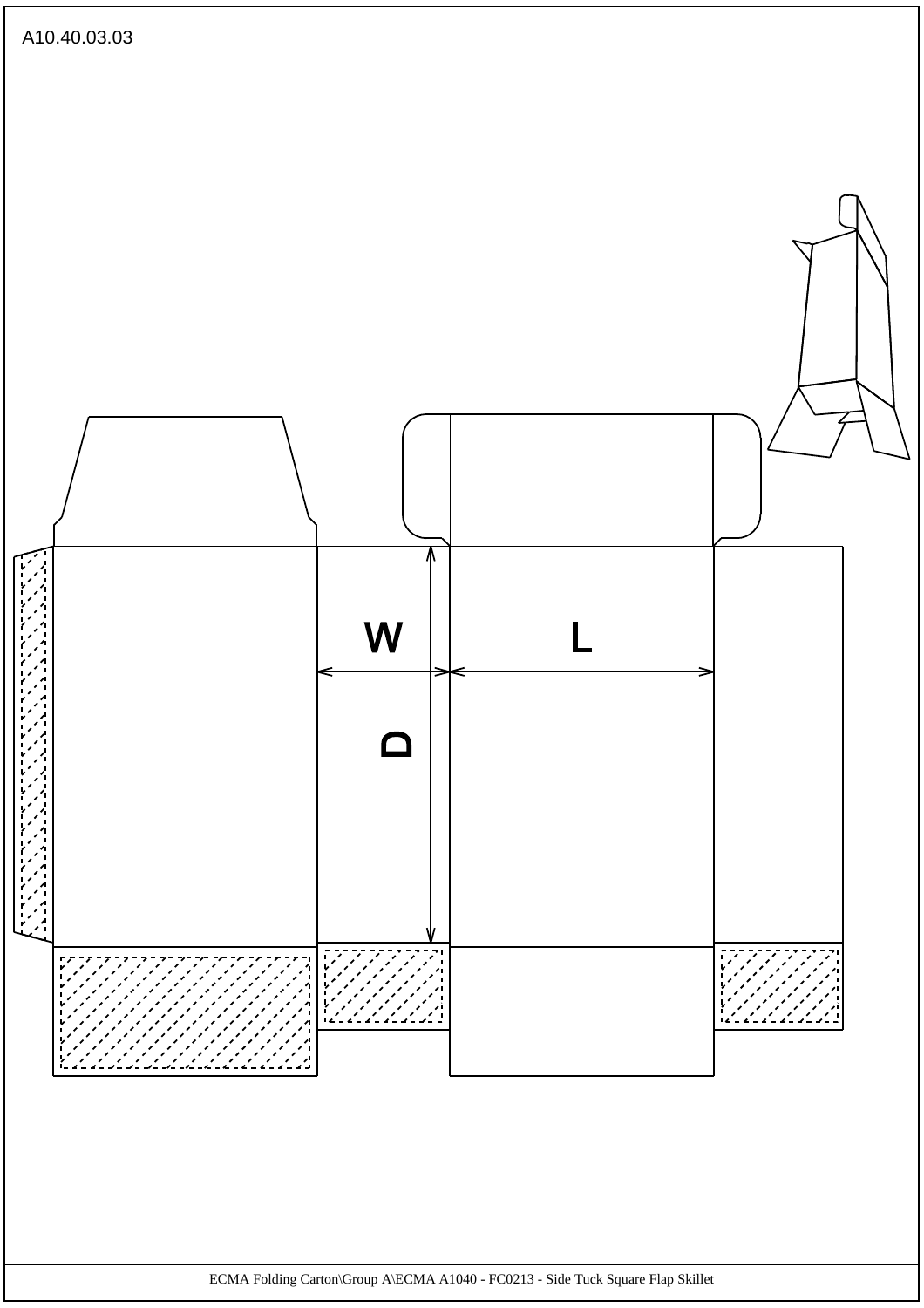A10.40.03.03

W

L

D

ECMA Folding Carton\Group A\ECMA A1040 - FC0213 - Side Tuck Square Flap Skillet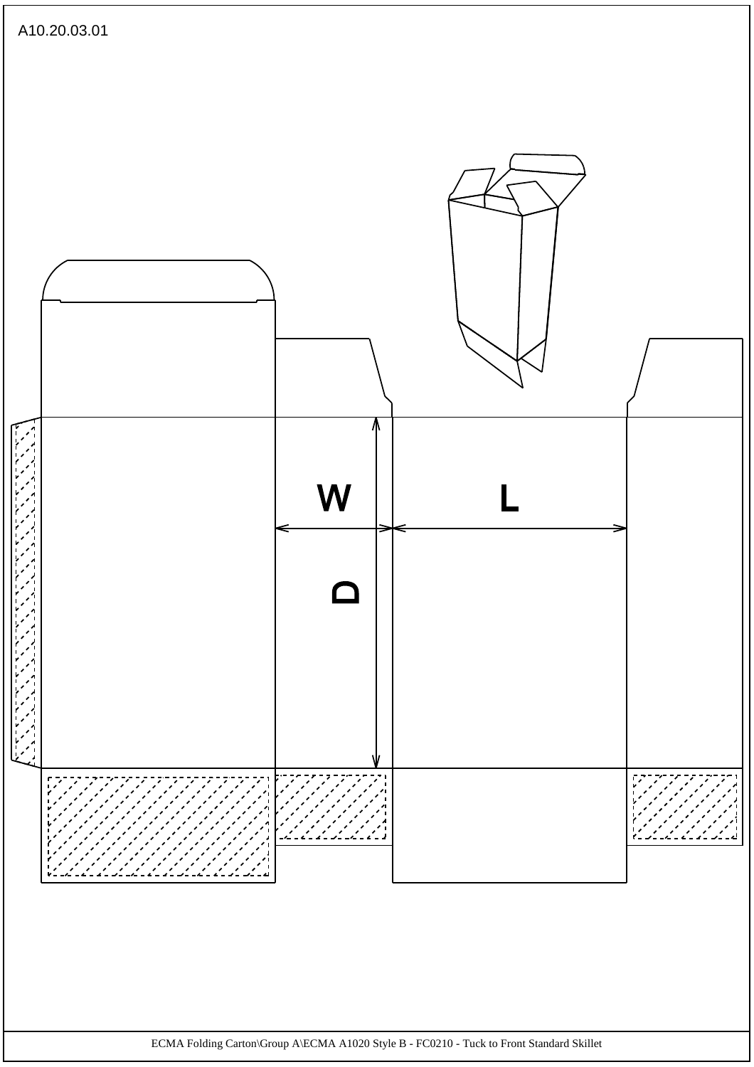A10.20.03.01

W

L

D

ECMA Folding Carton\Group A\ECMA A1020 Style B - FC0210 - Tuck to Front Standard Skillet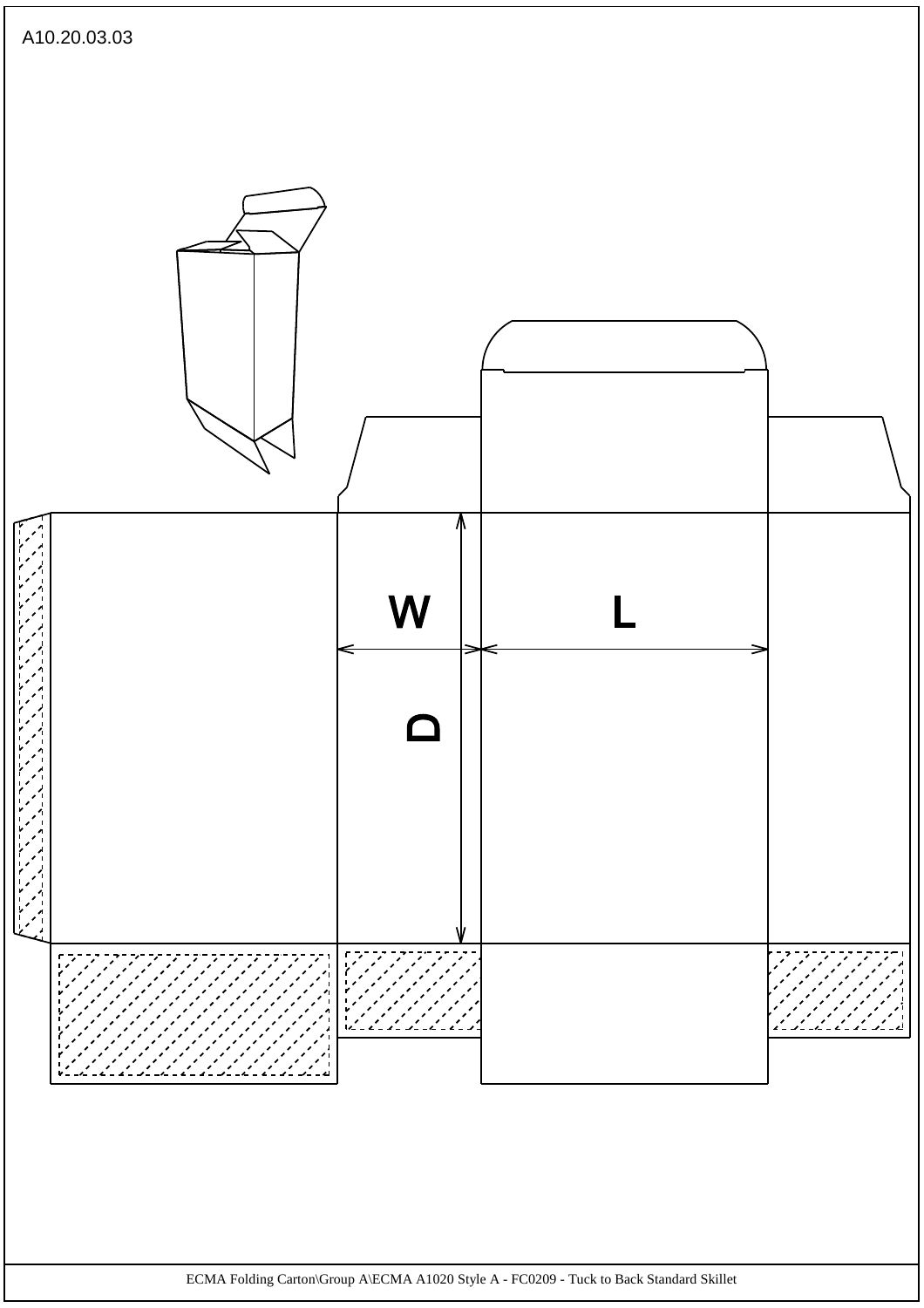A10.20.03.03

W

L

D

ECMA Folding Carton\Group A\ECMA A1020 Style A - FC0209 - Tuck to Back Standard Skillet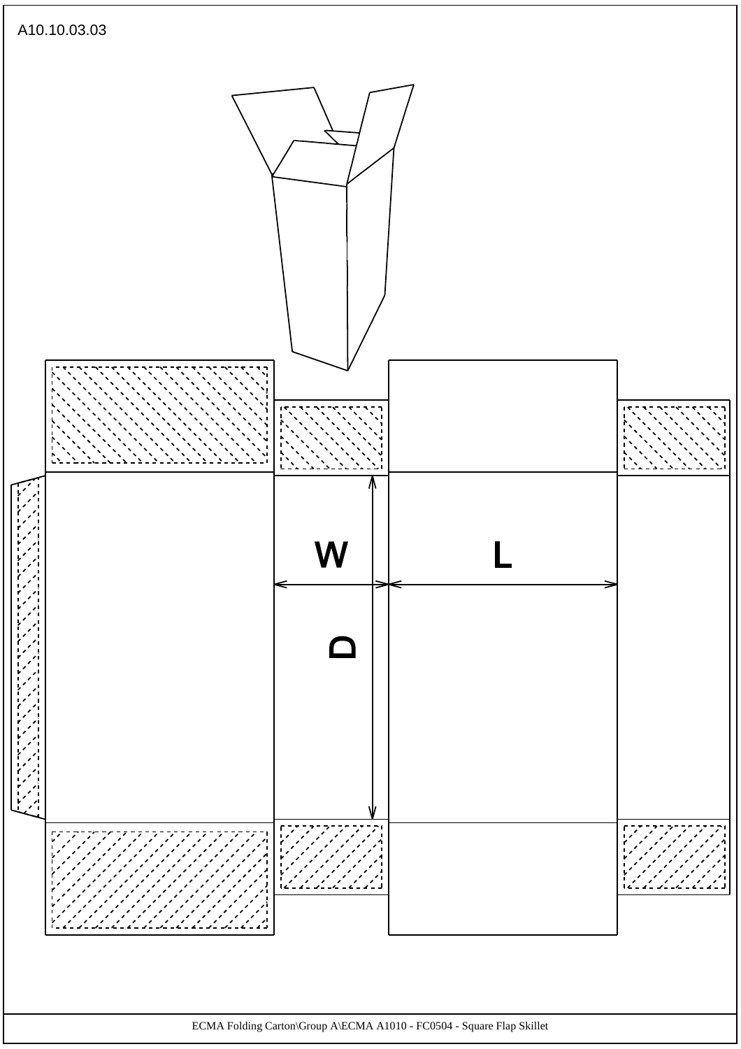A10.10.03.03

W

L

D

ECMA Folding Carton\Group A\ECMA A1010 - FC0504 - Square Flap Skillet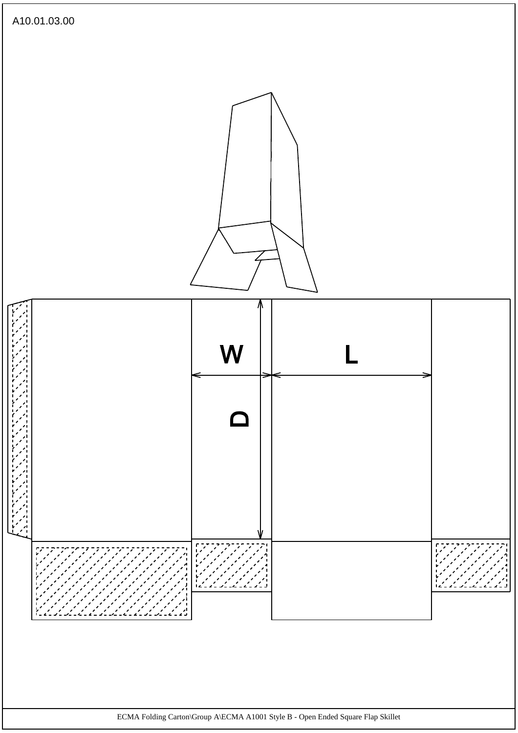A10.01.03.00

W

L

D

ECMA Folding Carton\Group A\ECMA A1001 Style B - Open Ended Square Flap Skillet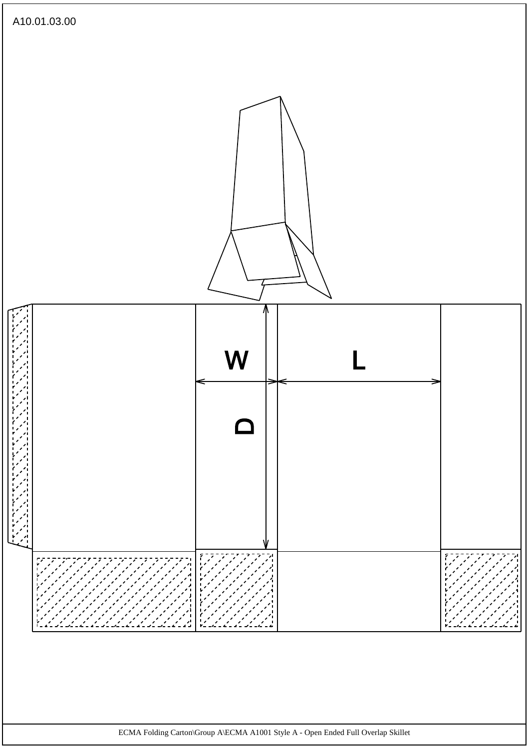A10.01.03.00

W

L

D

ECMA Folding Carton\Group A\ECMA A1001 Style A - Open Ended Full Overlap Skillet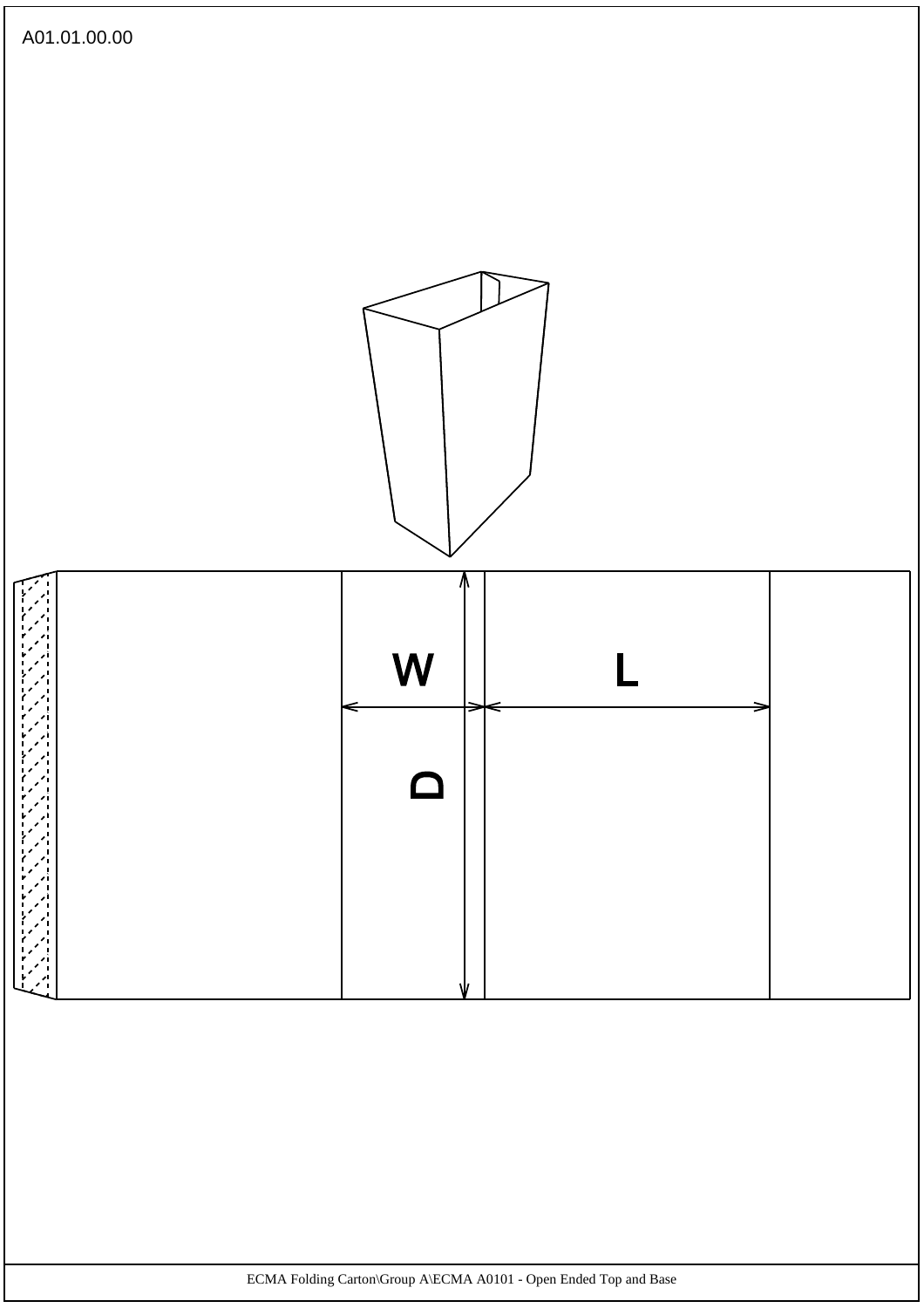A01.01.00.00

W

L

D

ECMA Folding Carton\Group A\ECMA A0101 - Open Ended Top and Base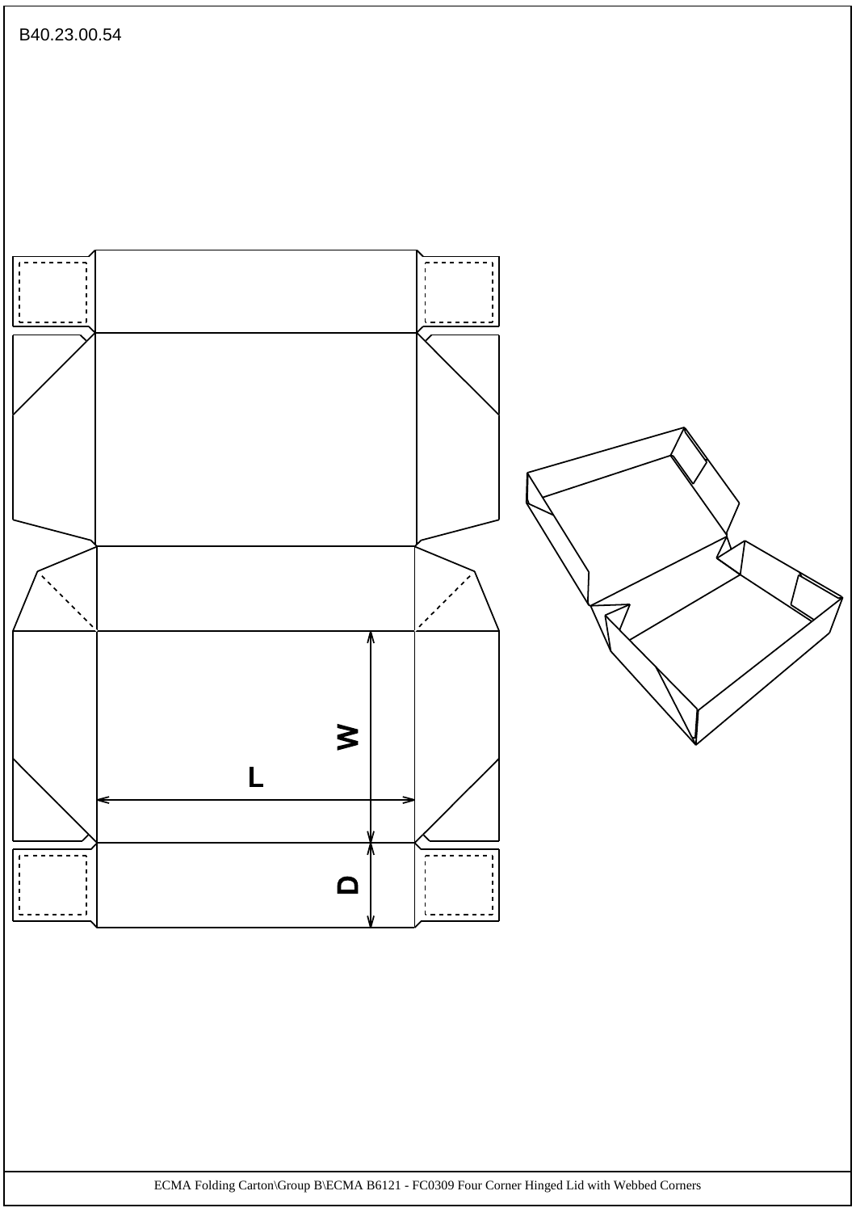B40.23.00.54

W

L

D

ECMA Folding Carton\Group B\ECMA B6121 - FC0309 Four Corner Hinged Lid with Webbed Corners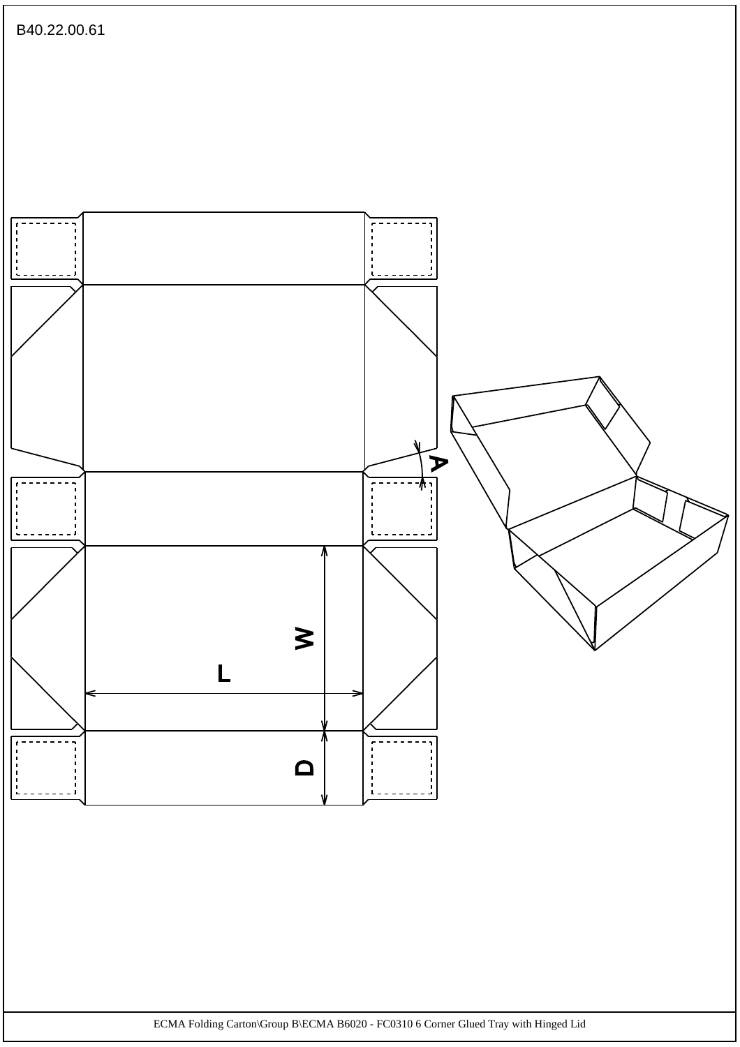B40.22.00.61

A

W

L

D

ECMA Folding Carton\Group B\ECMA B6020 - FC0310 6 Corner Glued Tray with Hinged Lid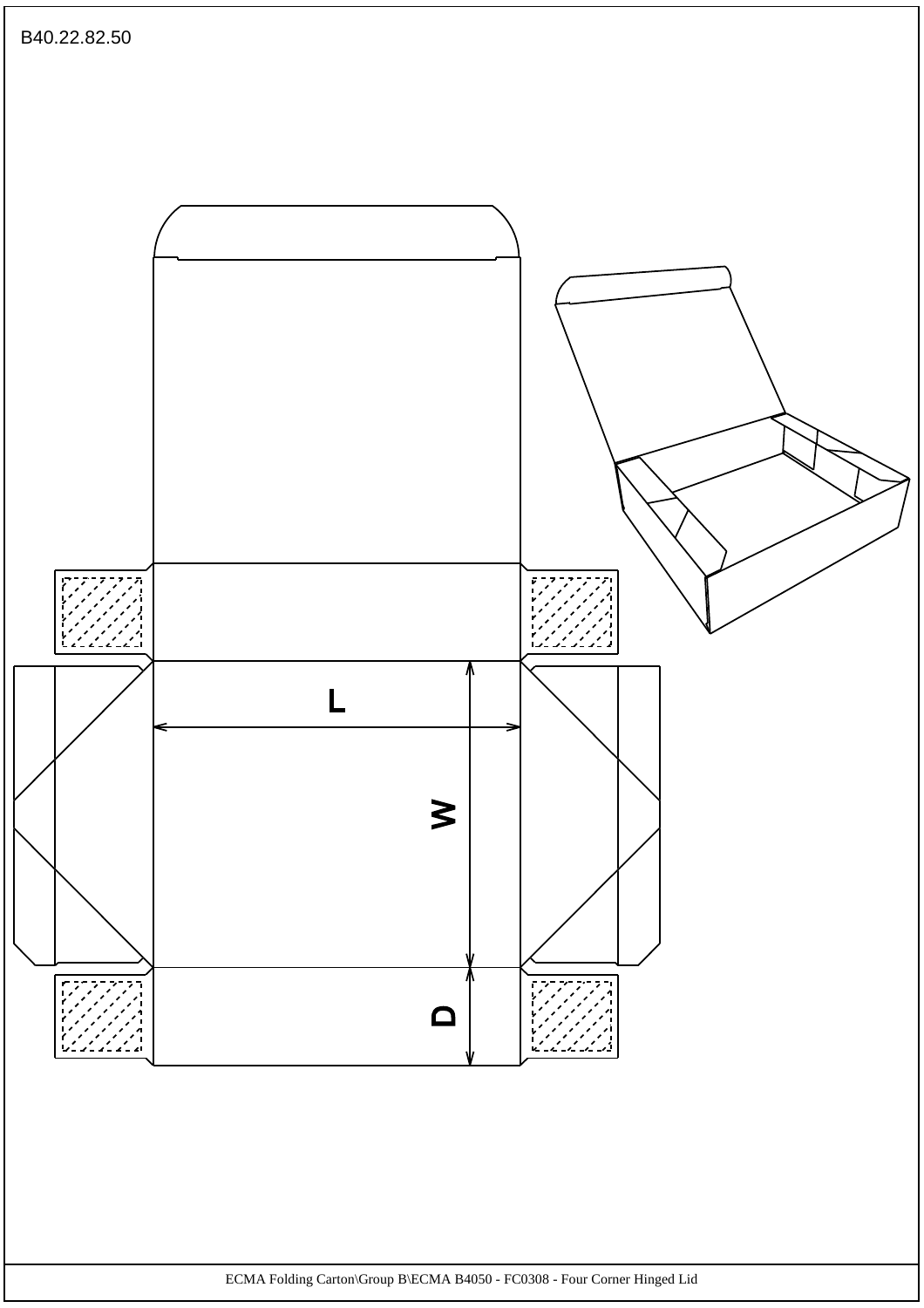B40.22.82.50

L

W

D

ECMA Folding Carton\Group B\ECMA B4050 - FC0308 - Four Corner Hinged Lid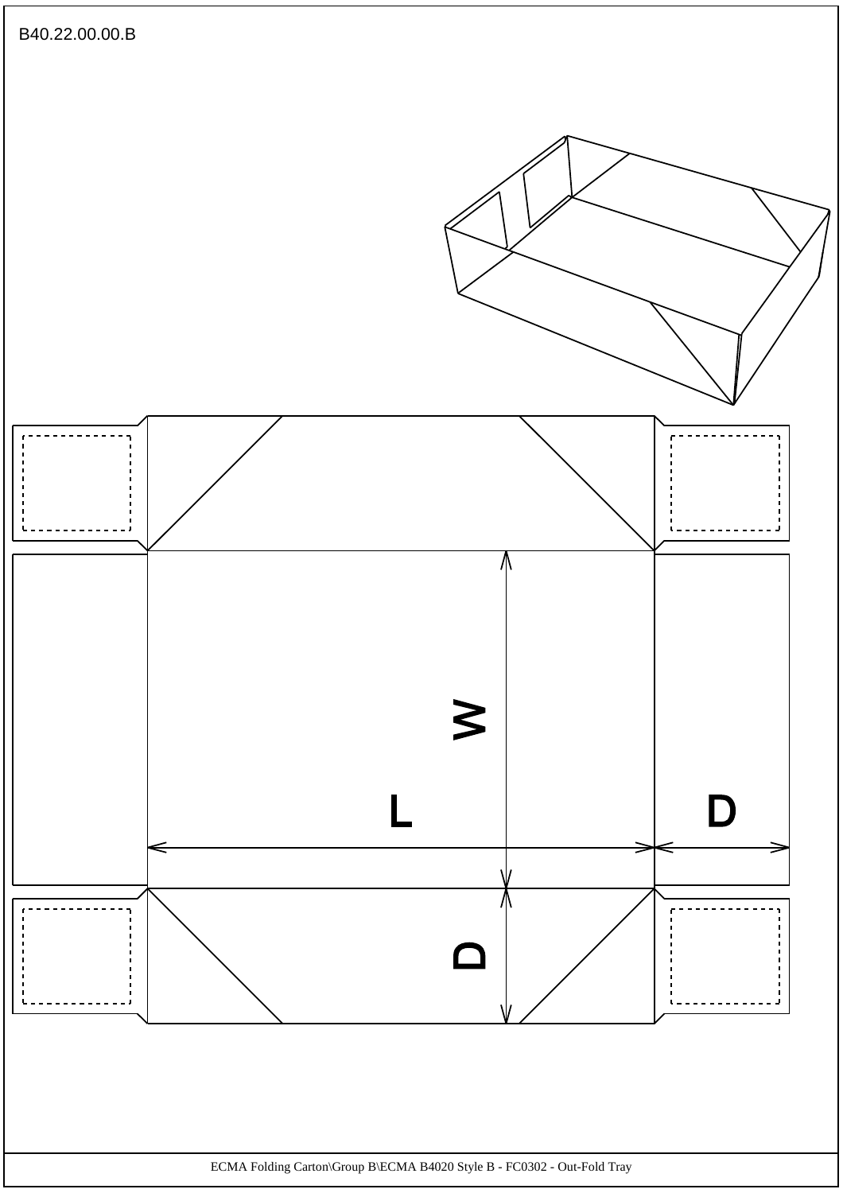B40.22.00.00.B

W

L

D

D

ECMA Folding Carton\Group B\ECMA B4020 Style B - FC0302 - Out-Fold Tray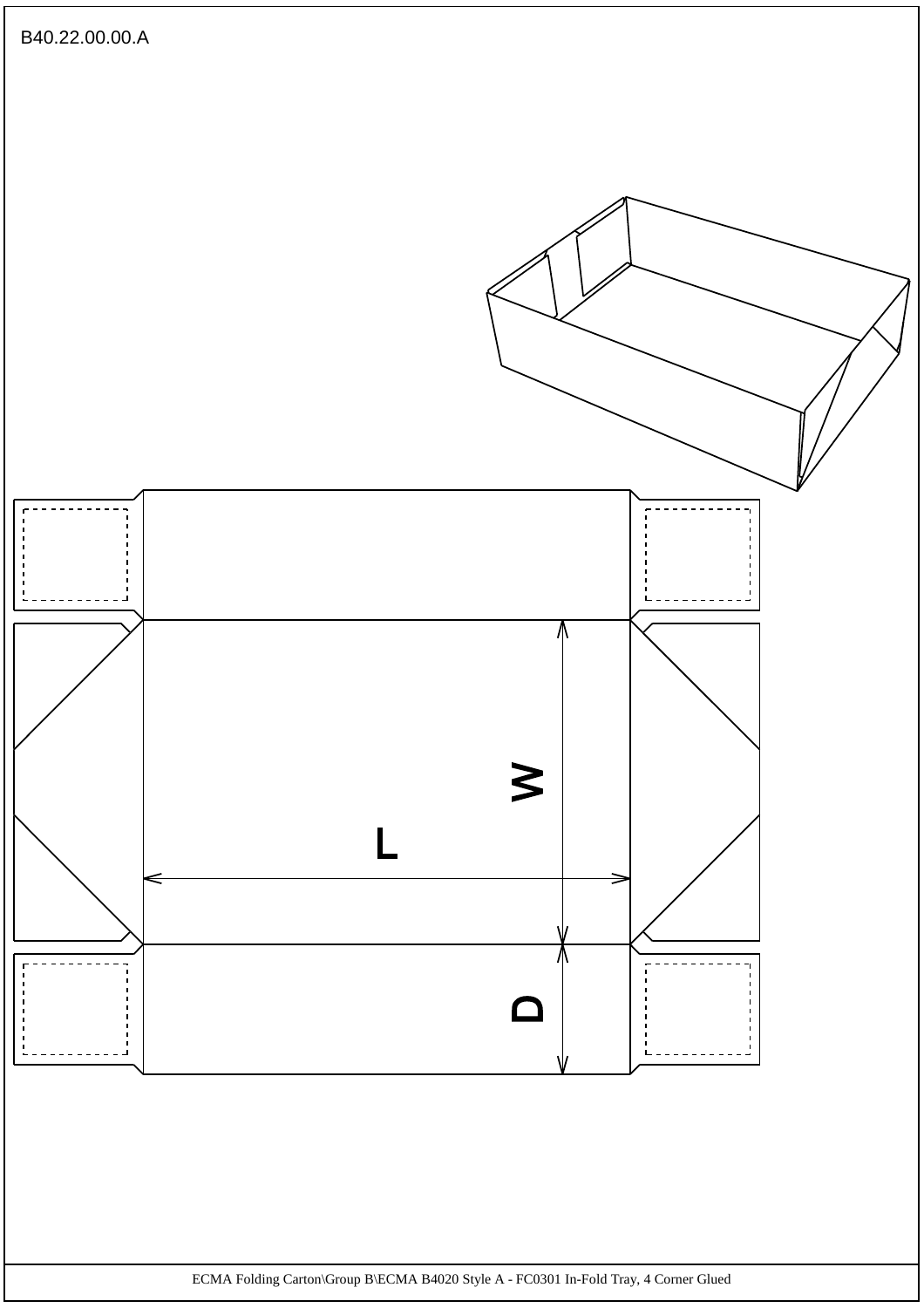B40.22.00.00.A

W

L

D

ECMA Folding Carton\Group B\ECMA B4020 Style A - FC0301 In-Fold Tray, 4 Corner Glued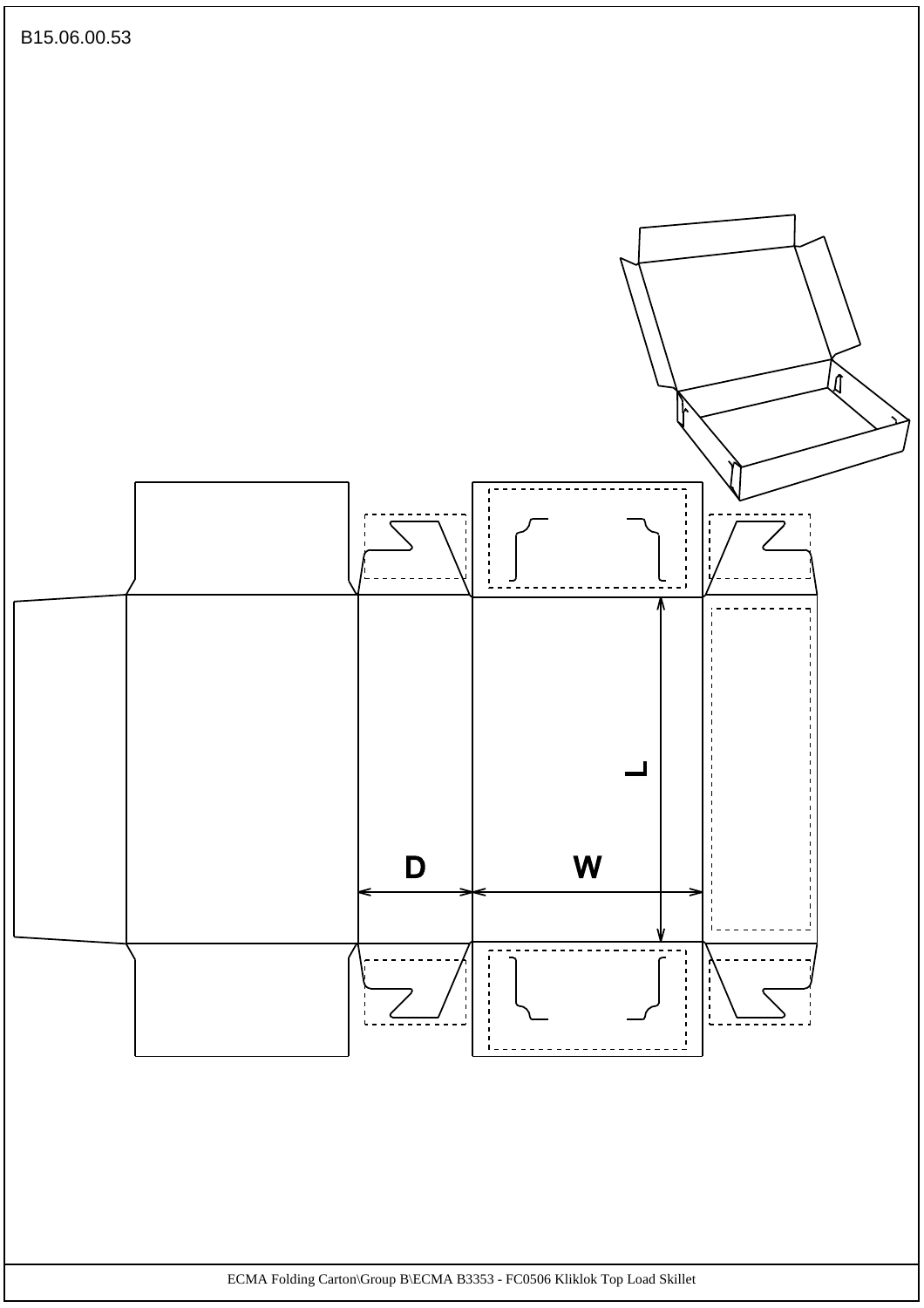B15.06.00.53

D

W

L

ECMA Folding Carton\Group B\ECMA B3353 - FC0506 Kliklok Top Load Skillet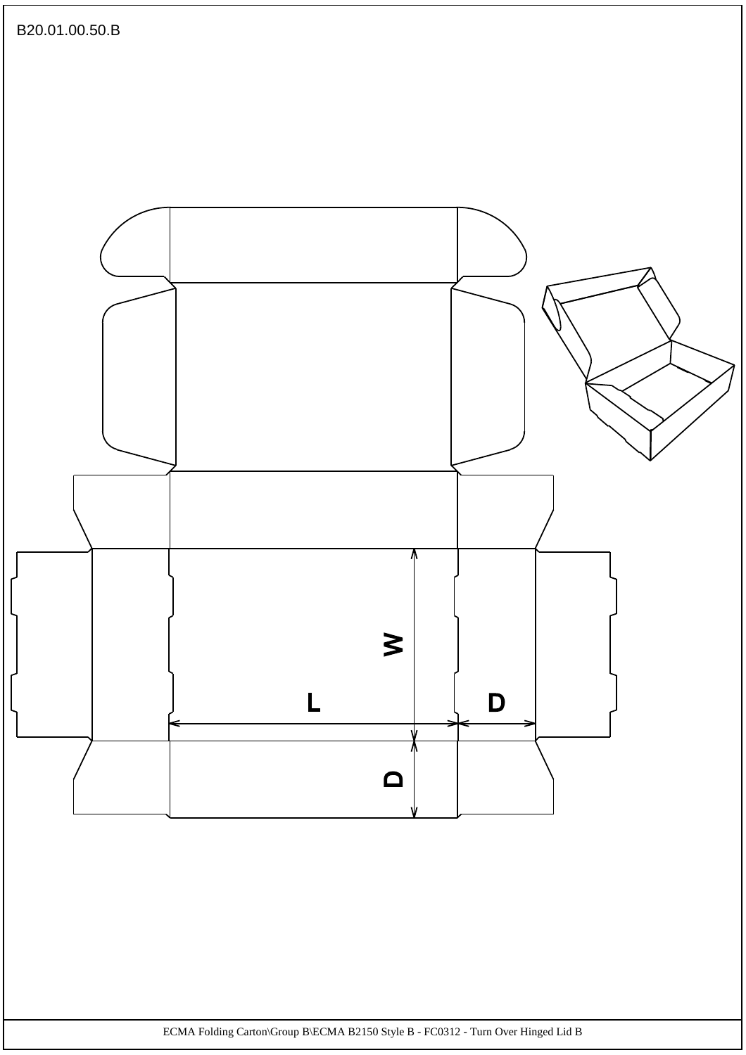B20.01.00.50.B

W

L

D

D

ECMA Folding Carton\Group B\ECMA B2150 Style B - FC0312 - Turn Over Hinged Lid B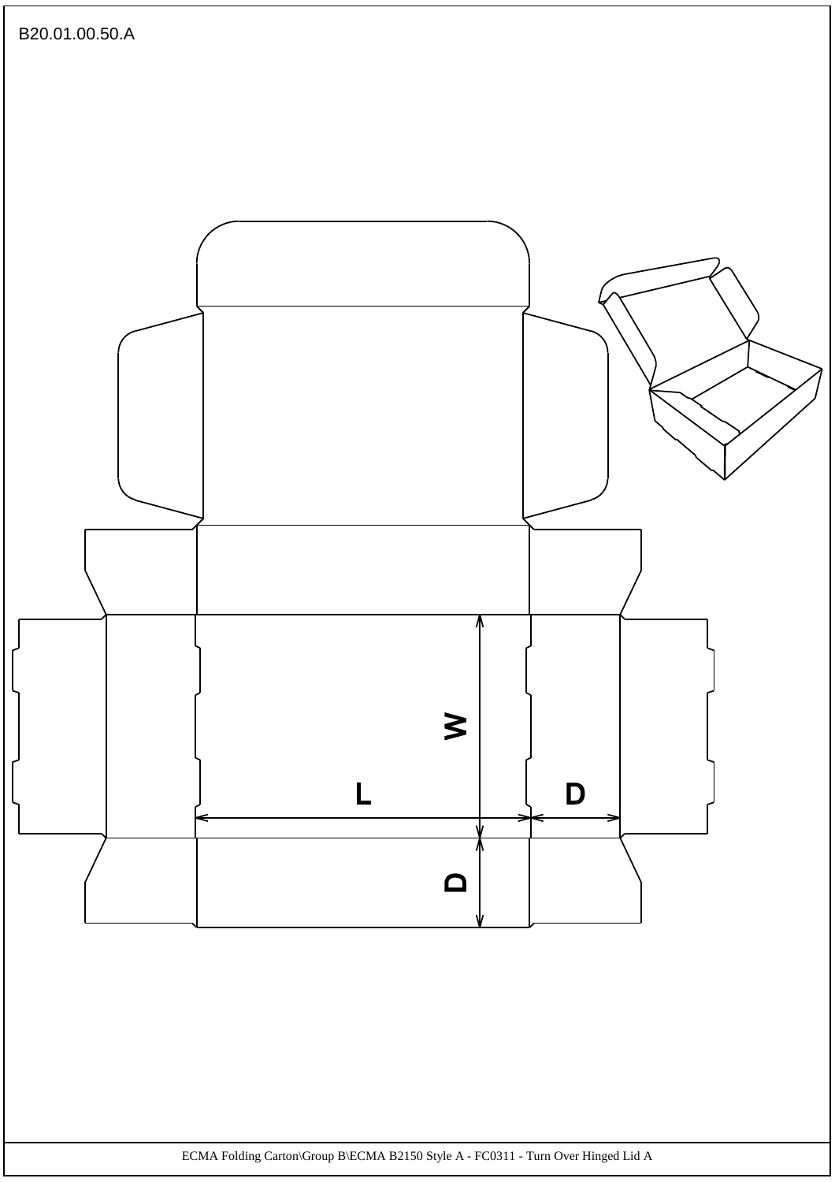B20.01.00.50.A

W

L

D

D

ECMA Folding Carton\Group B\ECMA B2150 Style A - FC0311 - Turn Over Hinged Lid A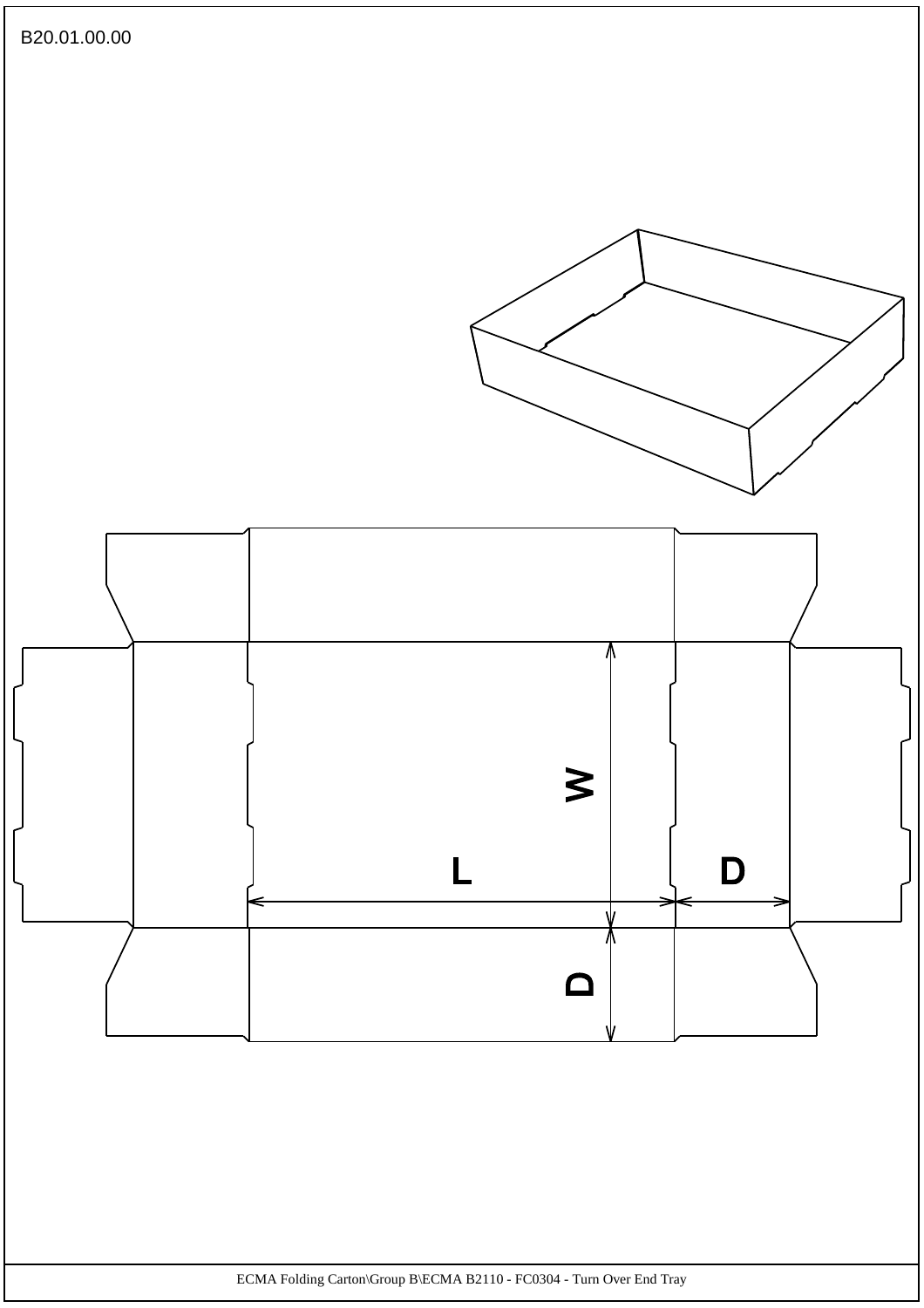B20.01.00.00

W

L

D

D

ECMA Folding Carton\Group B\ECMA B2110 - FC0304 - Turn Over End Tray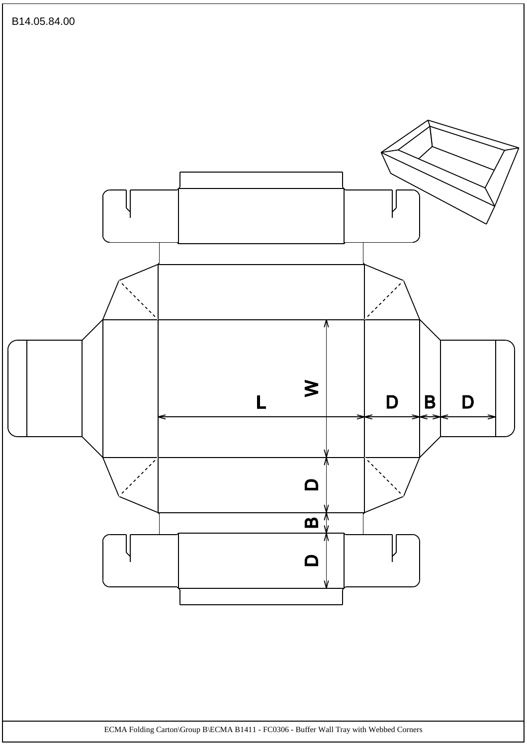B14.05.84.00

L

W

D

B

D

D

B

D

ECMA Folding Carton\Group B\ECMA B1411 - FC0306 - Buffer Wall Tray with Webbed Corners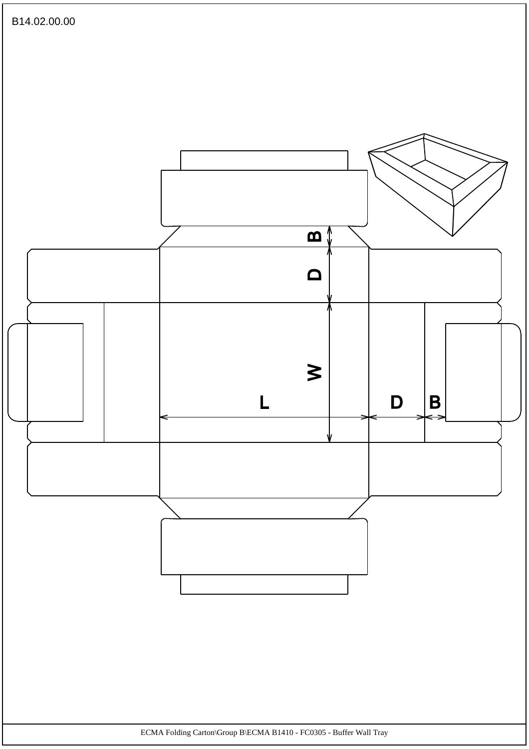B14.02.00.00

B

D

W

L

D

B

ECMA Folding Carton\Group B\ECMA B1410 - FC0305 - Buffer Wall Tray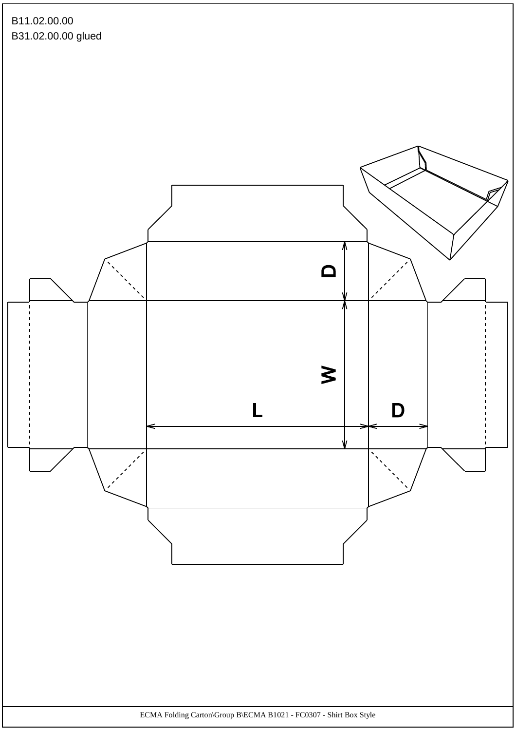B11.02.00.00
B31.02.00.00 glued

D

W

L

D

ECMA Folding Carton\Group B\ECMA B1021 - FC0307 - Shirt Box Style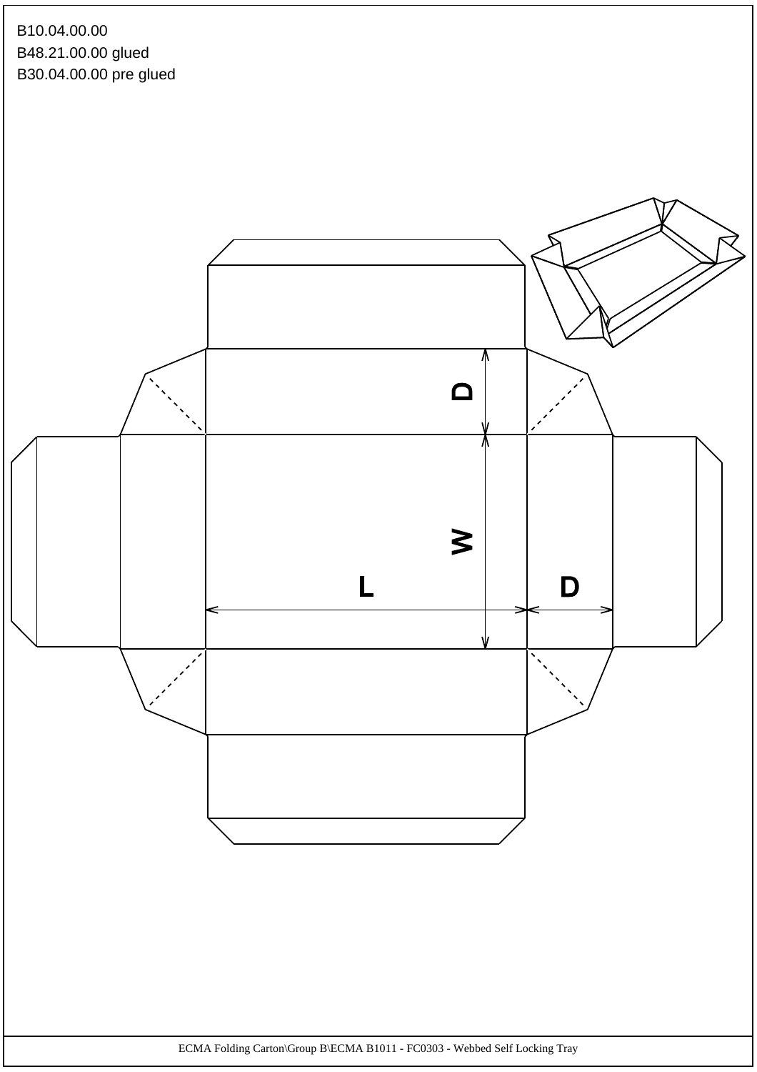B10.04.00.00
B48.21.00.00 glued
B30.04.00.00 pre glued

D

W

L

D

ECMA Folding Carton\Group B\ECMA B1011 - FC0303 - Webbed Self Locking Tray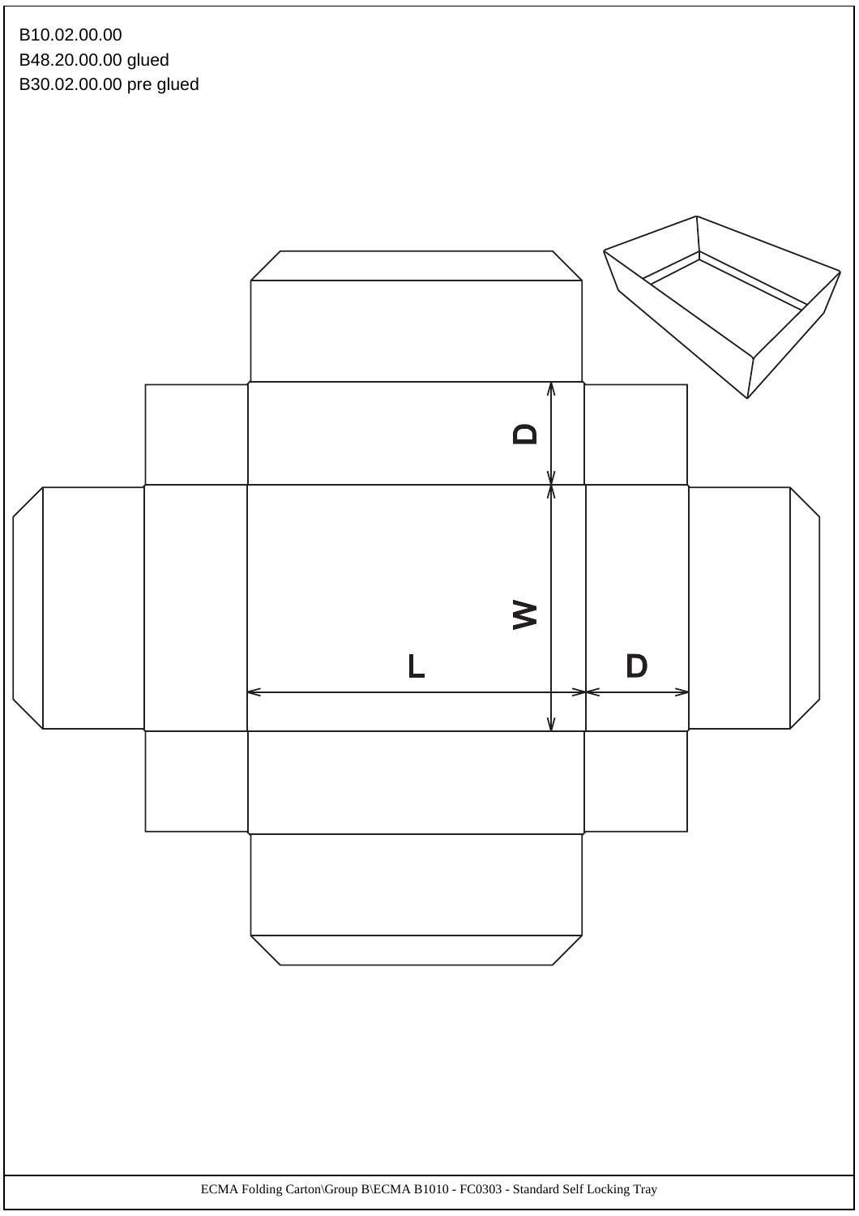B10.02.00.00
B48.20.00.00 glued
B30.02.00.00 pre glued

D

W

L

D

ECMA Folding Carton\Group B\ECMA B1010 - FC0303 - Standard Self Locking Tray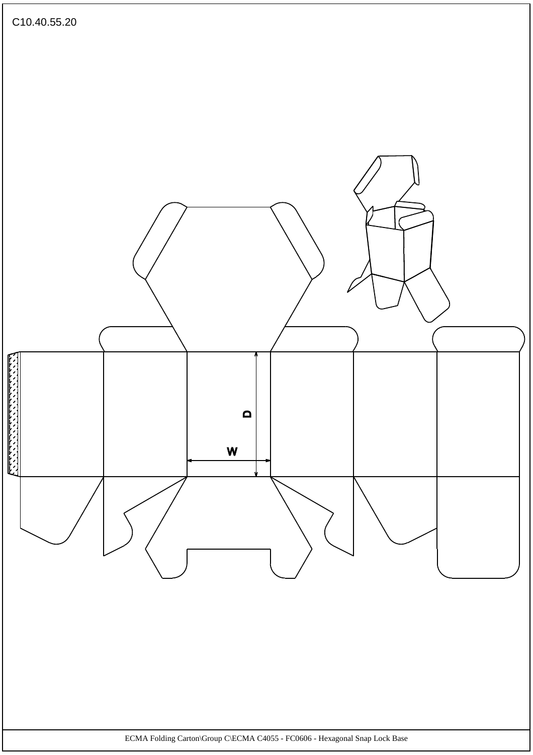C10.40.55.20

D

W

ECMA Folding Carton\Group C\ECMA C4055 - FC0606 - Hexagonal Snap Lock Base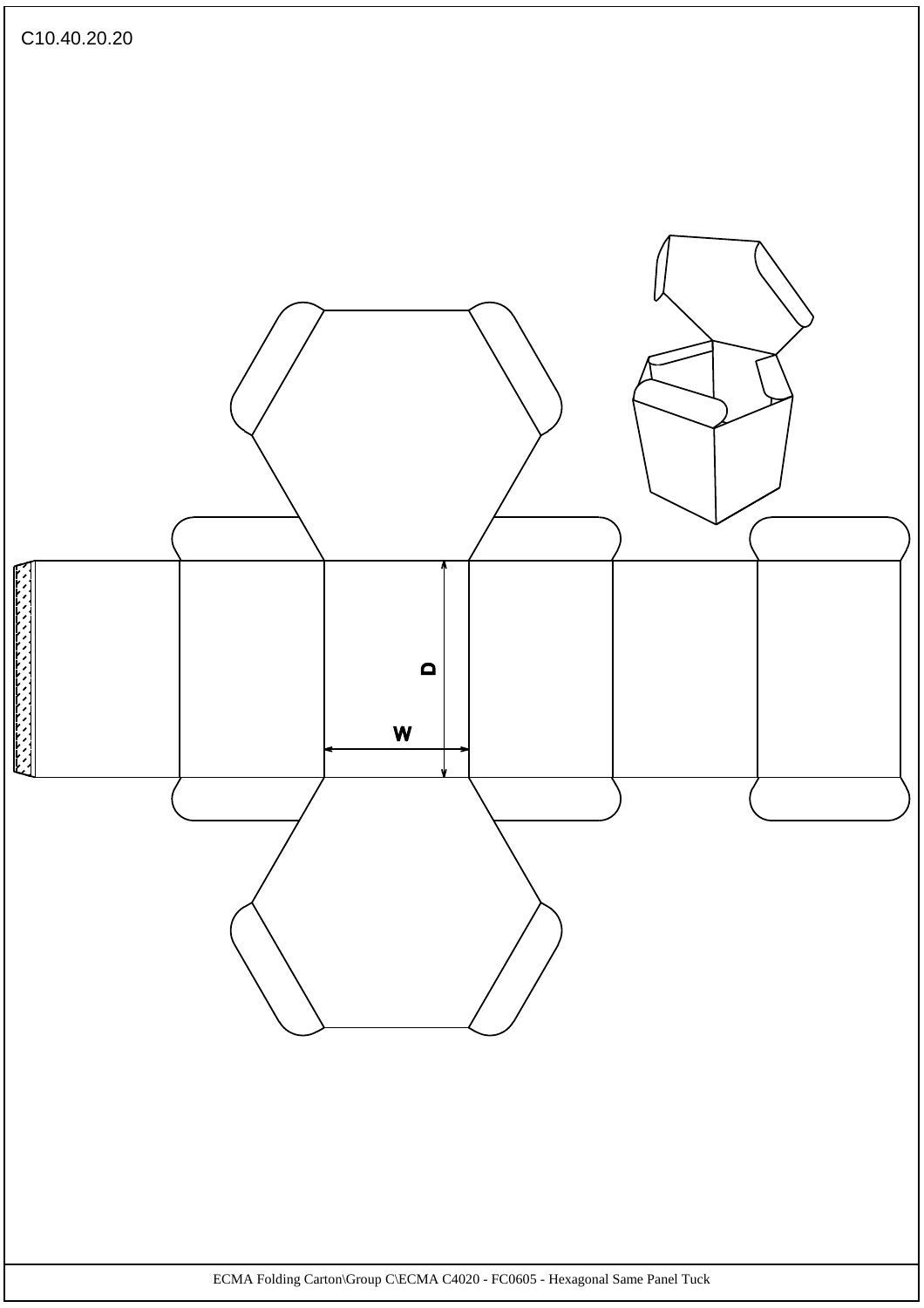C10.40.20.20

D

W

ECMA Folding Carton\Group C\ECMA C4020 - FC0605 - Hexagonal Same Panel Tuck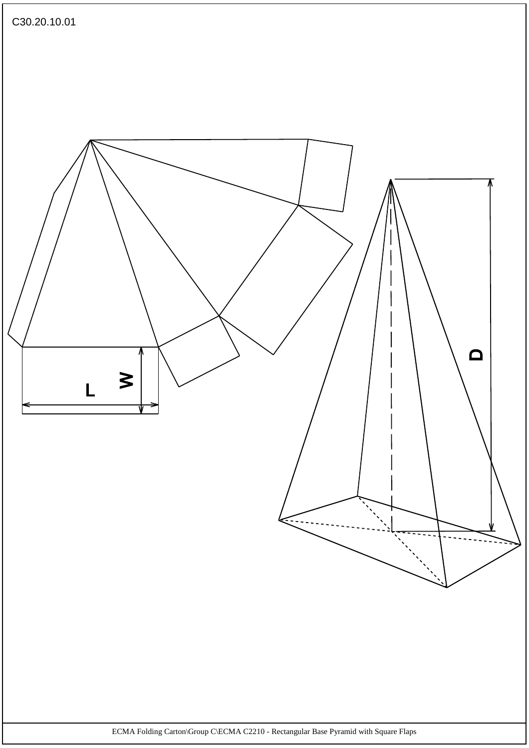C30.20.10.01

L

W

D

ECMA Folding Carton\Group C\ECMA C2210 - Rectangular Base Pyramid with Square Flaps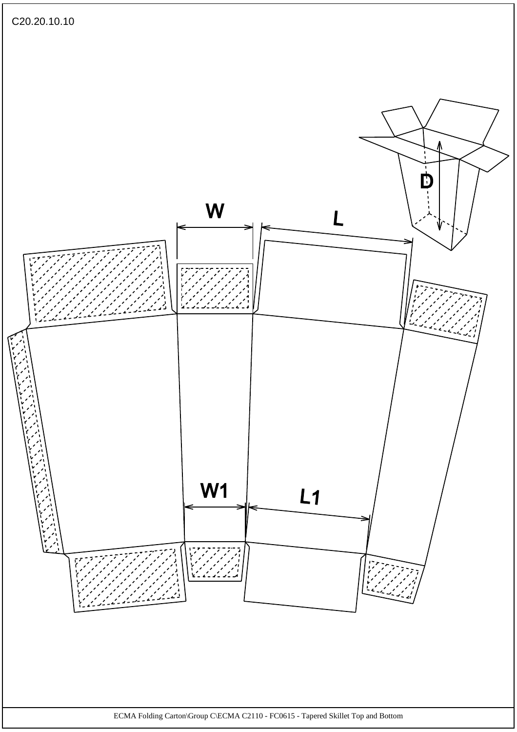C20.20.10.10

W

L

D

W1

L1

ECMA Folding Carton\Group C\ECMA C2110 - FC0615 - Tapered Skillet Top and Bottom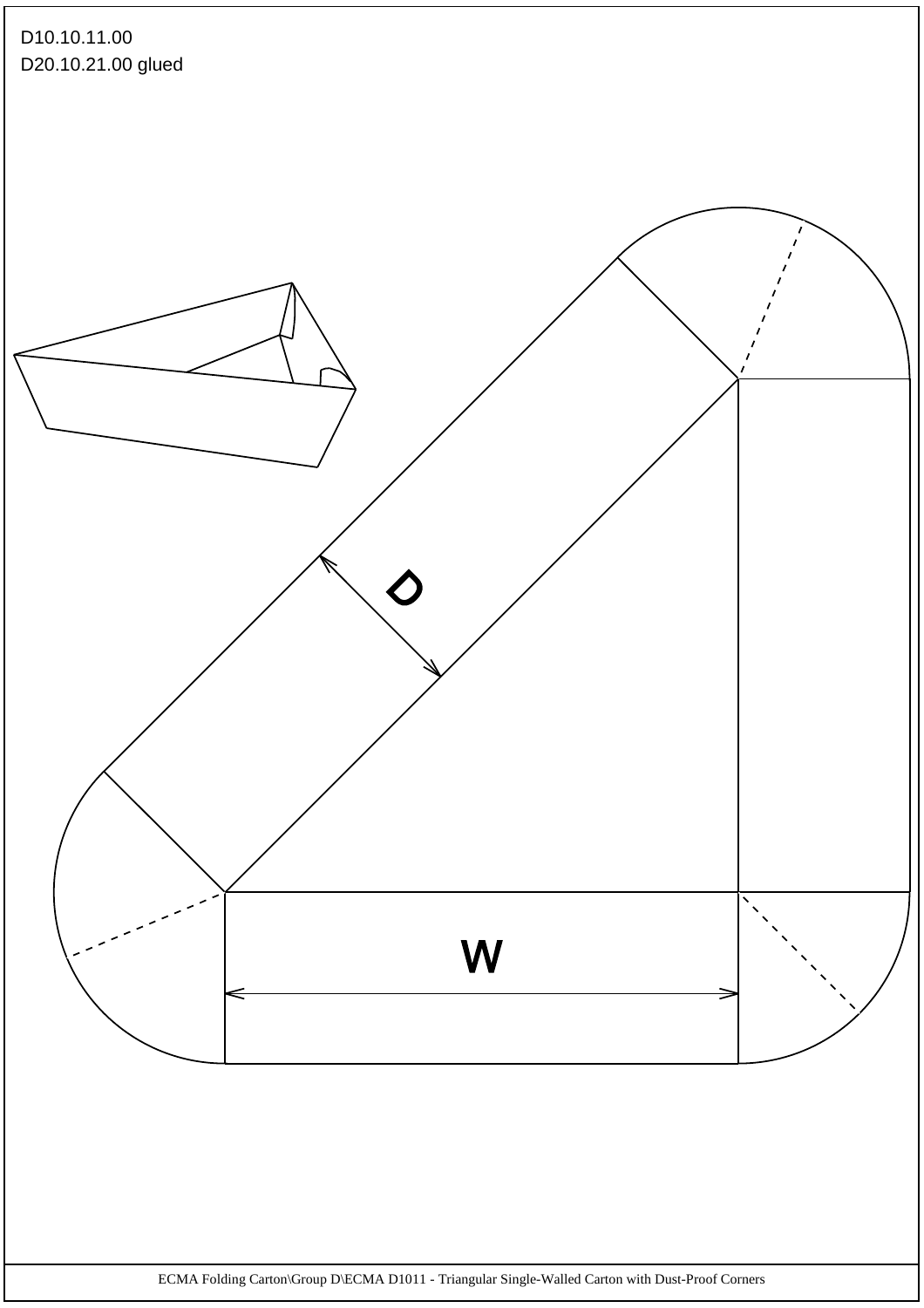D10.10.11.00
D20.10.21.00 glued

D

W

ECMA Folding Carton\Group D\ECMA D1011 - Triangular Single-Walled Carton with Dust-Proof Corners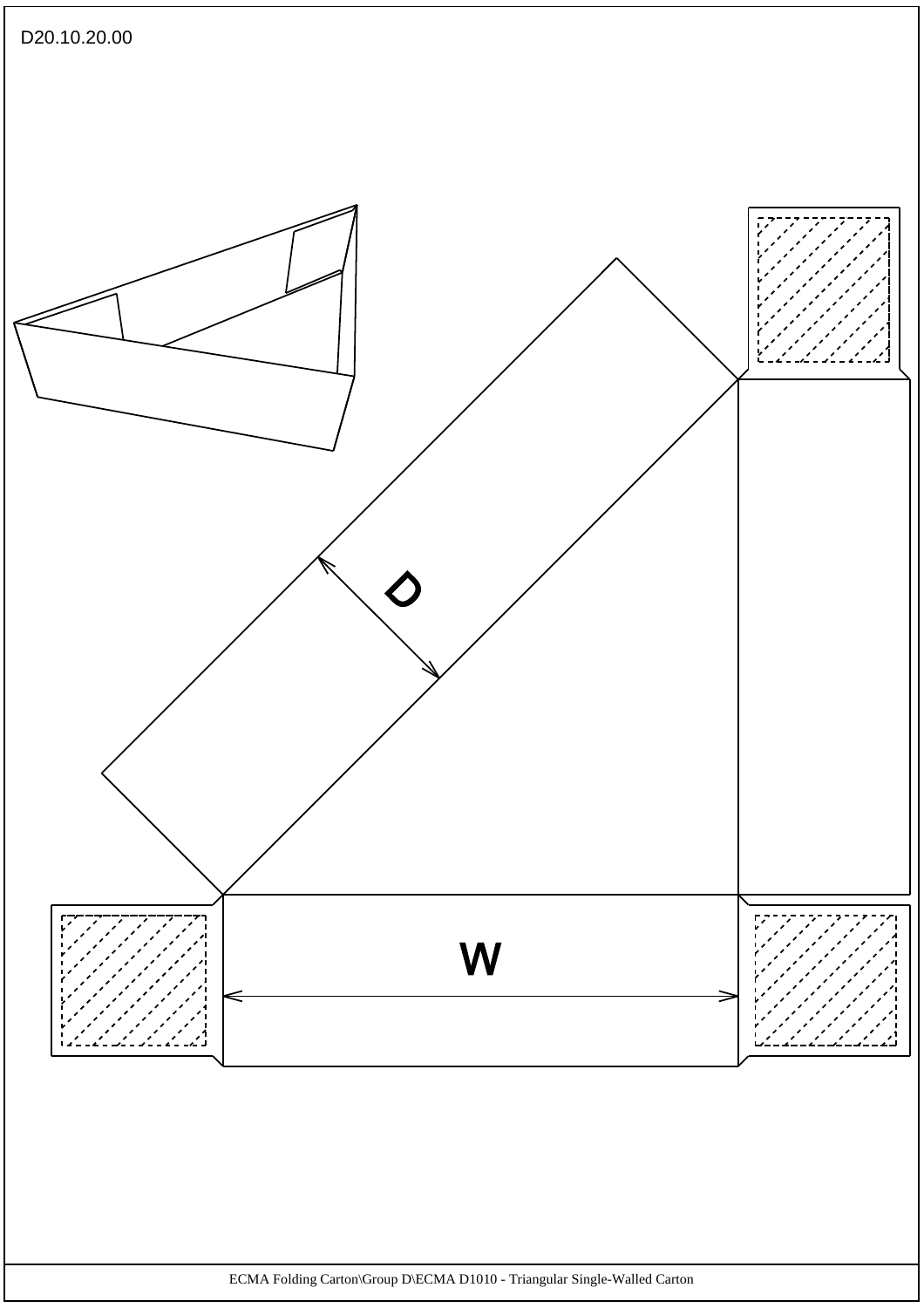D20.10.20.00

D

W

ECMA Folding Carton\Group D\ECMA D1010 - Triangular Single-Walled Carton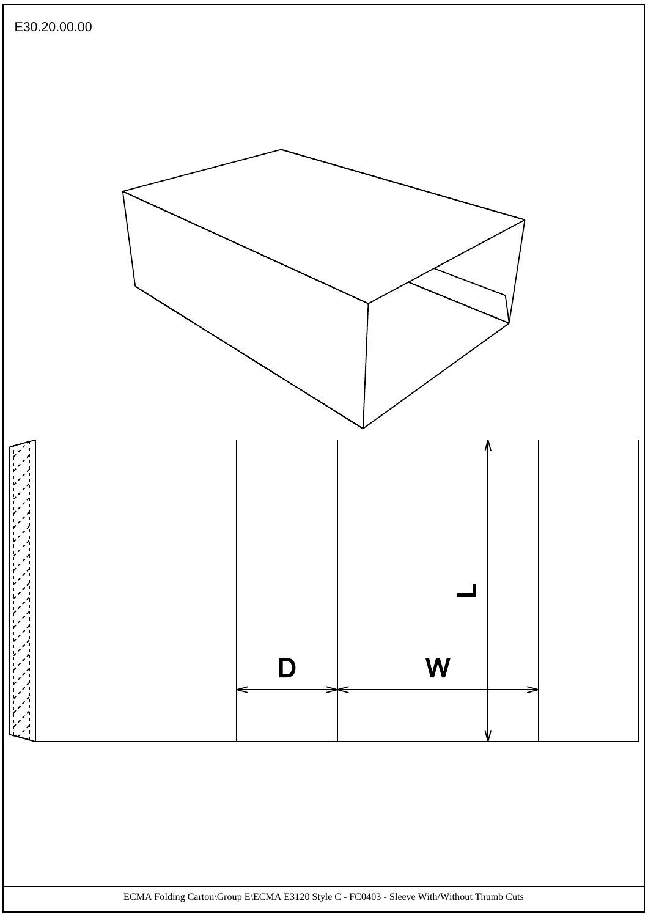E30.20.00.00

D

W

L

ECMA Folding Carton\Group E\ECMA E3120 Style C - FC0403 - Sleeve With/Without Thumb Cuts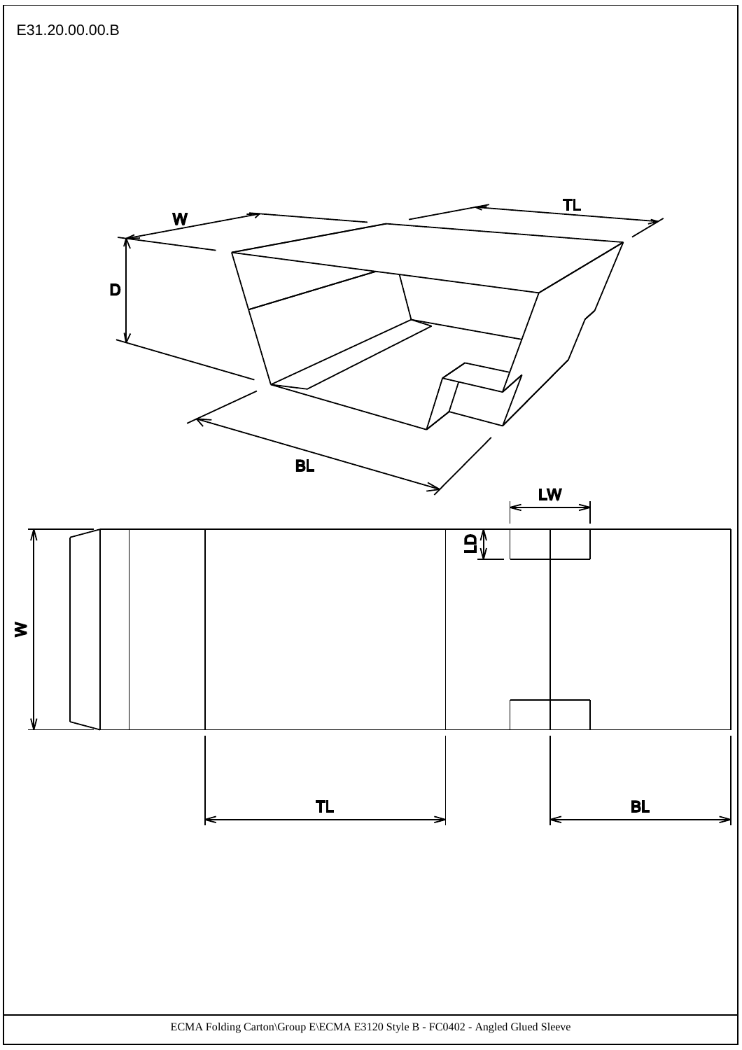E31.20.00.00.B

W

TL

D

BL

LW

LD

W

TL

BL

ECMA Folding Carton\Group E\ECMA E3120 Style B - FC0402 - Angled Glued Sleeve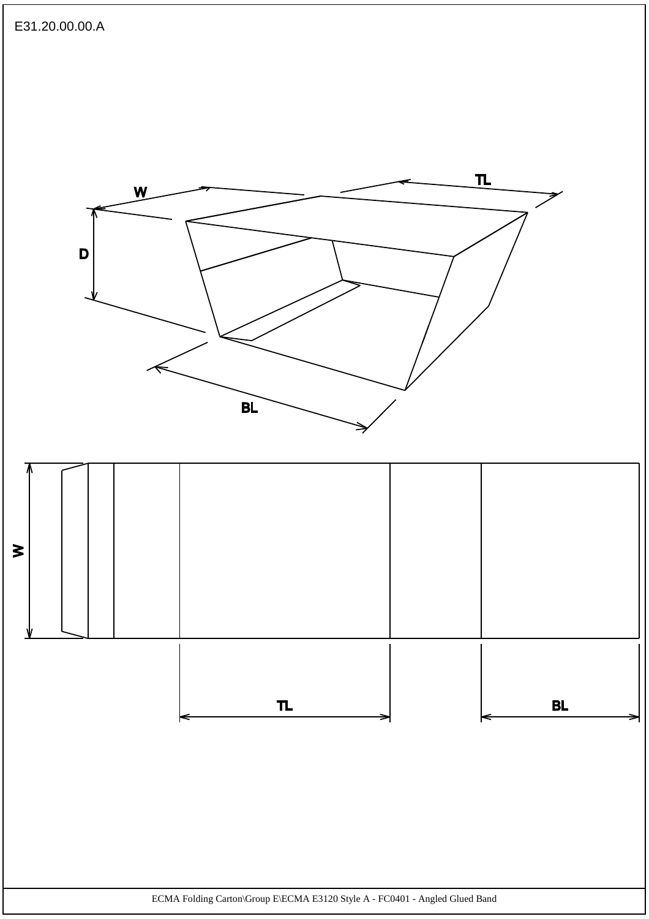E31.20.00.00.A

W

TL

D

BL

W

TL

BL

ECMA Folding Carton\Group E\ECMA E3120 Style A - FC0401 - Angled Glued Band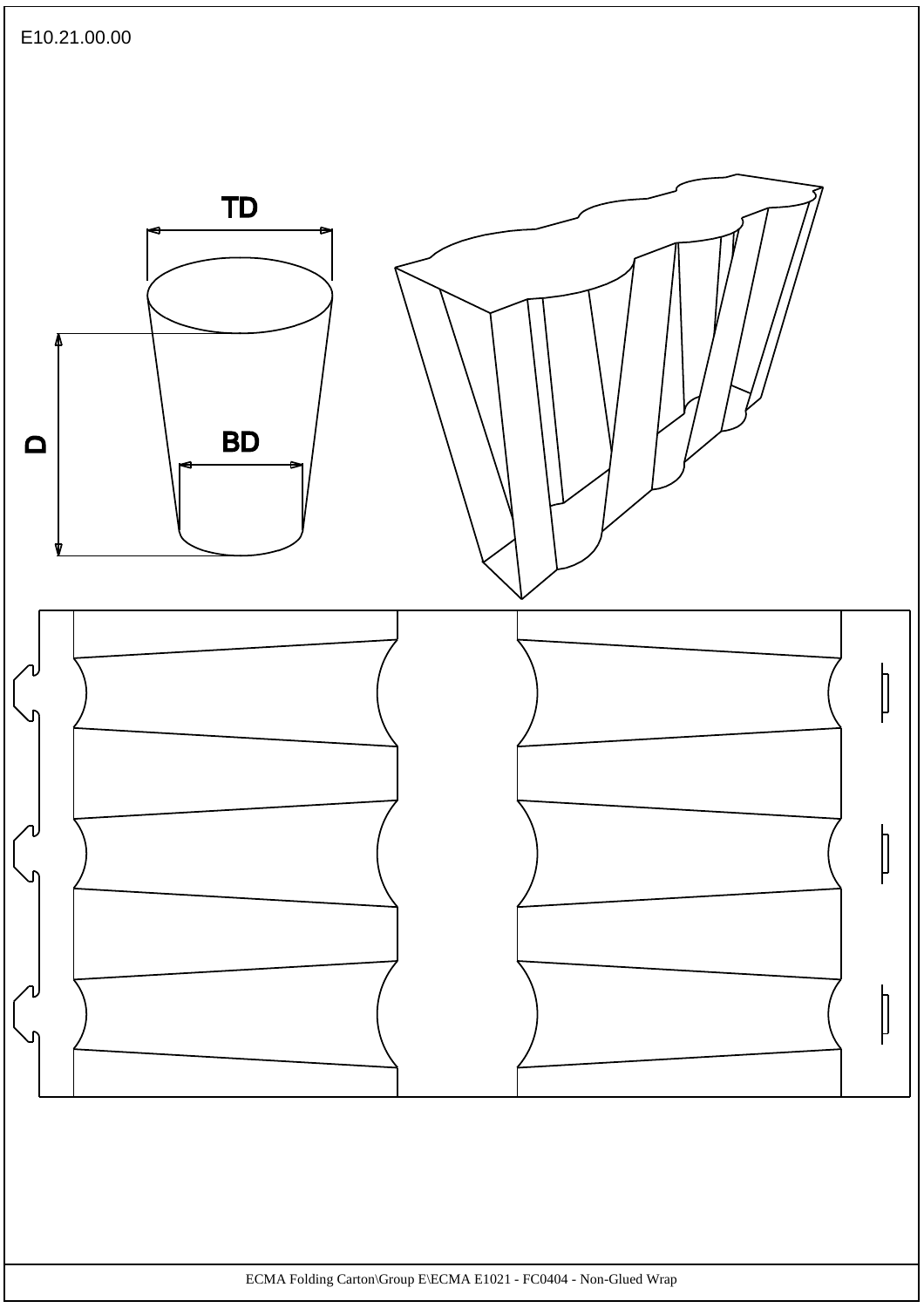E10.21.00.00

TD

D

BD

ECMA Folding Carton\Group E\ECMA E1021 - FC0404 - Non-Glued Wrap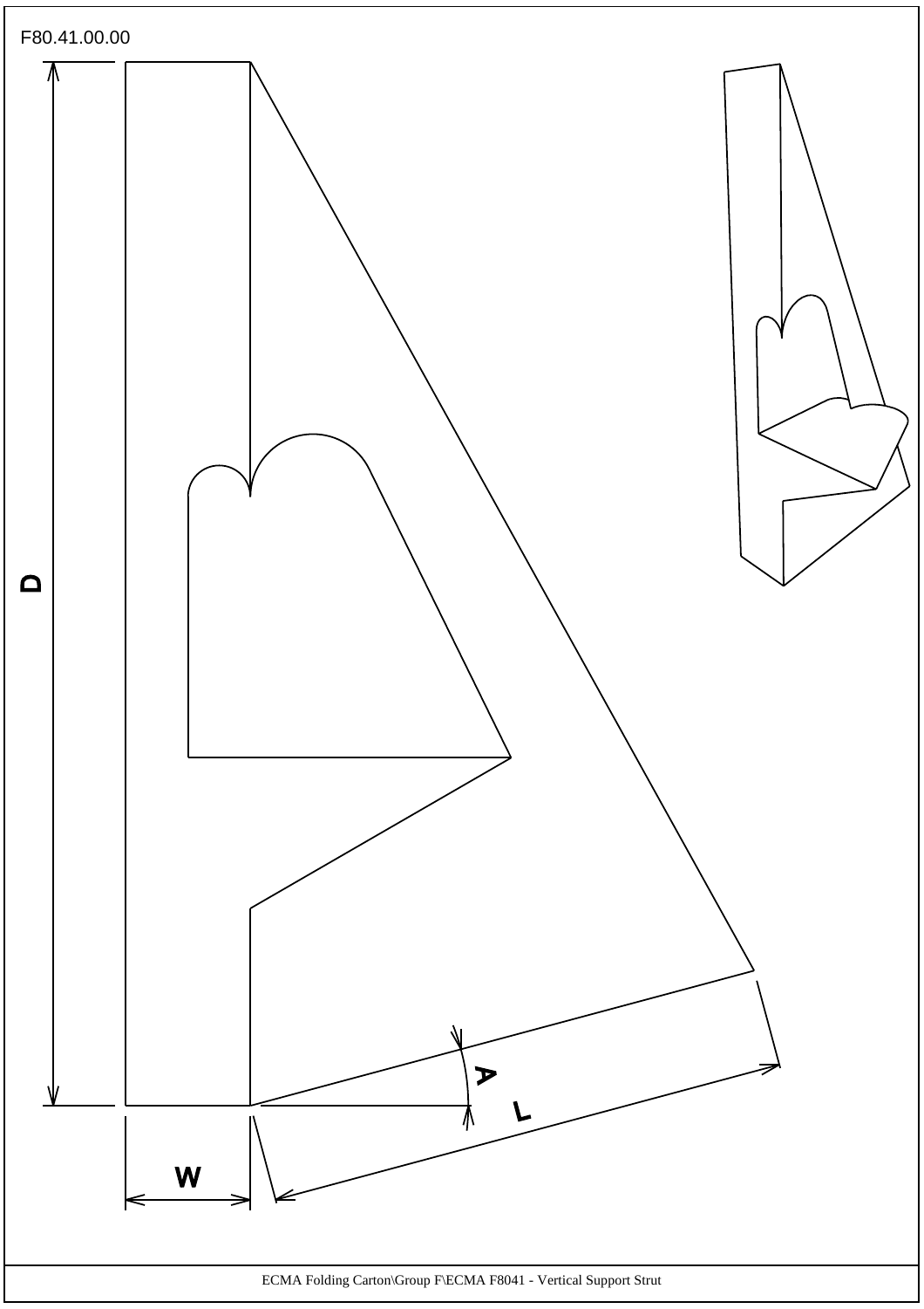F80.41.00.00

D

W

A

L

ECMA Folding Carton\Group F\ECMA F8041 - Vertical Support Strut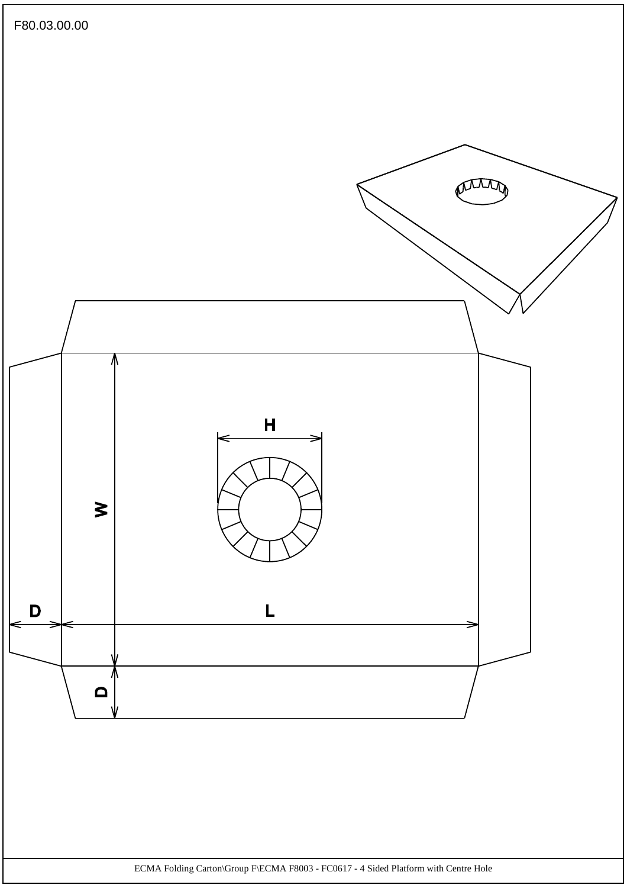F80.03.00.00

H

W

D

L

D

ECMA Folding Carton\Group F\ECMA F8003 - FC0617 - 4 Sided Platform with Centre Hole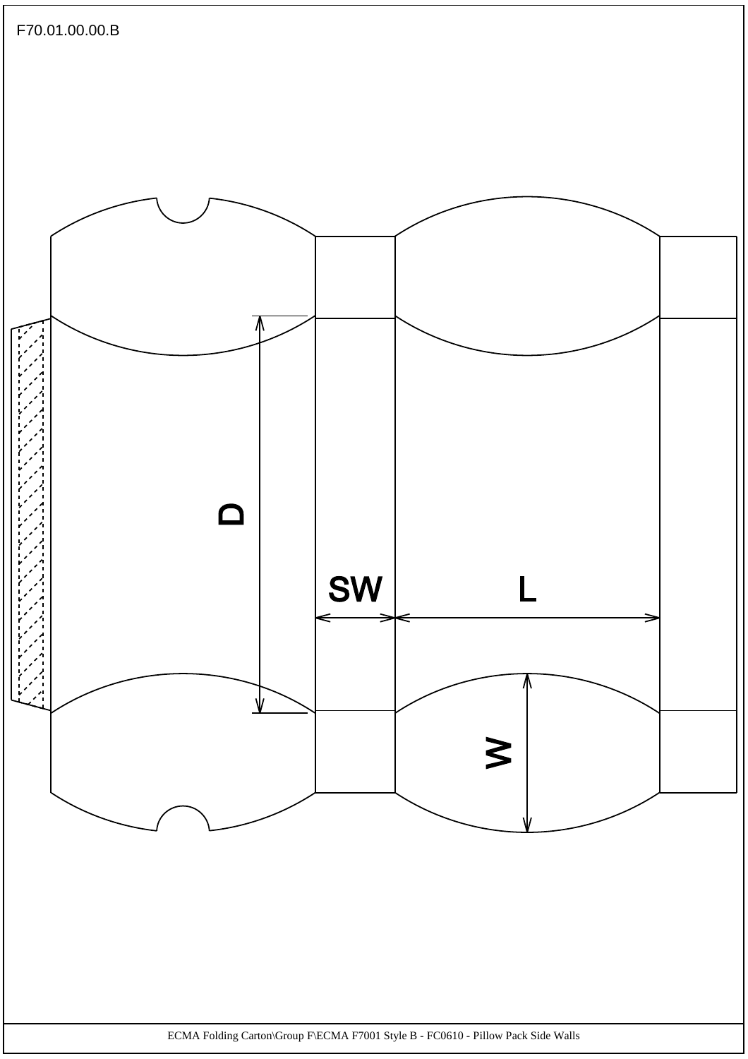F70.01.00.00.B

D

SW

L

W

ECMA Folding Carton\Group F\ECMA F7001 Style B - FC0610 - Pillow Pack Side Walls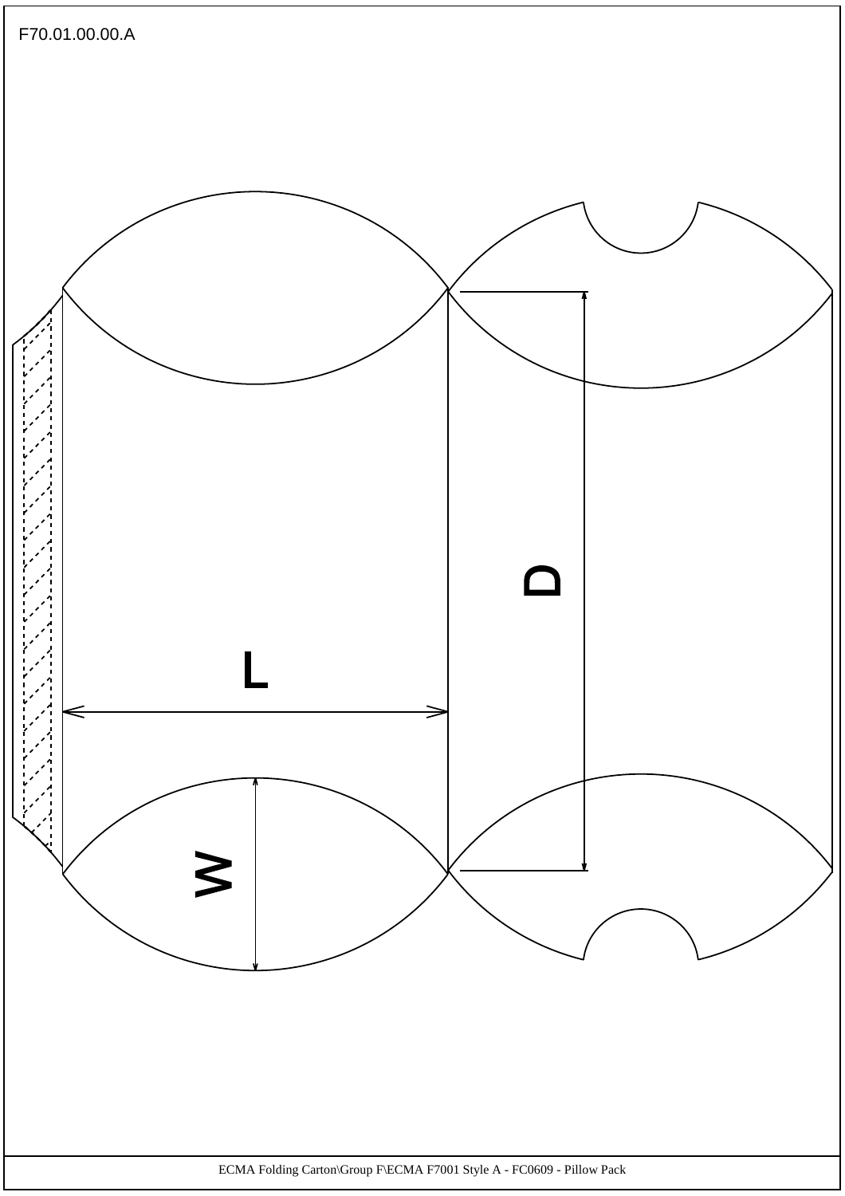F70.01.00.00.A

D

L

W

ECMA Folding Carton\Group F\ECMA F7001 Style A - FC0609 - Pillow Pack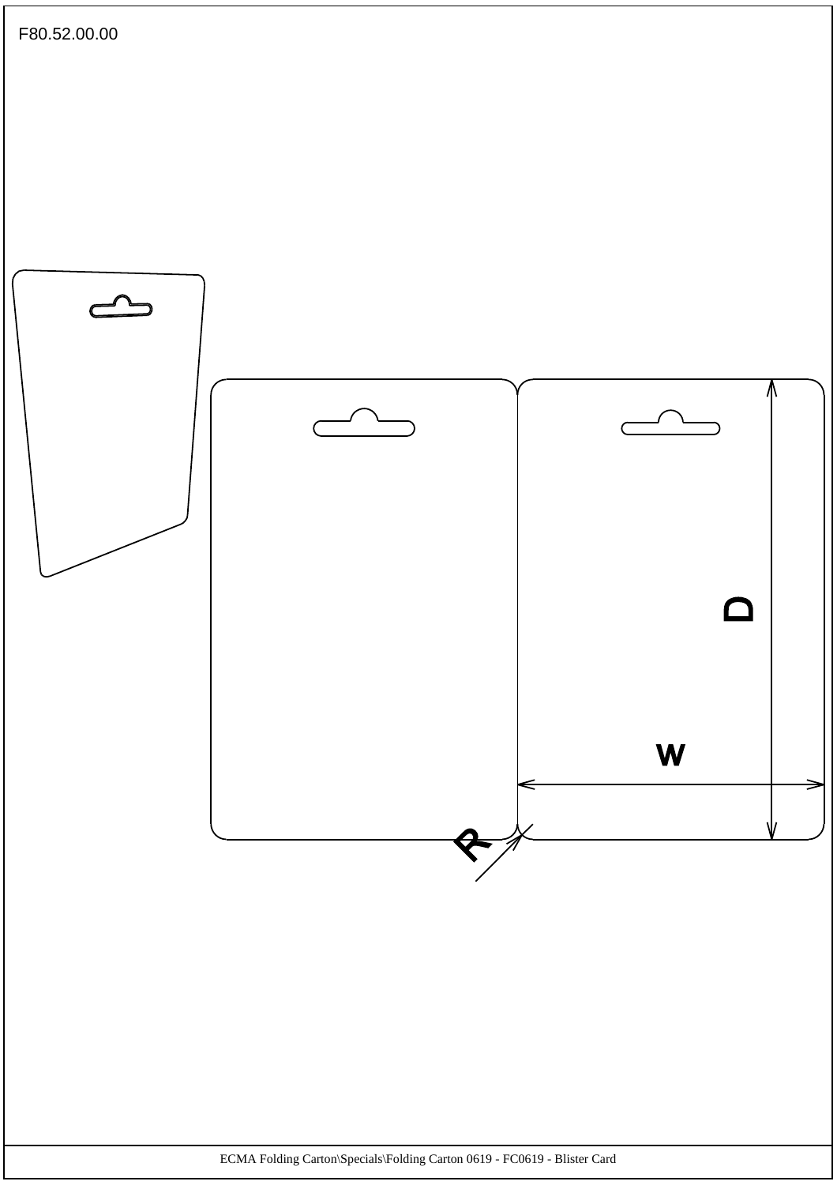F80.52.00.00

D

W

R

ECMA Folding Carton\Specials\Folding Carton 0619 - FC0619 - Blister Card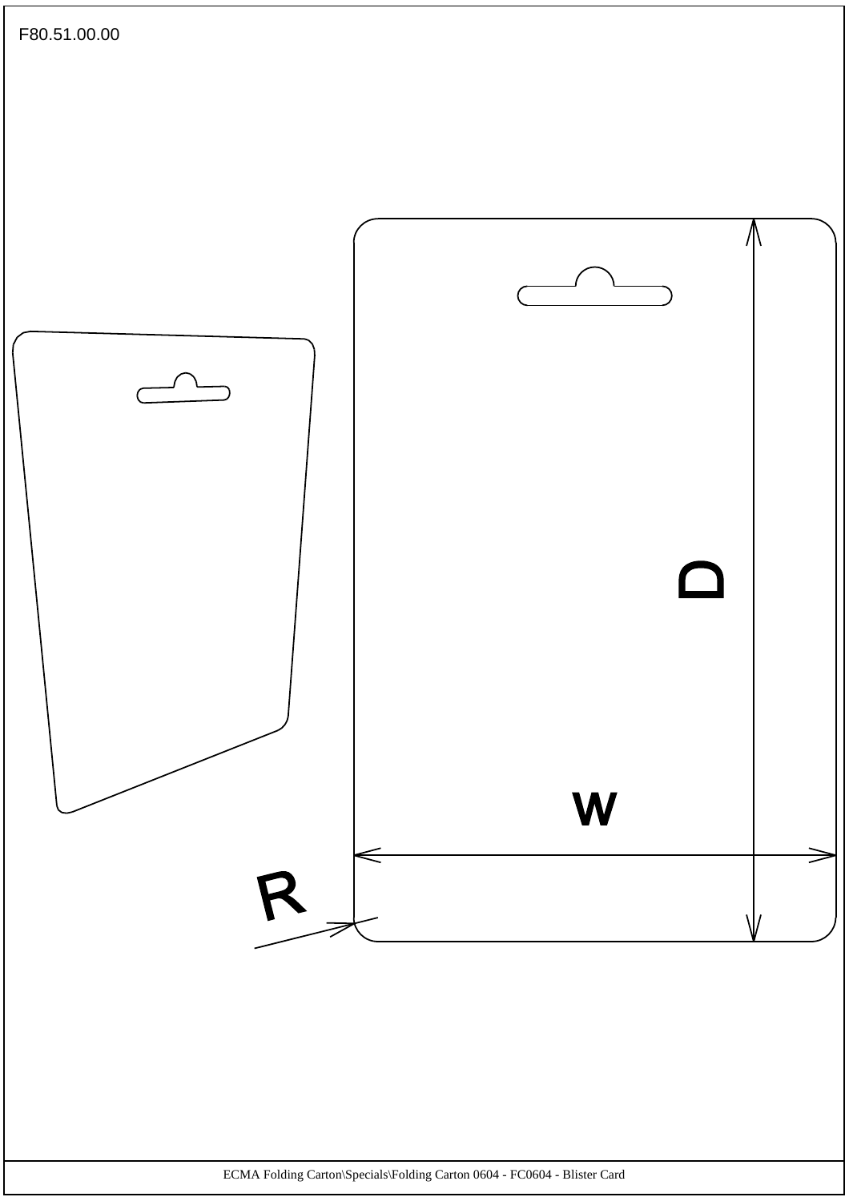F80.51.00.00

D

W

R

ECMA Folding Carton\Specials\Folding Carton 0604 - FC0604 - Blister Card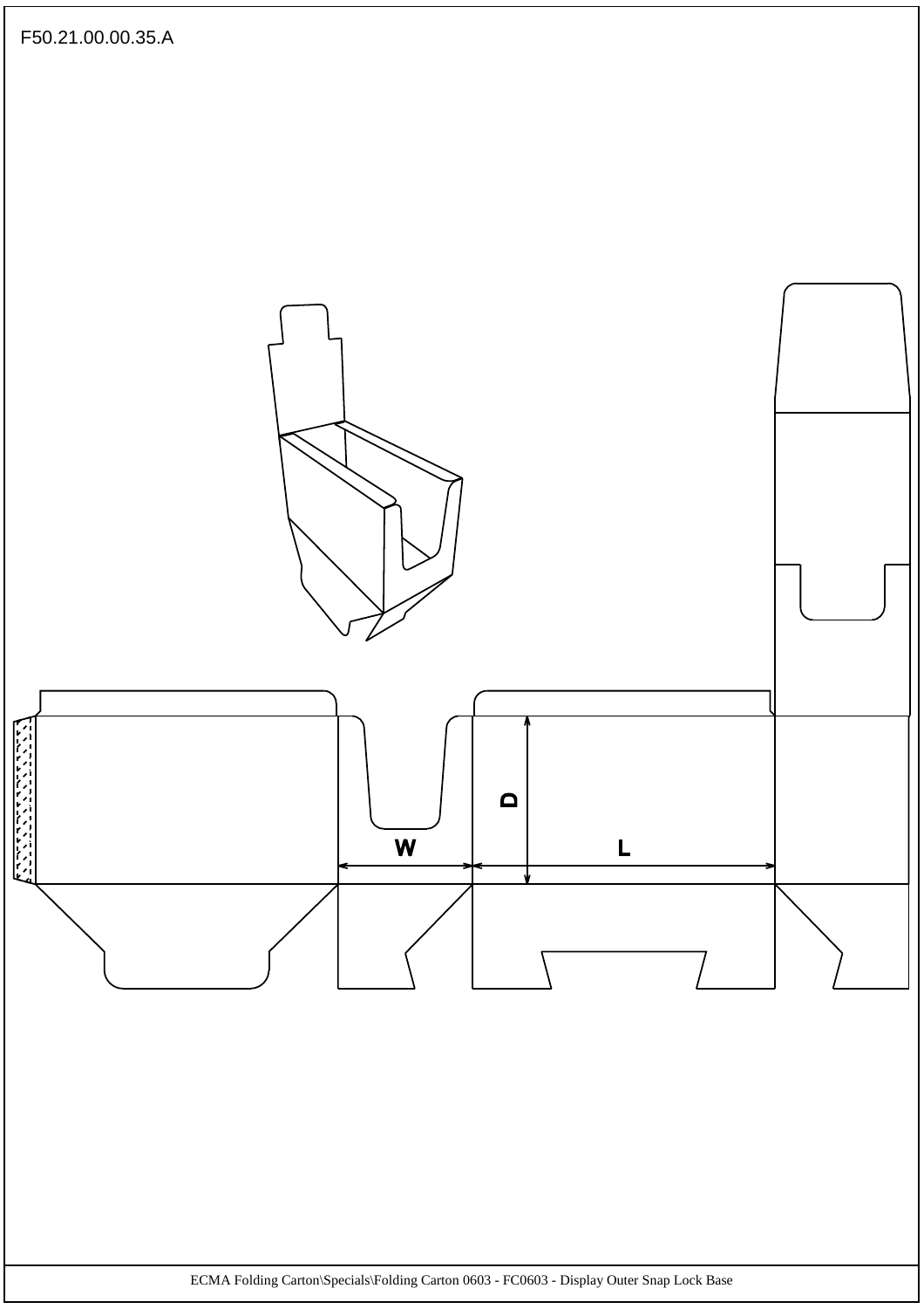F50.21.00.00.35.A

D

W

L

ECMA Folding Carton\Specials\Folding Carton 0603 - FC0603 - Display Outer Snap Lock Base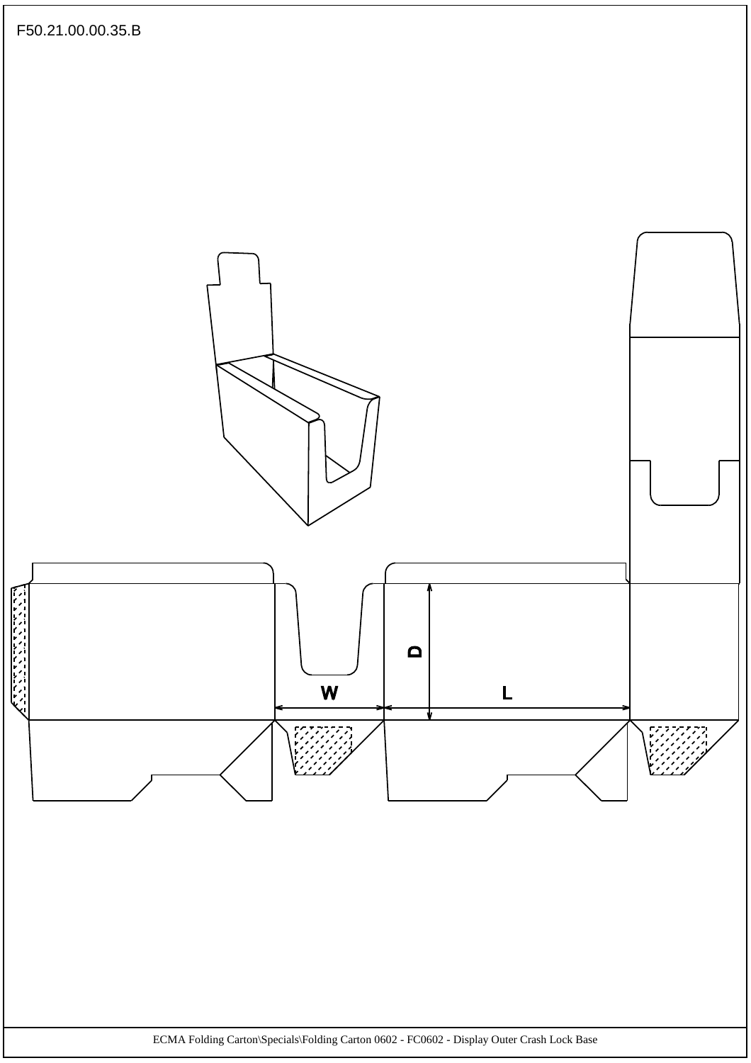F50.21.00.00.35.B

W

L

D

ECMA Folding Carton\Specials\Folding Carton 0602 - FC0602 - Display Outer Crash Lock Base